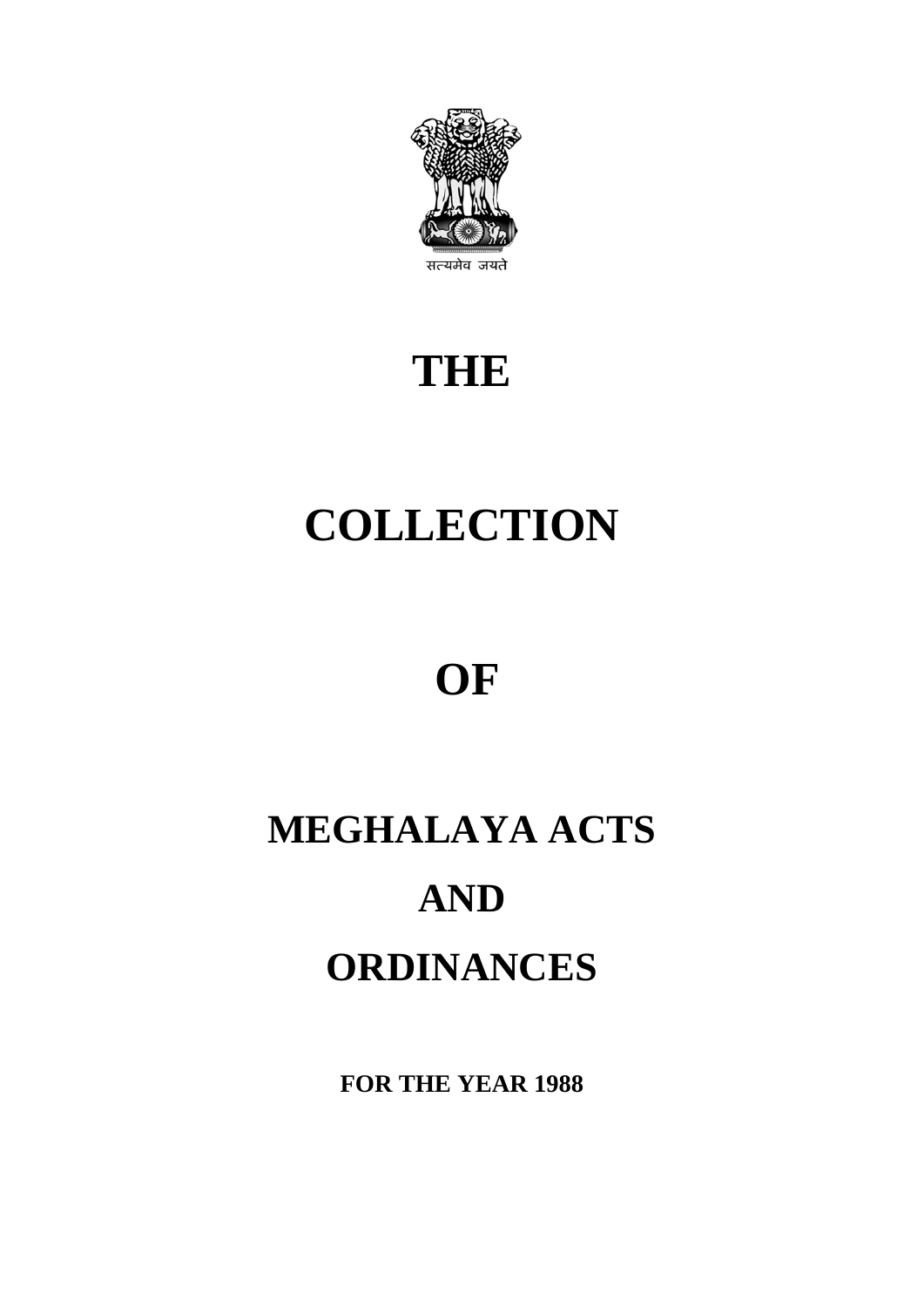सत्यमेव जयते

# THE

# COLLECTION

# OF

# MEGHALAYA ACTS

# AND

# ORDINANCES

**FOR THE YEAR 1988**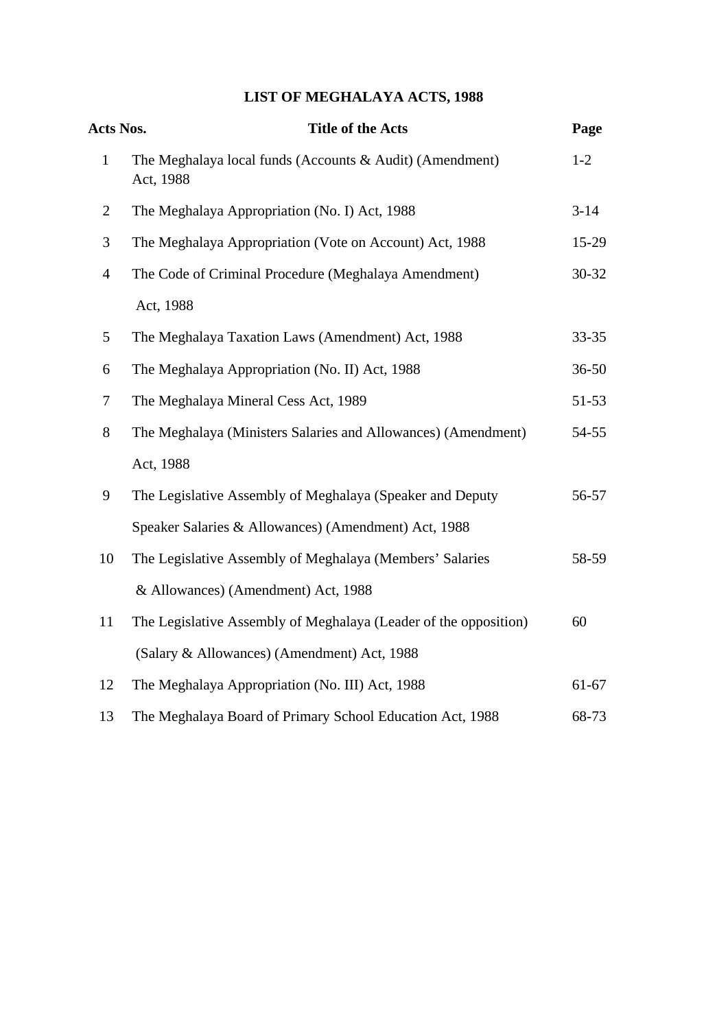# LIST OF MEGHALAYA ACTS, 1988

| Acts Nos. | Title of the Acts | Page |
|---|---|---|
| 1 | The Meghalaya local funds (Accounts & Audit) (Amendment) Act, 1988 | 1-2 |
| 2 | The Meghalaya Appropriation (No. I) Act, 1988 | 3-14 |
| 3 | The Meghalaya Appropriation (Vote on Account) Act, 1988 | 15-29 |
| 4 | The Code of Criminal Procedure (Meghalaya Amendment) Act, 1988 | 30-32 |
| 5 | The Meghalaya Taxation Laws (Amendment) Act, 1988 | 33-35 |
| 6 | The Meghalaya Appropriation (No. II) Act, 1988 | 36-50 |
| 7 | The Meghalaya Mineral Cess Act, 1989 | 51-53 |
| 8 | The Meghalaya (Ministers Salaries and Allowances) (Amendment) Act, 1988 | 54-55 |
| 9 | The Legislative Assembly of Meghalaya (Speaker and Deputy Speaker Salaries & Allowances) (Amendment) Act, 1988 | 56-57 |
| 10 | The Legislative Assembly of Meghalaya (Members' Salaries & Allowances) (Amendment) Act, 1988 | 58-59 |
| 11 | The Legislative Assembly of Meghalaya (Leader of the opposition) (Salary & Allowances) (Amendment) Act, 1988 | 60 |
| 12 | The Meghalaya Appropriation (No. III) Act, 1988 | 61-67 |
| 13 | The Meghalaya Board of Primary School Education Act, 1988 | 68-73 |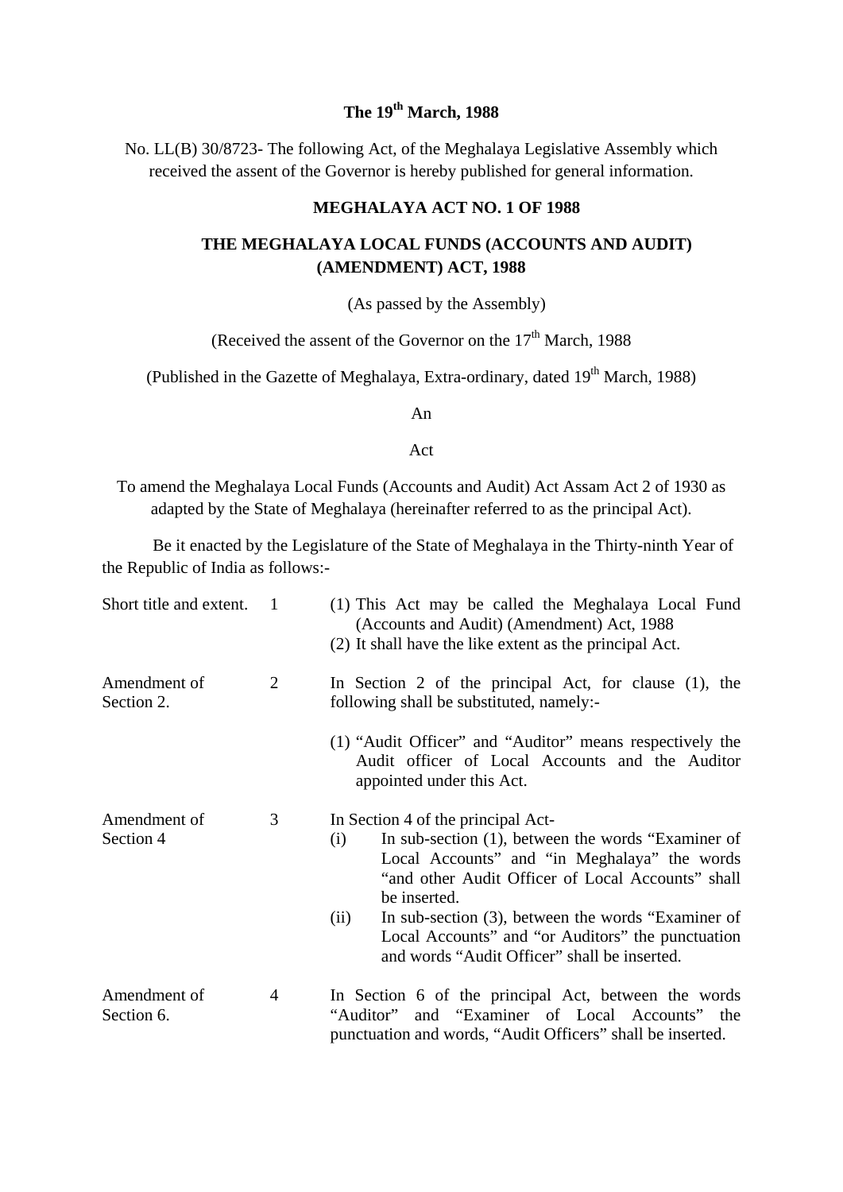**The 19th March, 1988**

No. LL(B) 30/8723- The following Act, of the Meghalaya Legislative Assembly which received the assent of the Governor is hereby published for general information.

## MEGHALAYA ACT NO. 1 OF 1988

## THE MEGHALAYA LOCAL FUNDS (ACCOUNTS AND AUDIT) (AMENDMENT) ACT, 1988

(As passed by the Assembly)

(Received the assent of the Governor on the 17th March, 1988

(Published in the Gazette of Meghalaya, Extra-ordinary, dated 19th March, 1988)

An

Act

To amend the Meghalaya Local Funds (Accounts and Audit) Act Assam Act 2 of 1930 as adapted by the State of Meghalaya (hereinafter referred to as the principal Act).

Be it enacted by the Legislature of the State of Meghalaya in the Thirty-ninth Year of the Republic of India as follows:-

Short title and extent.

1 (1) This Act may be called the Meghalaya Local Fund (Accounts and Audit) (Amendment) Act, 1988

(2) It shall have the like extent as the principal Act.

Amendment of Section 2.

2 In Section 2 of the principal Act, for clause (1), the following shall be substituted, namely:-

(1) "Audit Officer" and "Auditor" means respectively the Audit officer of Local Accounts and the Auditor appointed under this Act.

Amendment of Section 4

3 In Section 4 of the principal Act-

(i) In sub-section (1), between the words "Examiner of Local Accounts" and "in Meghalaya" the words "and other Audit Officer of Local Accounts" shall be inserted.

(ii) In sub-section (3), between the words "Examiner of Local Accounts" and "or Auditors" the punctuation and words "Audit Officer" shall be inserted.

Amendment of Section 6.

4 In Section 6 of the principal Act, between the words "Auditor" and "Examiner of Local Accounts" the punctuation and words, "Audit Officers" shall be inserted.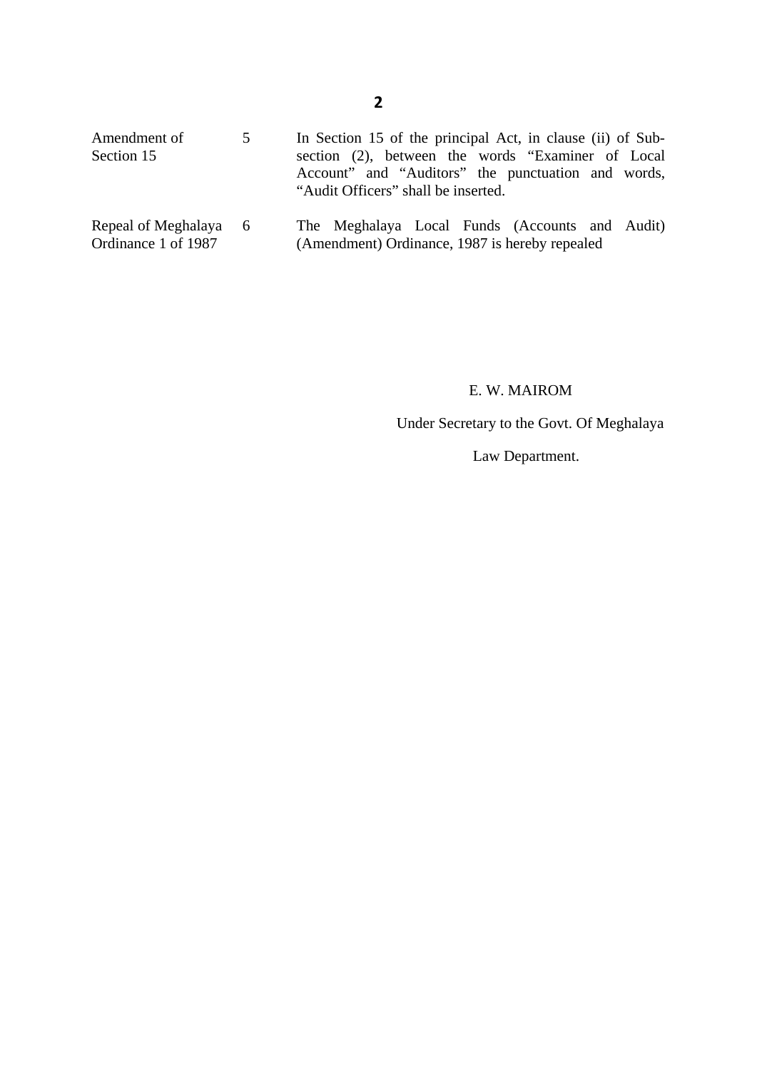| | | |
|---|---|---|
| Amendment of Section 15 | 5 | In Section 15 of the principal Act, in clause (ii) of Sub-section (2), between the words "Examiner of Local Account" and "Auditors" the punctuation and words, "Audit Officers" shall be inserted. |
| Repeal of Meghalaya Ordinance 1 of 1987 | 6 | The Meghalaya Local Funds (Accounts and Audit) (Amendment) Ordinance, 1987 is hereby repealed |

E. W. MAIROM

Under Secretary to the Govt. Of Meghalaya

Law Department.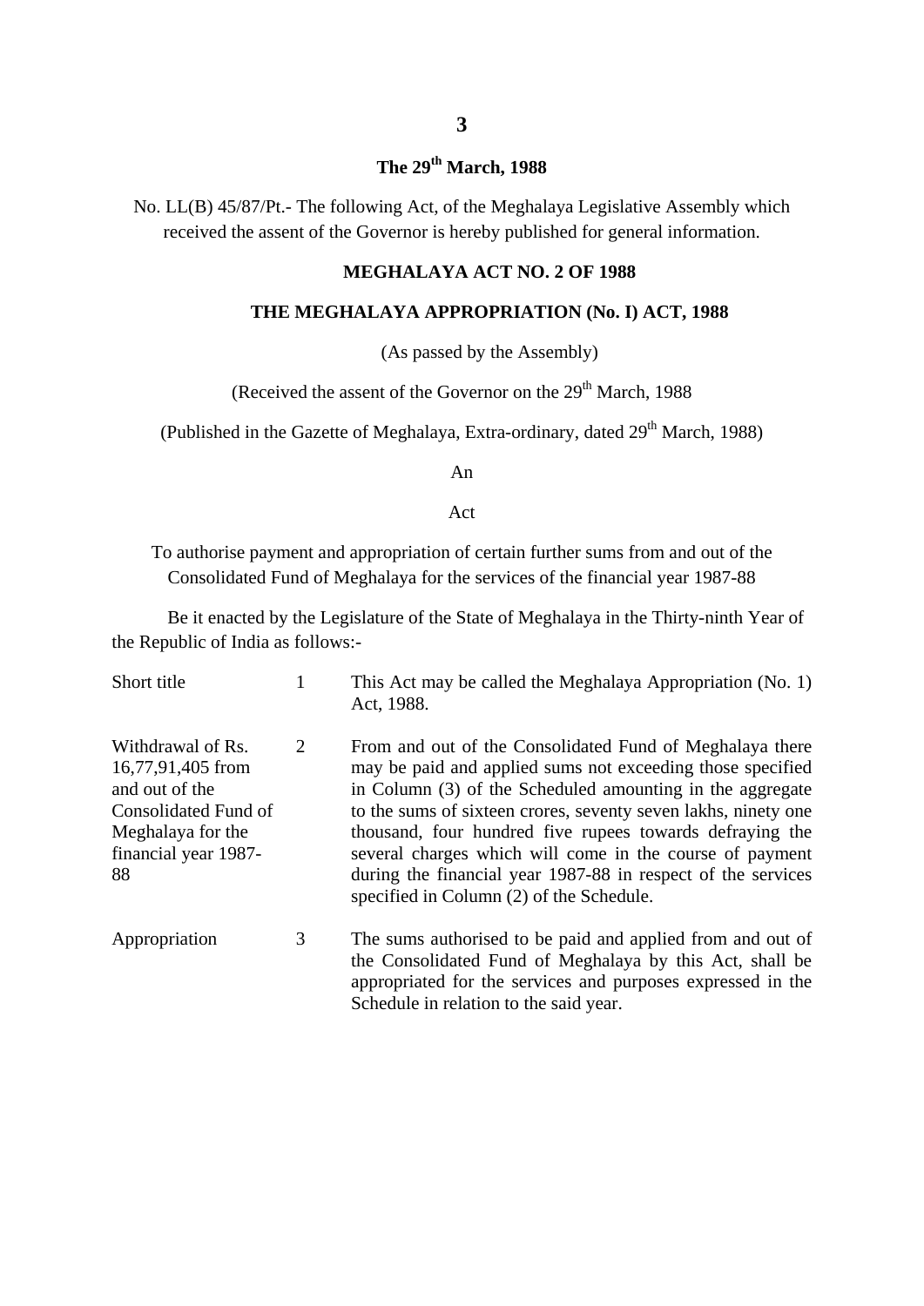**The 29th March, 1988**

No. LL(B) 45/87/Pt.- The following Act, of the Meghalaya Legislative Assembly which received the assent of the Governor is hereby published for general information.

**MEGHALAYA ACT NO. 2 OF 1988**

**THE MEGHALAYA APPROPRIATION (No. I) ACT, 1988**

(As passed by the Assembly)

(Received the assent of the Governor on the 29th March, 1988

(Published in the Gazette of Meghalaya, Extra-ordinary, dated 29th March, 1988)

An

Act

To authorise payment and appropriation of certain further sums from and out of the Consolidated Fund of Meghalaya for the services of the financial year 1987-88

Be it enacted by the Legislature of the State of Meghalaya in the Thirty-ninth Year of the Republic of India as follows:-

| | | |
|---|---|---|
| Short title | 1 | This Act may be called the Meghalaya Appropriation (No. 1) Act, 1988. |
| Withdrawal of Rs. 16,77,91,405 from and out of the Consolidated Fund of Meghalaya for the financial year 1987-88 | 2 | From and out of the Consolidated Fund of Meghalaya there may be paid and applied sums not exceeding those specified in Column (3) of the Scheduled amounting in the aggregate to the sums of sixteen crores, seventy seven lakhs, ninety one thousand, four hundred five rupees towards defraying the several charges which will come in the course of payment during the financial year 1987-88 in respect of the services specified in Column (2) of the Schedule. |
| Appropriation | 3 | The sums authorised to be paid and applied from and out of the Consolidated Fund of Meghalaya by this Act, shall be appropriated for the services and purposes expressed in the Schedule in relation to the said year. |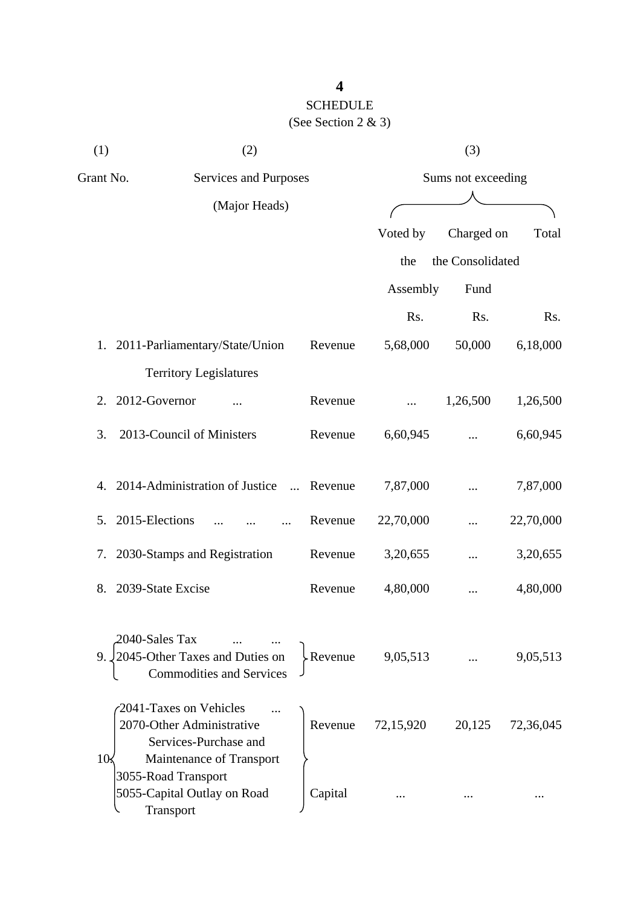## SCHEDULE

(See Section 2 & 3)

| (1) | (2) | | (3) | | |
|---|---|---|---|---|---|
| Grant No. | Services and Purposes (Major Heads) | | Sums not exceeding | | |
| | | | Voted by the Assembly | Charged on the Consolidated Fund | Total |
| | | | Rs. | Rs. | Rs. |
| 1. | 2011-Parliamentary/State/Union Territory Legislatures | Revenue | 5,68,000 | 50,000 | 6,18,000 |
| 2. | 2012-Governor ... | Revenue | ... | 1,26,500 | 1,26,500 |
| 3. | 2013-Council of Ministers | Revenue | 6,60,945 | ... | 6,60,945 |
| 4. | 2014-Administration of Justice ... | Revenue | 7,87,000 | ... | 7,87,000 |
| 5. | 2015-Elections ... ... ... | Revenue | 22,70,000 | ... | 22,70,000 |
| 7. | 2030-Stamps and Registration | Revenue | 3,20,655 | ... | 3,20,655 |
| 8. | 2039-State Excise | Revenue | 4,80,000 | ... | 4,80,000 |
| 9. | 2040-Sales Tax ... ...<br>2045-Other Taxes and Duties on Commodities and Services | Revenue | 9,05,513 | ... | 9,05,513 |
| 10. | 2041-Taxes on Vehicles ...<br>2070-Other Administrative Services-Purchase and Maintenance of Transport<br>3055-Road Transport<br>5055-Capital Outlay on Road Transport | Revenue | 72,15,920 | 20,125 | 72,36,045 |
| | | Capital | ... | ... | ... |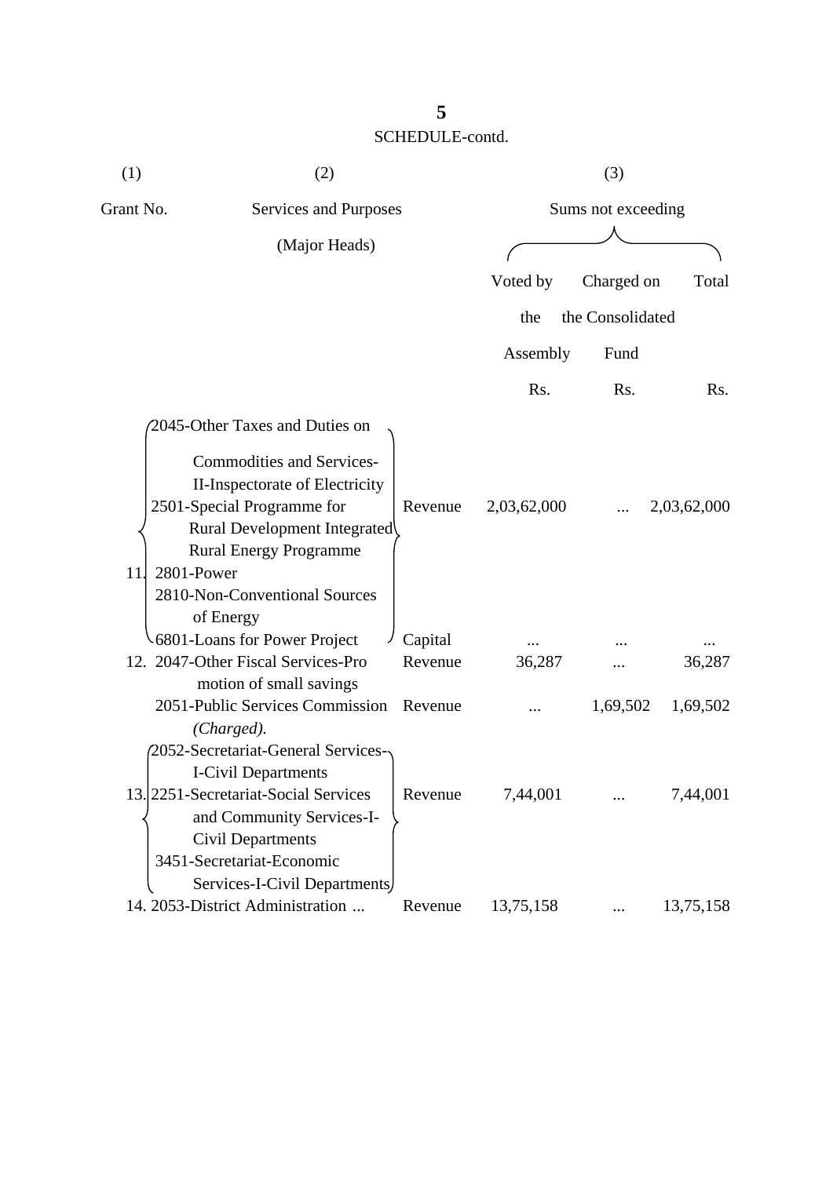SCHEDULE-contd.

| (1) | (2) | | (3) | | |
|---|---|---|---|---|---|
| Grant No. | Services and Purposes (Major Heads) | | Sums not exceeding | | |
| | | | Voted by the Assembly | Charged on the Consolidated Fund | Total |
| | | | Rs. | Rs. | Rs. |
| 11. | 2045-Other Taxes and Duties on Commodities and Services-II-Inspectorate of Electricity<br>2501-Special Programme for Rural Development Integrated Rural Energy Programme<br>2801-Power<br>2810-Non-Conventional Sources of Energy | Revenue | 2,03,62,000 | ... | 2,03,62,000 |
| | 6801-Loans for Power Project | Capital | ... | ... | ... |
| 12. | 2047-Other Fiscal Services-Promotion of small savings | Revenue | 36,287 | ... | 36,287 |
| | 2051-Public Services Commission *(Charged).* | Revenue | ... | 1,69,502 | 1,69,502 |
| 13. | 2052-Secretariat-General Services-I-Civil Departments<br>2251-Secretariat-Social Services and Community Services-I-Civil Departments<br>3451-Secretariat-Economic Services-I-Civil Departments | Revenue | 7,44,001 | ... | 7,44,001 |
| 14. | 2053-District Administration ... | Revenue | 13,75,158 | ... | 13,75,158 |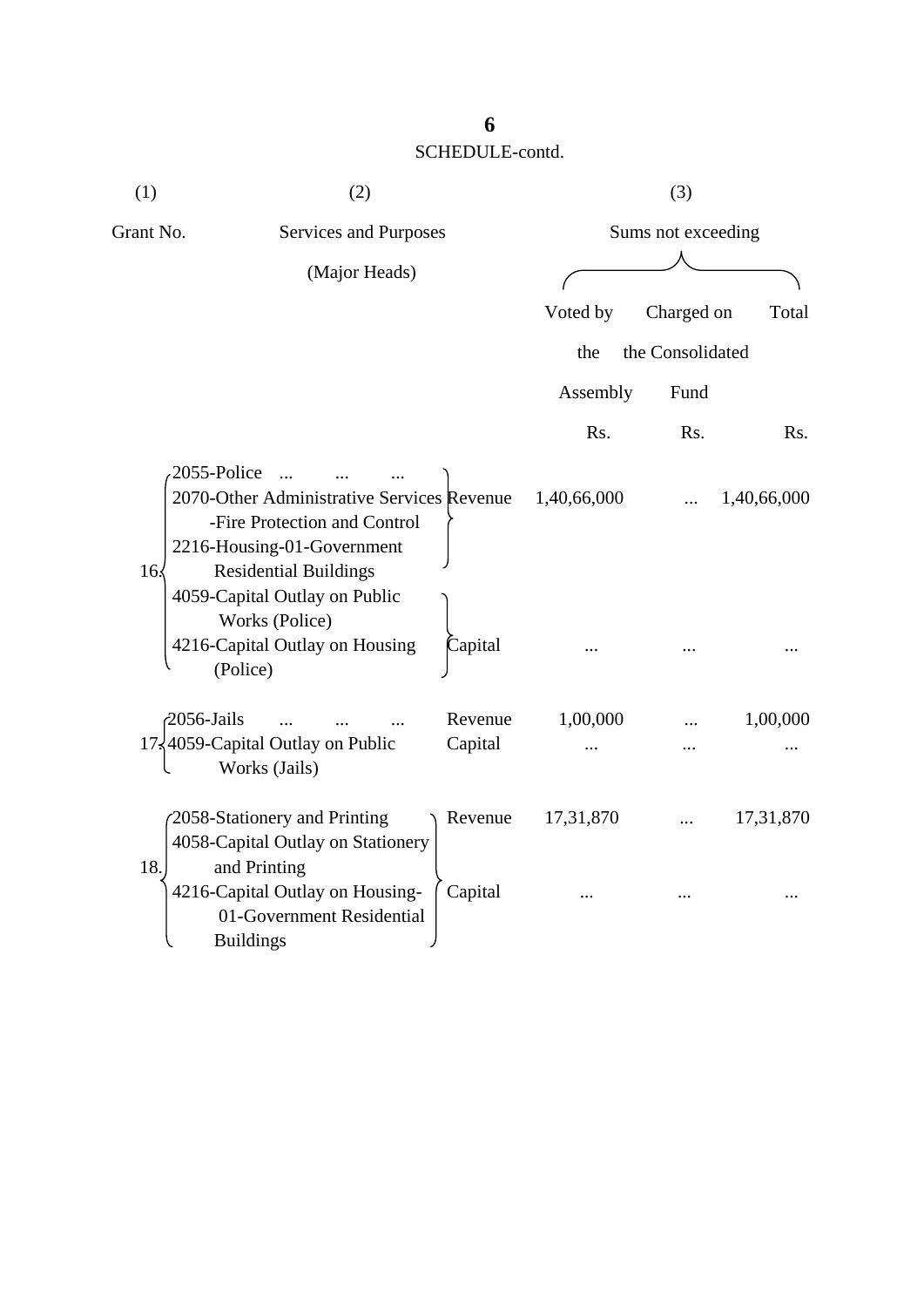SCHEDULE-contd.

| (1) | (2) | | (3) | | |
|---|---|---|---|---|---|
| Grant No. | Services and Purposes (Major Heads) | | Sums not exceeding | | |
| | | | Voted by the Assembly | Charged on the Consolidated Fund | Total |
| | | | Rs. | Rs. | Rs. |
| 16. | 2055-Police ... ... ... 2070-Other Administrative Services -Fire Protection and Control 2216-Housing-01-Government Residential Buildings | Revenue | 1,40,66,000 | ... | 1,40,66,000 |
| | 4059-Capital Outlay on Public Works (Police) 4216-Capital Outlay on Housing (Police) | Capital | ... | ... | ... |
| 17. | 2056-Jails ... ... ... | Revenue | 1,00,000 | ... | 1,00,000 |
| | 4059-Capital Outlay on Public Works (Jails) | Capital | ... | ... | ... |
| 18. | 2058-Stationery and Printing | Revenue | 17,31,870 | ... | 17,31,870 |
| | 4058-Capital Outlay on Stationery and Printing 4216-Capital Outlay on Housing-01-Government Residential Buildings | Capital | ... | ... | ... |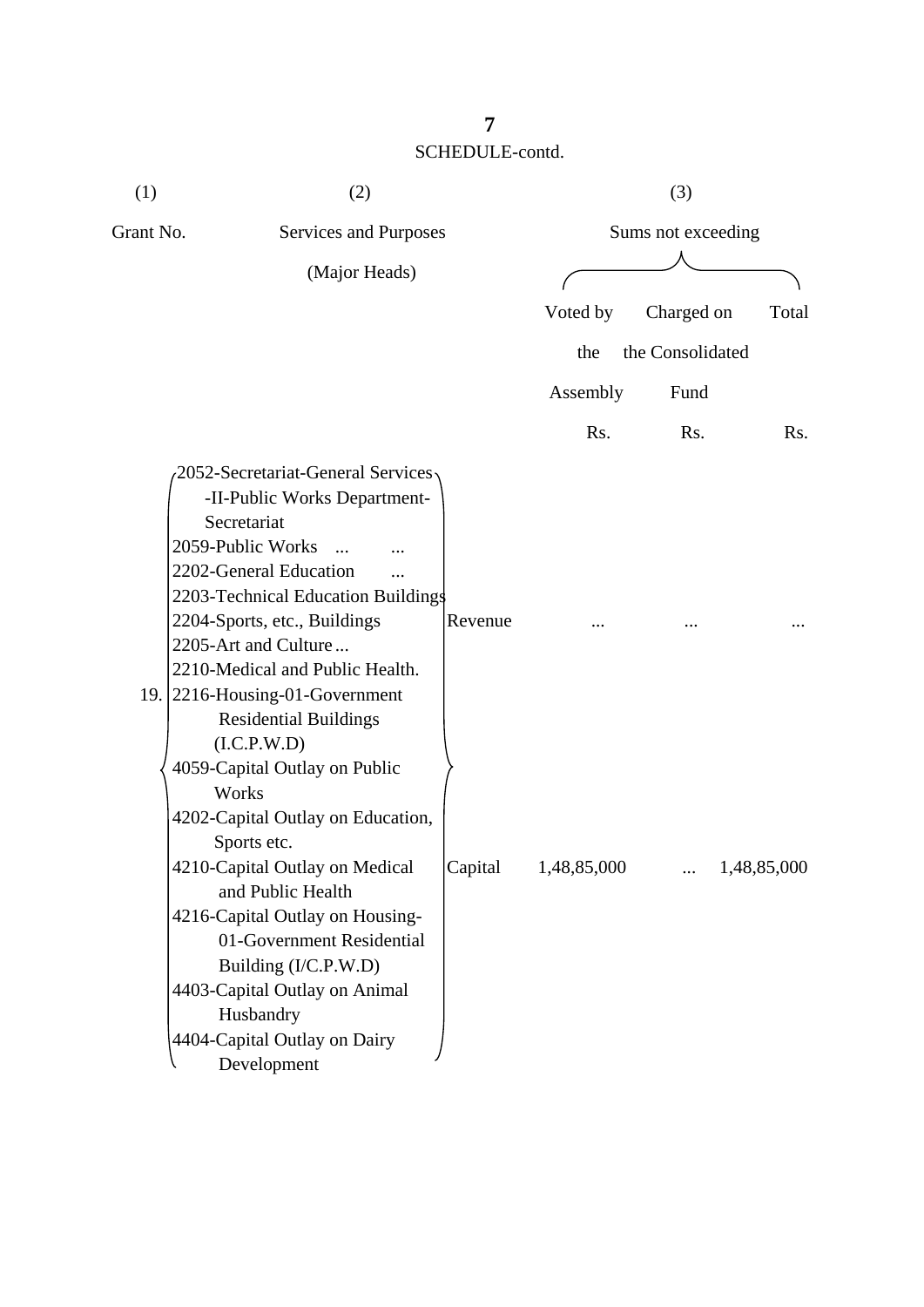SCHEDULE-contd.

| (1) | (2) | | (3) | | |
|---|---|---|---|---|---|
| Grant No. | Services and Purposes (Major Heads) | | Sums not exceeding | | |
| | | | Voted by the Assembly | Charged on the Consolidated Fund | Total |
| | | | Rs. | Rs. | Rs. |
| 19. | 2052-Secretariat-General Services -II-Public Works Department- Secretariat<br>2059-Public Works ... ...<br>2202-General Education ...<br>2203-Technical Education Buildings<br>2204-Sports, etc., Buildings<br>2205-Art and Culture ...<br>2210-Medical and Public Health.<br>2216-Housing-01-Government Residential Buildings (I.C.P.W.D) | Revenue | ... | ... | ... |
| | 4059-Capital Outlay on Public Works<br>4202-Capital Outlay on Education, Sports etc.<br>4210-Capital Outlay on Medical and Public Health<br>4216-Capital Outlay on Housing- 01-Government Residential Building (I/C.P.W.D)<br>4403-Capital Outlay on Animal Husbandry<br>4404-Capital Outlay on Dairy Development | Capital | 1,48,85,000 | ... | 1,48,85,000 |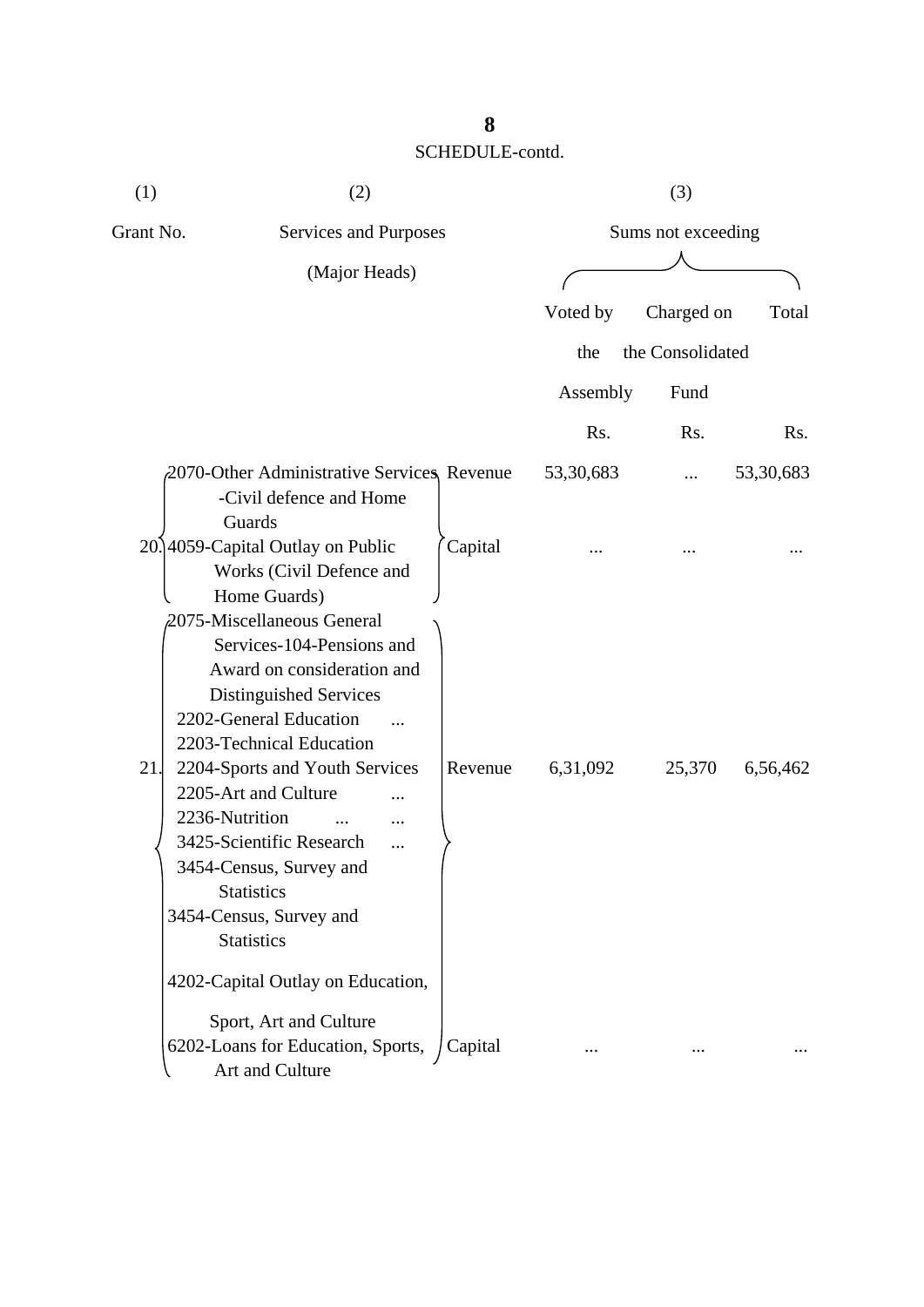SCHEDULE-contd.

| (1) | (2) | | (3) | | |
|---|---|---|---|---|---|
| Grant No. | Services and Purposes (Major Heads) | | Sums not exceeding | | |
| | | | Voted by the Assembly | Charged on the Consolidated Fund | Total |
| | | | Rs. | Rs. | Rs. |
| 20. | 2070-Other Administrative Services -Civil defence and Home Guards | Revenue | 53,30,683 | ... | 53,30,683 |
| | 4059-Capital Outlay on Public Works (Civil Defence and Home Guards) | Capital | ... | ... | ... |
| 21. | 2075-Miscellaneous General Services-104-Pensions and Award on consideration and Distinguished Services<br>2202-General Education ...<br>2203-Technical Education<br>2204-Sports and Youth Services<br>2205-Art and Culture ...<br>2236-Nutrition ... ...<br>3425-Scientific Research ...<br>3454-Census, Survey and Statistics | Revenue | 6,31,092 | 25,370 | 6,56,462 |
| | 3454-Census, Survey and Statistics<br>4202-Capital Outlay on Education, Sport, Art and Culture<br>6202-Loans for Education, Sports, Art and Culture | Capital | ... | ... | ... |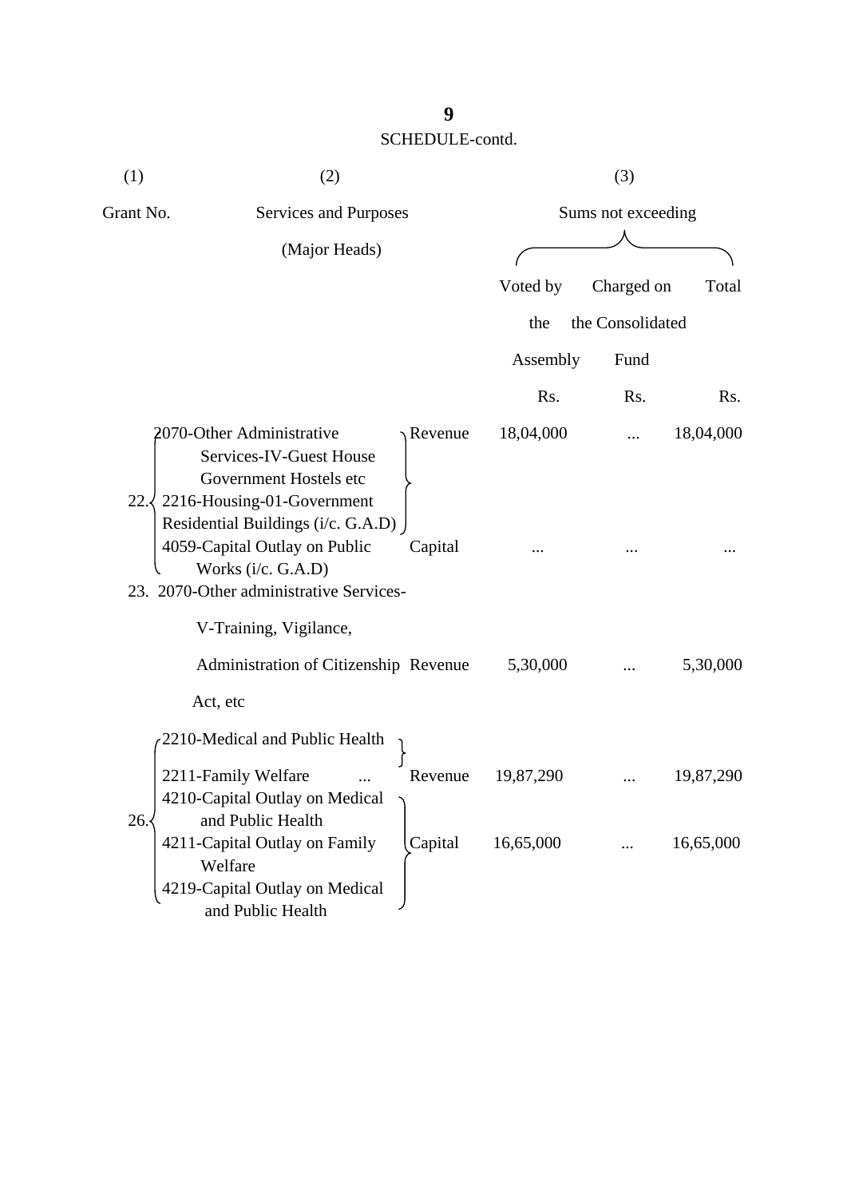SCHEDULE-contd.

| (1) | (2) | | (3) | | |
|---|---|---|---|---|---|
| Grant No. | Services and Purposes (Major Heads) | | Sums not exceeding | | |
| | | | Voted by the Assembly | Charged on the Consolidated Fund | Total |
| | | | Rs. | Rs. | Rs. |
| 22. | 2070-Other Administrative Services-IV-Guest House Government Hostels etc 2216-Housing-01-Government Residential Buildings (i/c. G.A.D) | Revenue | 18,04,000 | ... | 18,04,000 |
| | 4059-Capital Outlay on Public Works (i/c. G.A.D) | Capital | ... | ... | ... |
| 23. | 2070-Other administrative Services-V-Training, Vigilance, Administration of Citizenship Act, etc | Revenue | 5,30,000 | ... | 5,30,000 |
| 26. | 2210-Medical and Public Health 2211-Family Welfare ... | Revenue | 19,87,290 | ... | 19,87,290 |
| | 4210-Capital Outlay on Medical and Public Health 4211-Capital Outlay on Family Welfare 4219-Capital Outlay on Medical and Public Health | Capital | 16,65,000 | ... | 16,65,000 |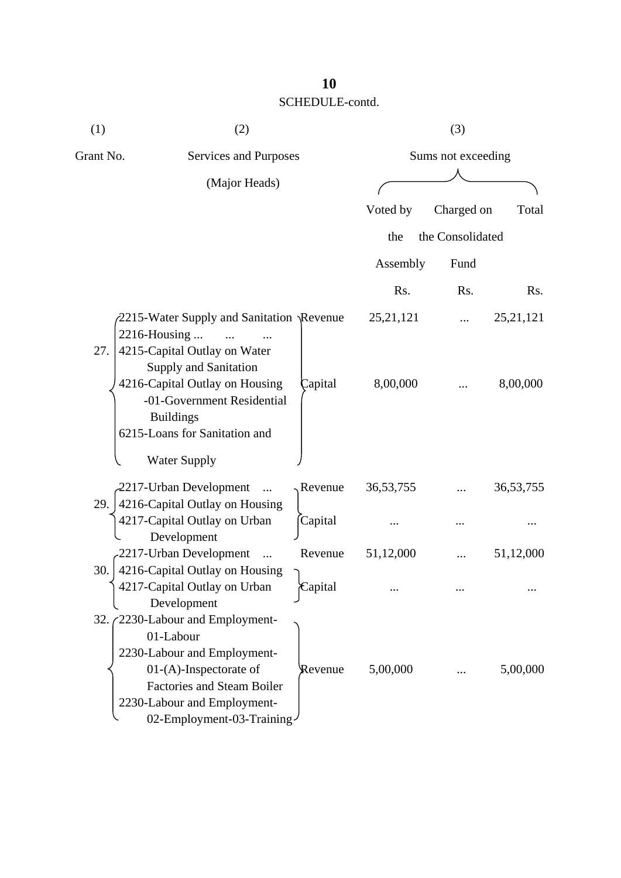SCHEDULE-contd.

| (1) | (2) | | (3) | | |
|---|---|---|---|---|---|
| Grant No. | Services and Purposes (Major Heads) | | Sums not exceeding | | |
| | | | Voted by the Assembly | Charged on the Consolidated Fund | Total |
| | | | Rs. | Rs. | Rs. |
| 27. | 2215-Water Supply and Sanitation<br>2216-Housing ... ... ... | Revenue | 25,21,121 | ... | 25,21,121 |
| | 4215-Capital Outlay on Water Supply and Sanitation<br>4216-Capital Outlay on Housing -01-Government Residential Buildings<br>6215-Loans for Sanitation and Water Supply | Capital | 8,00,000 | ... | 8,00,000 |
| 29. | 2217-Urban Development ... | Revenue | 36,53,755 | ... | 36,53,755 |
| | 4216-Capital Outlay on Housing<br>4217-Capital Outlay on Urban Development | Capital | ... | ... | ... |
| 30. | 2217-Urban Development ... | Revenue | 51,12,000 | ... | 51,12,000 |
| | 4216-Capital Outlay on Housing<br>4217-Capital Outlay on Urban Development | Capital | ... | ... | ... |
| 32. | 2230-Labour and Employment-01-Labour<br>2230-Labour and Employment-01-(A)-Inspectorate of Factories and Steam Boiler<br>2230-Labour and Employment-02-Employment-03-Training | Revenue | 5,00,000 | ... | 5,00,000 |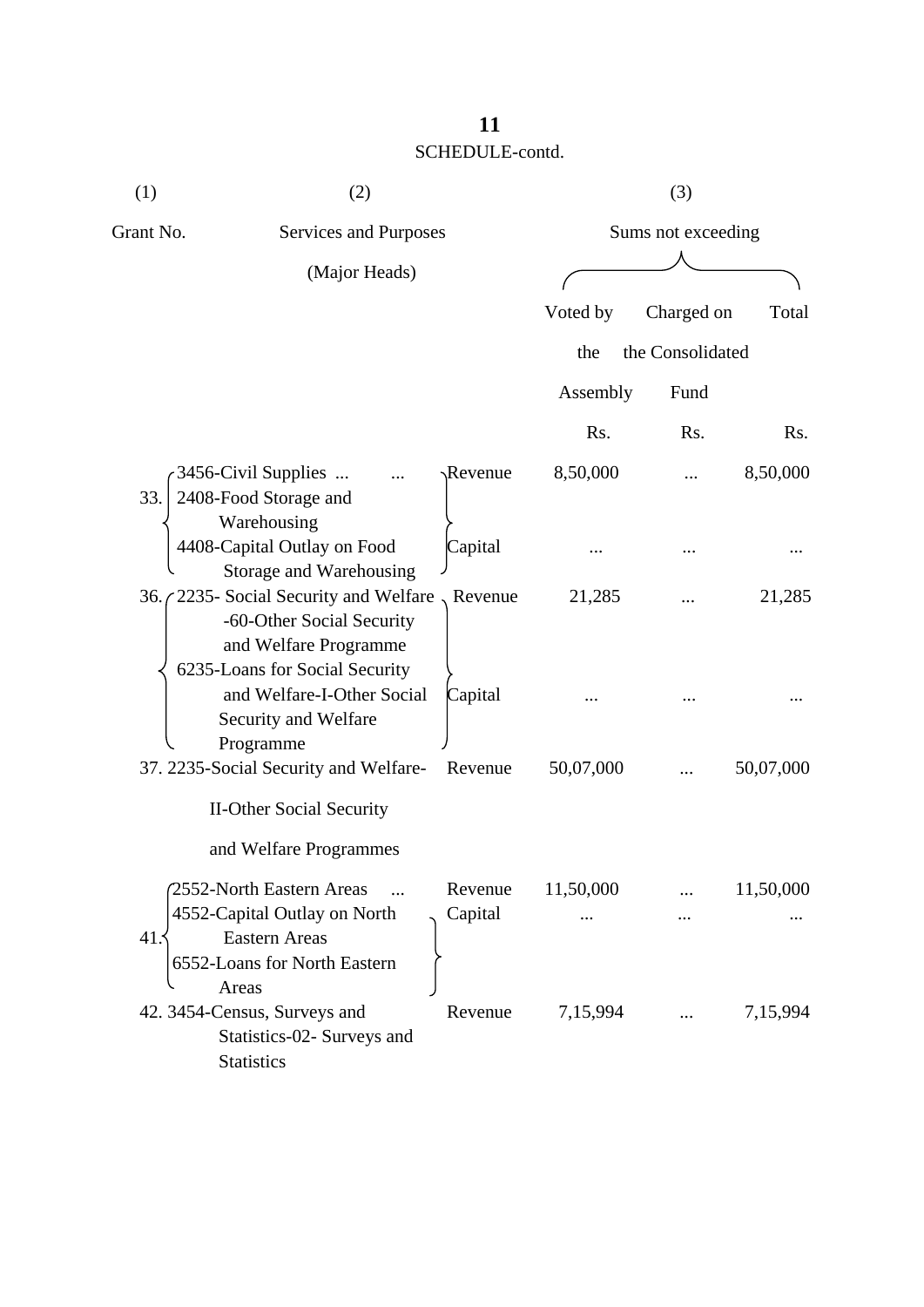SCHEDULE-contd.

| (1) | (2) | | (3) | | |
|---|---|---|---|---|---|
| Grant No. | Services and Purposes (Major Heads) | | Sums not exceeding | | |
| | | | Voted by the Assembly | Charged on the Consolidated Fund | Total |
| | | | Rs. | Rs. | Rs. |
| 33. | 3456-Civil Supplies ... ... 2408-Food Storage and Warehousing | Revenue | 8,50,000 | ... | 8,50,000 |
| | 4408-Capital Outlay on Food Storage and Warehousing | Capital | ... | ... | ... |
| 36. | 2235- Social Security and Welfare -60-Other Social Security and Welfare Programme | Revenue | 21,285 | ... | 21,285 |
| | 6235-Loans for Social Security and Welfare-I-Other Social Security and Welfare Programme | Capital | ... | ... | ... |
| 37. | 2235-Social Security and Welfare-II-Other Social Security and Welfare Programmes | Revenue | 50,07,000 | ... | 50,07,000 |
| 41. | 2552-North Eastern Areas ... | Revenue | 11,50,000 | ... | 11,50,000 |
| | 4552-Capital Outlay on North Eastern Areas 6552-Loans for North Eastern Areas | Capital | ... | ... | ... |
| 42. | 3454-Census, Surveys and Statistics-02- Surveys and Statistics | Revenue | 7,15,994 | ... | 7,15,994 |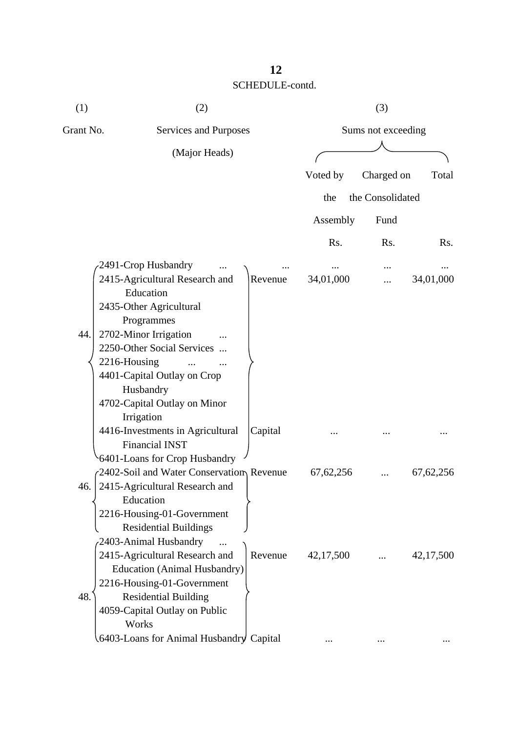SCHEDULE-contd.

| (1) | (2) | | (3) | | |
|---|---|---|---|---|---|
| Grant No. | Services and Purposes (Major Heads) | | Sums not exceeding | | |
| | | | Voted by the Assembly | Charged on the Consolidated Fund | Total |
| | | | Rs. | Rs. | Rs. |
| 44. | 2491-Crop Husbandry ... | ... | ... | ... | ... |
| | 2415-Agricultural Research and Education | Revenue | 34,01,000 | ... | 34,01,000 |
| | 2435-Other Agricultural Programmes | | | | |
| | 2702-Minor Irrigation ... | | | | |
| | 2250-Other Social Services ... | | | | |
| | 2216-Housing ... ... | | | | |
| | 4401-Capital Outlay on Crop Husbandry | | | | |
| | 4702-Capital Outlay on Minor Irrigation | | | | |
| | 4416-Investments in Agricultural Financial INST | Capital | ... | ... | ... |
| | 6401-Loans for Crop Husbandry | | | | |
| 46. | 2402-Soil and Water Conservation | Revenue | 67,62,256 | ... | 67,62,256 |
| | 2415-Agricultural Research and Education | | | | |
| | 2216-Housing-01-Government Residential Buildings | | | | |
| 48. | 2403-Animal Husbandry ... | | | | |
| | 2415-Agricultural Research and Education (Animal Husbandry) | Revenue | 42,17,500 | ... | 42,17,500 |
| | 2216-Housing-01-Government Residential Building | | | | |
| | 4059-Capital Outlay on Public Works | | | | |
| | 6403-Loans for Animal Husbandry | Capital | ... | ... | ... |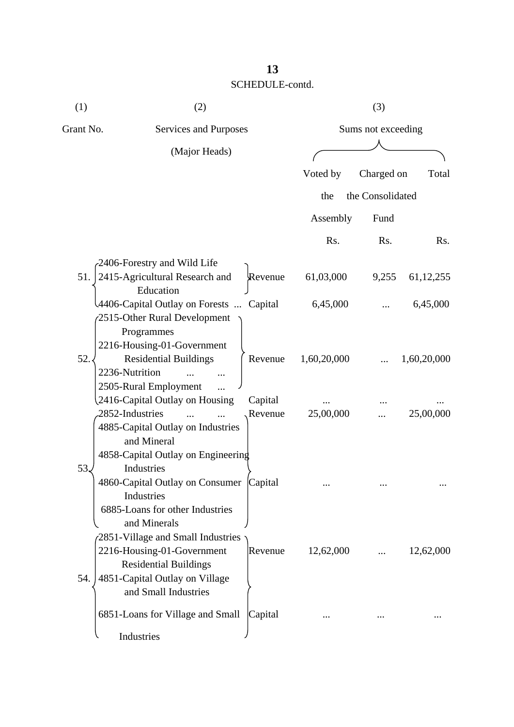SCHEDULE-contd.

| (1) | (2) | | (3) | | |
|---|---|---|---|---|---|
| Grant No. | Services and Purposes (Major Heads) | | Sums not exceeding | | |
| | | | Voted by the Assembly | Charged on the Consolidated Fund | Total |
| | | | Rs. | Rs. | Rs. |
| 51. | 2406-Forestry and Wild Life<br>2415-Agricultural Research and Education | Revenue | 61,03,000 | 9,255 | 61,12,255 |
| | 4406-Capital Outlay on Forests ... | Capital | 6,45,000 | ... | 6,45,000 |
| 52. | 2515-Other Rural Development Programmes<br>2216-Housing-01-Government Residential Buildings<br>2236-Nutrition ... ...<br>2505-Rural Employment ... | Revenue | 1,60,20,000 | ... | 1,60,20,000 |
| | 2416-Capital Outlay on Housing | Capital | ... | ... | ... |
| 53. | 2852-Industries ... ... | Revenue | 25,00,000 | ... | 25,00,000 |
| | 4885-Capital Outlay on Industries and Mineral<br>4858-Capital Outlay on Engineering Industries<br>4860-Capital Outlay on Consumer Industries<br>6885-Loans for other Industries and Minerals | Capital | ... | ... | ... |
| 54. | 2851-Village and Small Industries<br>2216-Housing-01-Government Residential Buildings | Revenue | 12,62,000 | ... | 12,62,000 |
| | 4851-Capital Outlay on Village and Small Industries<br>6851-Loans for Village and Small Industries | Capital | ... | ... | ... |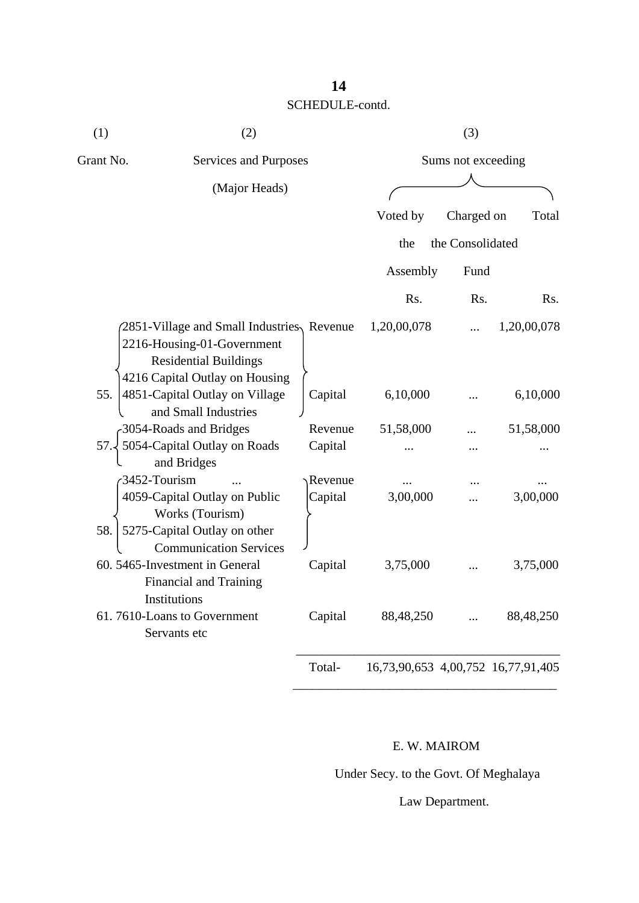SCHEDULE-contd.

| (1) | (2) | | (3) | | |
|---|---|---|---|---|---|
| Grant No. | Services and Purposes (Major Heads) | | Sums not exceeding | | |
| | | | Voted by the Assembly | Charged on the Consolidated Fund | Total |
| | | | Rs. | Rs. | Rs. |
| 55. | 2851-Village and Small Industries 2216-Housing-01-Government Residential Buildings | Revenue | 1,20,00,078 | ... | 1,20,00,078 |
| | 4216 Capital Outlay on Housing 4851-Capital Outlay on Village and Small Industries | Capital | 6,10,000 | ... | 6,10,000 |
| 57. | 3054-Roads and Bridges | Revenue | 51,58,000 | ... | 51,58,000 |
| | 5054-Capital Outlay on Roads and Bridges | Capital | ... | ... | ... |
| 58. | 3452-Tourism ... | Revenue | ... | ... | ... |
| | 4059-Capital Outlay on Public Works (Tourism) 5275-Capital Outlay on other Communication Services | Capital | 3,00,000 | ... | 3,00,000 |
| 60. | 5465-Investment in General Financial and Training Institutions | Capital | 3,75,000 | ... | 3,75,000 |
| 61. | 7610-Loans to Government Servants etc | Capital | 88,48,250 | ... | 88,48,250 |
| | | Total- | 16,73,90,653 | 4,00,752 | 16,77,91,405 |

E. W. MAIROM

Under Secy. to the Govt. Of Meghalaya

Law Department.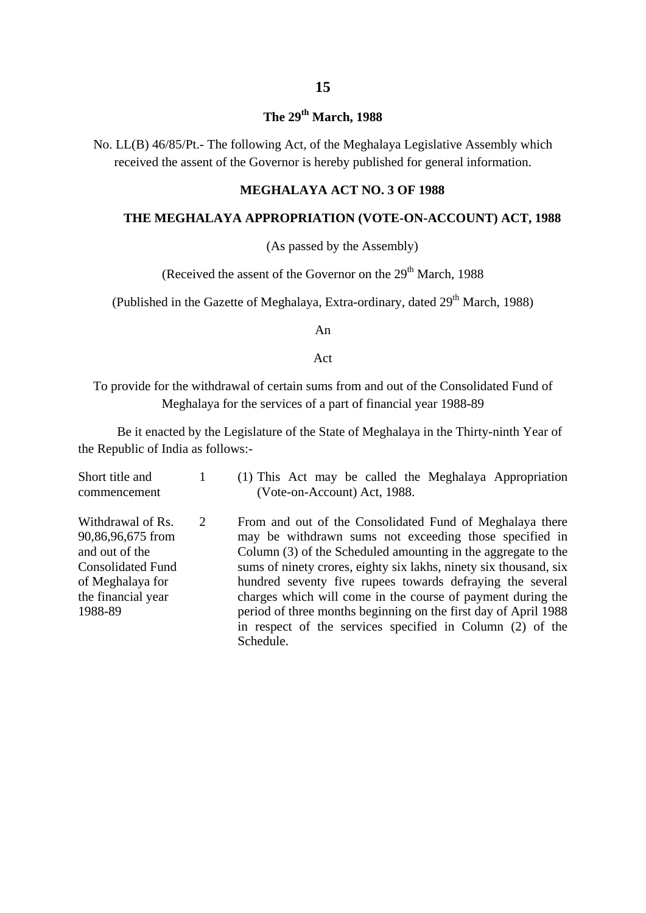**The 29th March, 1988**

No. LL(B) 46/85/Pt.- The following Act, of the Meghalaya Legislative Assembly which received the assent of the Governor is hereby published for general information.

## MEGHALAYA ACT NO. 3 OF 1988

## THE MEGHALAYA APPROPRIATION (VOTE-ON-ACCOUNT) ACT, 1988

(As passed by the Assembly)

(Received the assent of the Governor on the 29th March, 1988

(Published in the Gazette of Meghalaya, Extra-ordinary, dated 29th March, 1988)

An

Act

To provide for the withdrawal of certain sums from and out of the Consolidated Fund of Meghalaya for the services of a part of financial year 1988-89

Be it enacted by the Legislature of the State of Meghalaya in the Thirty-ninth Year of the Republic of India as follows:-

| | | |
|---|---|---|
| Short title and commencement | 1 | (1) This Act may be called the Meghalaya Appropriation (Vote-on-Account) Act, 1988. |
| Withdrawal of Rs. 90,86,96,675 from and out of the Consolidated Fund of Meghalaya for the financial year 1988-89 | 2 | From and out of the Consolidated Fund of Meghalaya there may be withdrawn sums not exceeding those specified in Column (3) of the Scheduled amounting in the aggregate to the sums of ninety crores, eighty six lakhs, ninety six thousand, six hundred seventy five rupees towards defraying the several charges which will come in the course of payment during the period of three months beginning on the first day of April 1988 in respect of the services specified in Column (2) of the Schedule. |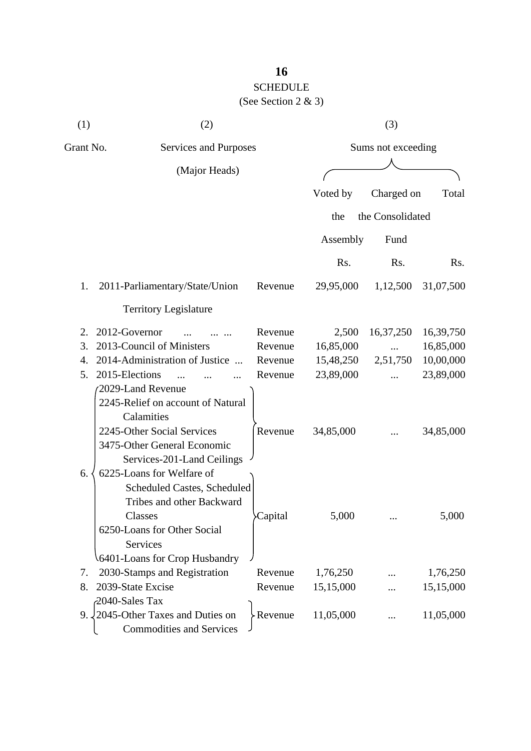## SCHEDULE

(See Section 2 & 3)

| (1) | (2) | | (3) | | |
|---|---|---|---|---|---|
| Grant No. | Services and Purposes (Major Heads) | | Sums not exceeding | | |
| | | | Voted by the Assembly | Charged on the Consolidated Fund | Total |
| | | | Rs. | Rs. | Rs. |
| 1. | 2011-Parliamentary/State/Union Territory Legislature | Revenue | 29,95,000 | 1,12,500 | 31,07,500 |
| 2. | 2012-Governor ... ... ... | Revenue | 2,500 | 16,37,250 | 16,39,750 |
| 3. | 2013-Council of Ministers | Revenue | 16,85,000 | ... | 16,85,000 |
| 4. | 2014-Administration of Justice ... | Revenue | 15,48,250 | 2,51,750 | 10,00,000 |
| 5. | 2015-Elections ... ... ... | Revenue | 23,89,000 | ... | 23,89,000 |
| 6. | 2029-Land Revenue<br>2245-Relief on account of Natural Calamities<br>2245-Other Social Services<br>3475-Other General Economic Services-201-Land Ceilings | Revenue | 34,85,000 | ... | 34,85,000 |
| | 6225-Loans for Welfare of Scheduled Castes, Scheduled Tribes and other Backward Classes<br>6250-Loans for Other Social Services<br>6401-Loans for Crop Husbandry | Capital | 5,000 | ... | 5,000 |
| 7. | 2030-Stamps and Registration | Revenue | 1,76,250 | ... | 1,76,250 |
| 8. | 2039-State Excise | Revenue | 15,15,000 | ... | 15,15,000 |
| 9. | 2040-Sales Tax<br>2045-Other Taxes and Duties on Commodities and Services | Revenue | 11,05,000 | ... | 11,05,000 |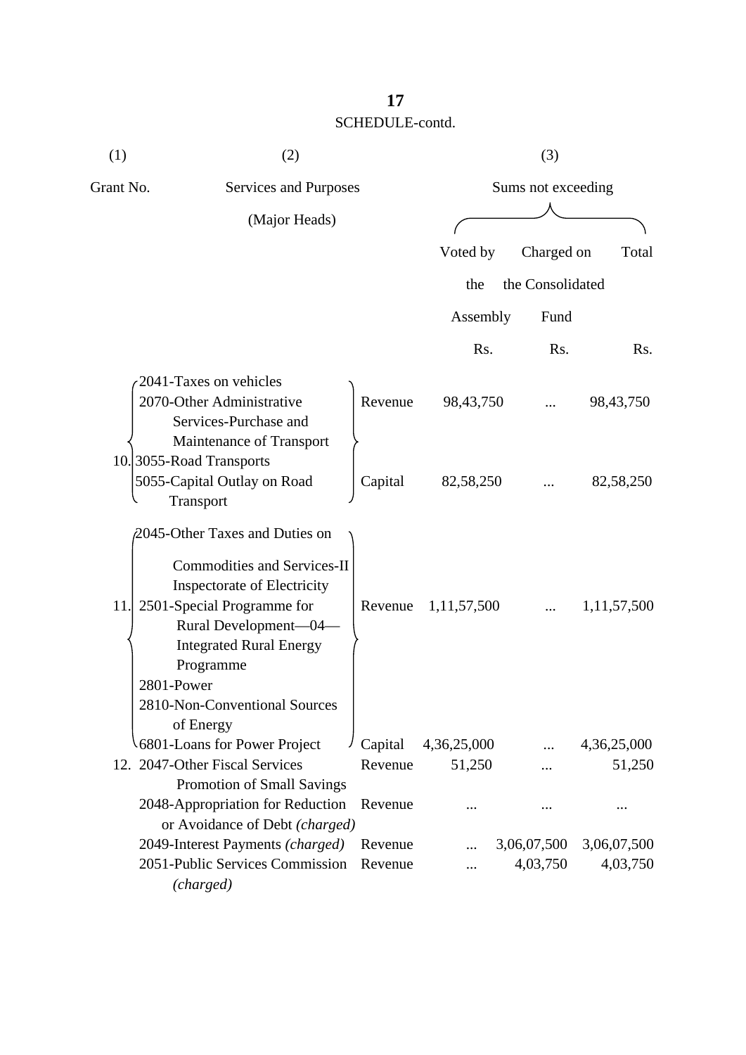SCHEDULE-contd.

| (1) | (2) | | (3) | | |
|---|---|---|---|---|---|
| Grant No. | Services and Purposes (Major Heads) | | Sums not exceeding | | |
| | | | Voted by the Assembly | Charged on the Consolidated Fund | Total |
| | | | Rs. | Rs. | Rs. |
| 10. | 2041-Taxes on vehicles<br>2070-Other Administrative Services-Purchase and Maintenance of Transport<br>3055-Road Transports | Revenue | 98,43,750 | ... | 98,43,750 |
| | 5055-Capital Outlay on Road Transport | Capital | 82,58,250 | ... | 82,58,250 |
| 11. | 2045-Other Taxes and Duties on Commodities and Services-II Inspectorate of Electricity<br>2501-Special Programme for Rural Development—04—Integrated Rural Energy Programme<br>2801-Power<br>2810-Non-Conventional Sources of Energy | Revenue | 1,11,57,500 | ... | 1,11,57,500 |
| | 6801-Loans for Power Project | Capital | 4,36,25,000 | ... | 4,36,25,000 |
| 12. | 2047-Other Fiscal Services Promotion of Small Savings | Revenue | 51,250 | ... | 51,250 |
| | 2048-Appropriation for Reduction or Avoidance of Debt *(charged)* | Revenue | ... | ... | ... |
| | 2049-Interest Payments *(charged)* | Revenue | ... | 3,06,07,500 | 3,06,07,500 |
| | 2051-Public Services Commission *(charged)* | Revenue | ... | 4,03,750 | 4,03,750 |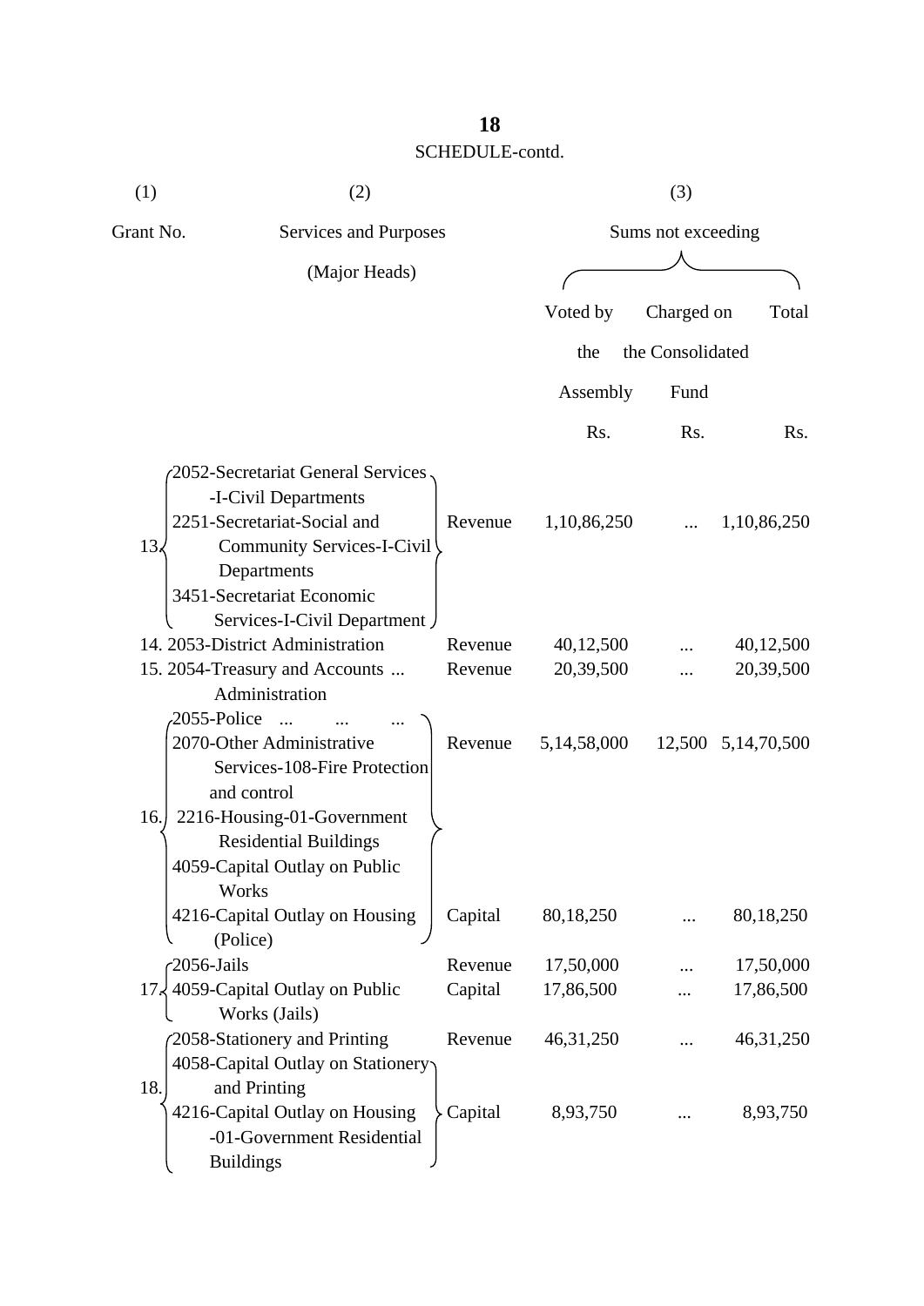**SCHEDULE-contd.**

| (1) | (2) | | (3) | | |
|---|---|---|---|---|---|
| Grant No. | Services and Purposes (Major Heads) | | Sums not exceeding | | |
| | | | Voted by the Assembly | Charged on the Consolidated Fund | Total |
| | | | Rs. | Rs. | Rs. |
| 13. | 2052-Secretariat General Services-I-Civil Departments<br>2251-Secretariat-Social and Community Services-I-Civil Departments<br>3451-Secretariat Economic Services-I-Civil Department | Revenue | 1,10,86,250 | ... | 1,10,86,250 |
| 14. | 2053-District Administration | Revenue | 40,12,500 | ... | 40,12,500 |
| 15. | 2054-Treasury and Accounts ... Administration | Revenue | 20,39,500 | ... | 20,39,500 |
| 16. | 2055-Police ... ... ...<br>2070-Other Administrative Services-108-Fire Protection and control<br>2216-Housing-01-Government Residential Buildings<br>4059-Capital Outlay on Public Works<br>4216-Capital Outlay on Housing (Police) | Revenue | 5,14,58,000 | 12,500 | 5,14,70,500 |
| | | Capital | 80,18,250 | ... | 80,18,250 |
| 17. | 2056-Jails | Revenue | 17,50,000 | ... | 17,50,000 |
| | 4059-Capital Outlay on Public Works (Jails) | Capital | 17,86,500 | ... | 17,86,500 |
| 18. | 2058-Stationery and Printing | Revenue | 46,31,250 | ... | 46,31,250 |
| | 4058-Capital Outlay on Stationery and Printing<br>4216-Capital Outlay on Housing-01-Government Residential Buildings | Capital | 8,93,750 | ... | 8,93,750 |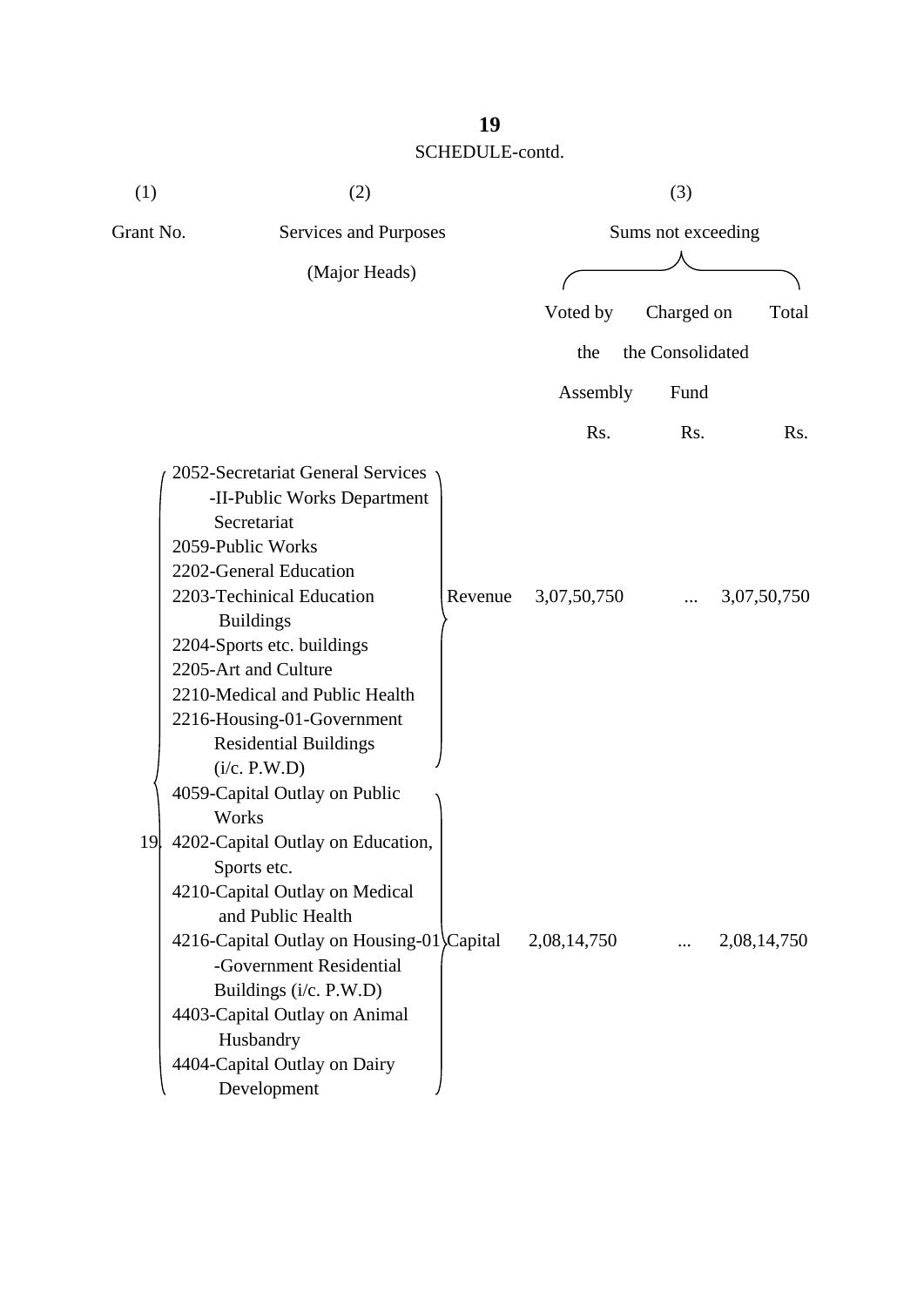SCHEDULE-contd.

| (1) | (2) | | (3) | | |
|---|---|---|---|---|---|
| Grant No. | Services and Purposes (Major Heads) | | Sums not exceeding | | |
| | | | Voted by the Assembly | Charged on the Consolidated Fund | Total |
| | | | Rs. | Rs. | Rs. |
| 19 | 2052-Secretariat General Services -II-Public Works Department Secretariat<br>2059-Public Works<br>2202-General Education<br>2203-Techinical Education Buildings<br>2204-Sports etc. buildings<br>2205-Art and Culture<br>2210-Medical and Public Health<br>2216-Housing-01-Government Residential Buildings (i/c. P.W.D) | Revenue | 3,07,50,750 | ... | 3,07,50,750 |
| | 4059-Capital Outlay on Public Works<br>4202-Capital Outlay on Education, Sports etc.<br>4210-Capital Outlay on Medical and Public Health<br>4216-Capital Outlay on Housing-01 -Government Residential Buildings (i/c. P.W.D)<br>4403-Capital Outlay on Animal Husbandry<br>4404-Capital Outlay on Dairy Development | Capital | 2,08,14,750 | ... | 2,08,14,750 |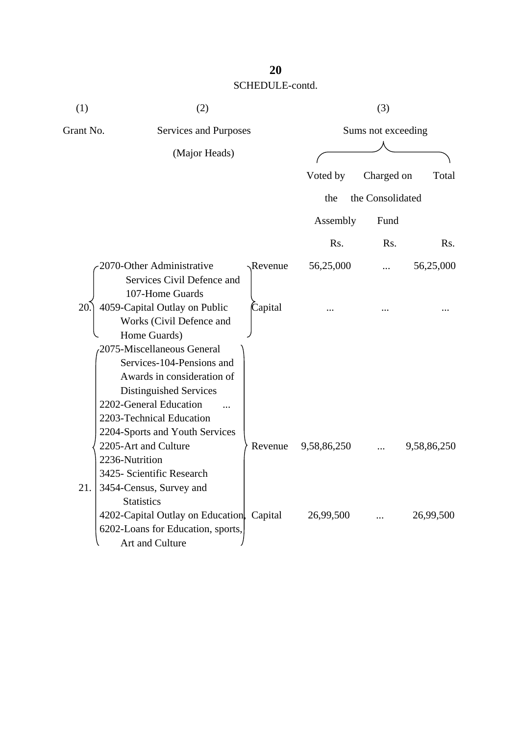SCHEDULE-contd.

| (1) | (2) | | (3) | | |
|---|---|---|---|---|---|
| Grant No. | Services and Purposes (Major Heads) | | Sums not exceeding | | |
| | | | Voted by the Assembly | Charged on the Consolidated Fund | Total |
| | | | Rs. | Rs. | Rs. |
| 20. | 2070-Other Administrative Services Civil Defence and 107-Home Guards | Revenue | 56,25,000 | ... | 56,25,000 |
| | 4059-Capital Outlay on Public Works (Civil Defence and Home Guards) | Capital | ... | ... | ... |
| 21. | 2075-Miscellaneous General Services-104-Pensions and Awards in consideration of Distinguished Services<br>2202-General Education ...<br>2203-Technical Education<br>2204-Sports and Youth Services<br>2205-Art and Culture<br>2236-Nutrition<br>3425- Scientific Research<br>3454-Census, Survey and Statistics | Revenue | 9,58,86,250 | ... | 9,58,86,250 |
| | 4202-Capital Outlay on Education,<br>6202-Loans for Education, sports, Art and Culture | Capital | 26,99,500 | ... | 26,99,500 |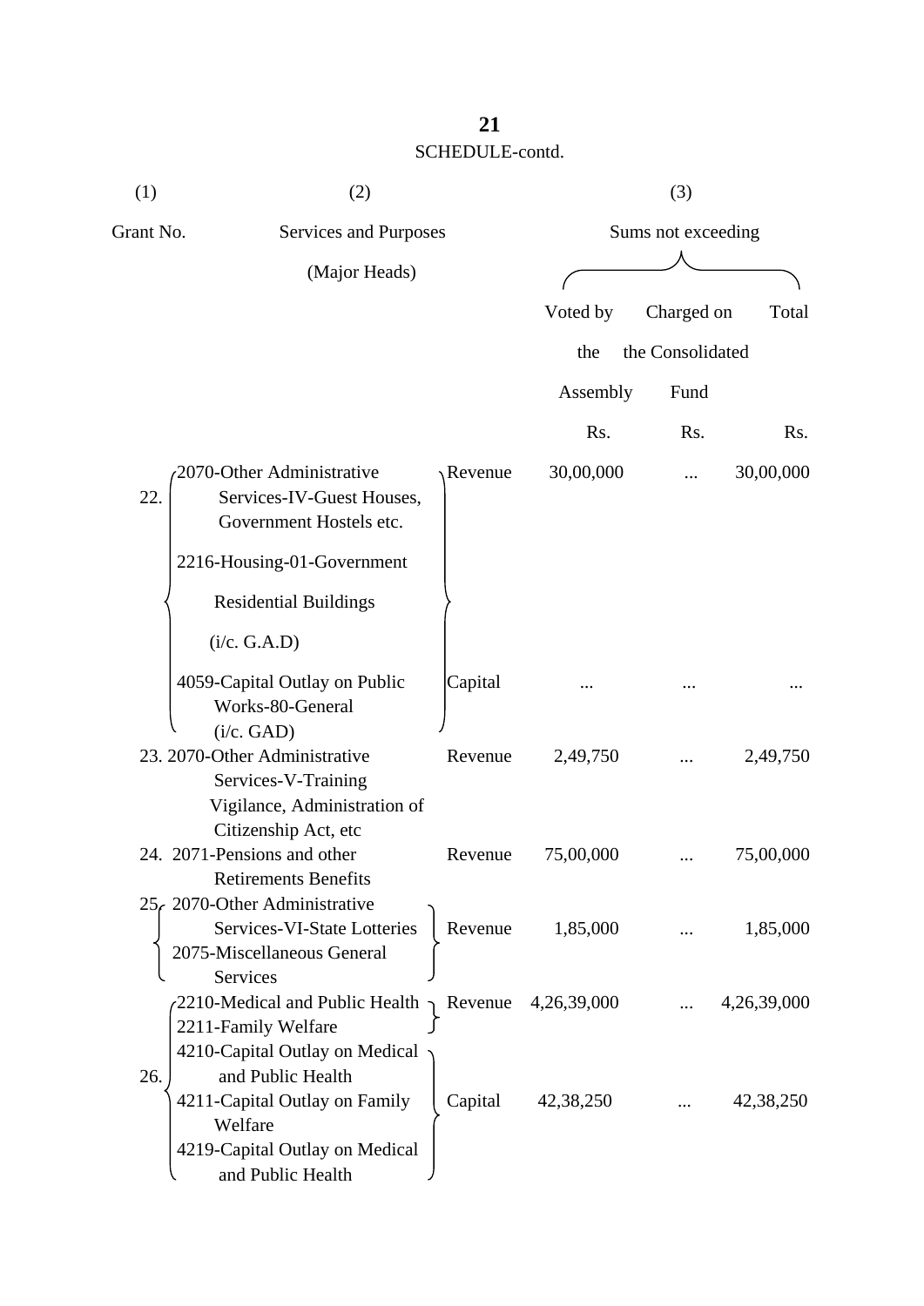SCHEDULE-contd.

| (1) | (2) | | (3) | | |
|---|---|---|---|---|---|
| Grant No. | Services and Purposes (Major Heads) | | Sums not exceeding | | |
| | | | Voted by the Assembly | Charged on the Consolidated Fund | Total |
| | | | Rs. | Rs. | Rs. |
| 22. | 2070-Other Administrative Services-IV-Guest Houses, Government Hostels etc. 2216-Housing-01-Government Residential Buildings (i/c. G.A.D) | Revenue | 30,00,000 | ... | 30,00,000 |
| | 4059-Capital Outlay on Public Works-80-General (i/c. GAD) | Capital | ... | ... | ... |
| 23. | 2070-Other Administrative Services-V-Training Vigilance, Administration of Citizenship Act, etc | Revenue | 2,49,750 | ... | 2,49,750 |
| 24. | 2071-Pensions and other Retirements Benefits | Revenue | 75,00,000 | ... | 75,00,000 |
| 25. | 2070-Other Administrative Services-VI-State Lotteries 2075-Miscellaneous General Services | Revenue | 1,85,000 | ... | 1,85,000 |
| 26. | 2210-Medical and Public Health 2211-Family Welfare | Revenue | 4,26,39,000 | ... | 4,26,39,000 |
| | 4210-Capital Outlay on Medical and Public Health 4211-Capital Outlay on Family Welfare 4219-Capital Outlay on Medical and Public Health | Capital | 42,38,250 | ... | 42,38,250 |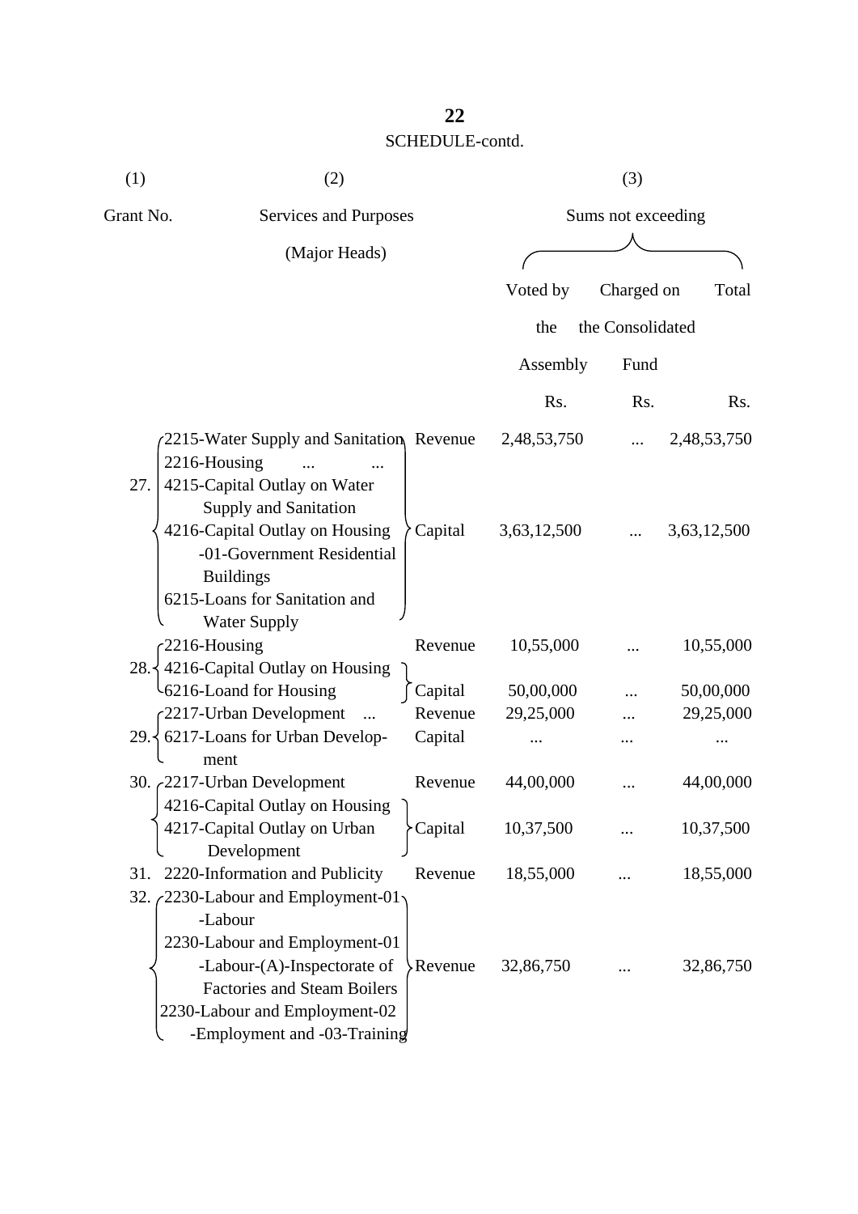SCHEDULE-contd.

| (1) | (2) | | (3) | | |
|---|---|---|---|---|---|
| Grant No. | Services and Purposes (Major Heads) | | Sums not exceeding | | |
| | | | Voted by the Assembly | Charged on the Consolidated Fund | Total |
| | | | Rs. | Rs. | Rs. |
| 27. | 2215-Water Supply and Sanitation<br>2216-Housing ... ... | Revenue | 2,48,53,750 | ... | 2,48,53,750 |
| | 4215-Capital Outlay on Water Supply and Sanitation<br>4216-Capital Outlay on Housing -01-Government Residential Buildings<br>6215-Loans for Sanitation and Water Supply | Capital | 3,63,12,500 | ... | 3,63,12,500 |
| 28. | 2216-Housing | Revenue | 10,55,000 | ... | 10,55,000 |
| | 4216-Capital Outlay on Housing<br>6216-Loand for Housing | Capital | 50,00,000 | ... | 50,00,000 |
| 29. | 2217-Urban Development ... | Revenue | 29,25,000 | ... | 29,25,000 |
| | 6217-Loans for Urban Development | Capital | ... | ... | ... |
| 30. | 2217-Urban Development | Revenue | 44,00,000 | ... | 44,00,000 |
| | 4216-Capital Outlay on Housing<br>4217-Capital Outlay on Urban Development | Capital | 10,37,500 | ... | 10,37,500 |
| 31. | 2220-Information and Publicity | Revenue | 18,55,000 | ... | 18,55,000 |
| 32. | 2230-Labour and Employment-01 -Labour<br>2230-Labour and Employment-01 -Labour-(A)-Inspectorate of Factories and Steam Boilers<br>2230-Labour and Employment-02 -Employment and -03-Training | Revenue | 32,86,750 | ... | 32,86,750 |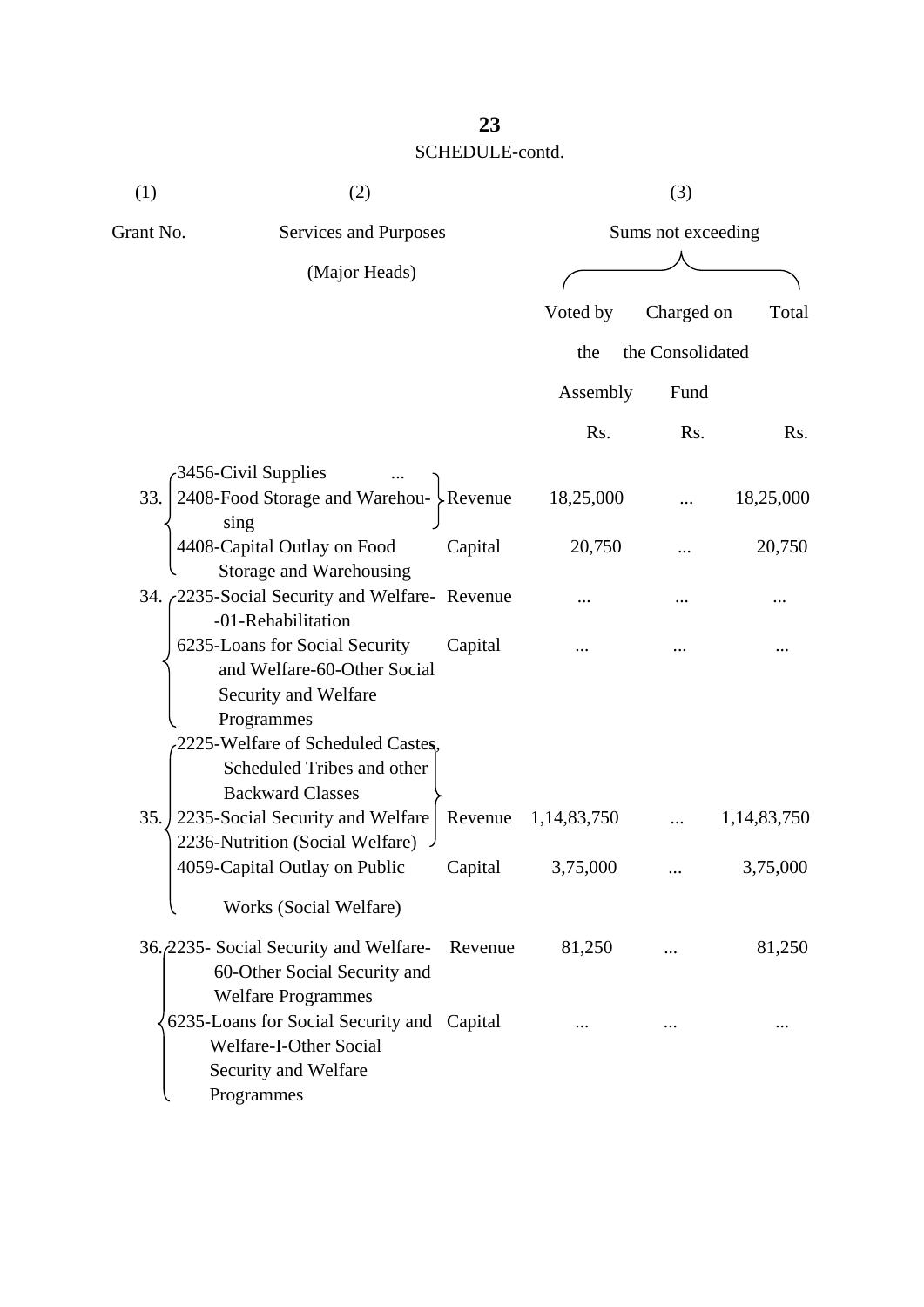SCHEDULE-contd.

| (1) | (2) | | (3) | | |
|---|---|---|---|---|---|
| Grant No. | Services and Purposes (Major Heads) | | Sums not exceeding | | |
| | | | Voted by the Assembly | Charged on the Consolidated Fund | Total |
| | | | Rs. | Rs. | Rs. |
| 33. | 3456-Civil Supplies ... 2408-Food Storage and Warehousing | Revenue | 18,25,000 | ... | 18,25,000 |
| | 4408-Capital Outlay on Food Storage and Warehousing | Capital | 20,750 | ... | 20,750 |
| 34. | 2235-Social Security and Welfare--01-Rehabilitation | Revenue | ... | ... | ... |
| | 6235-Loans for Social Security and Welfare-60-Other Social Security and Welfare Programmes | Capital | ... | ... | ... |
| 35. | 2225-Welfare of Scheduled Castes, Scheduled Tribes and other Backward Classes 2235-Social Security and Welfare 2236-Nutrition (Social Welfare) | Revenue | 1,14,83,750 | ... | 1,14,83,750 |
| | 4059-Capital Outlay on Public Works (Social Welfare) | Capital | 3,75,000 | ... | 3,75,000 |
| 36. | 2235- Social Security and Welfare-60-Other Social Security and Welfare Programmes | Revenue | 81,250 | ... | 81,250 |
| | 6235-Loans for Social Security and Welfare-I-Other Social Security and Welfare Programmes | Capital | ... | ... | ... |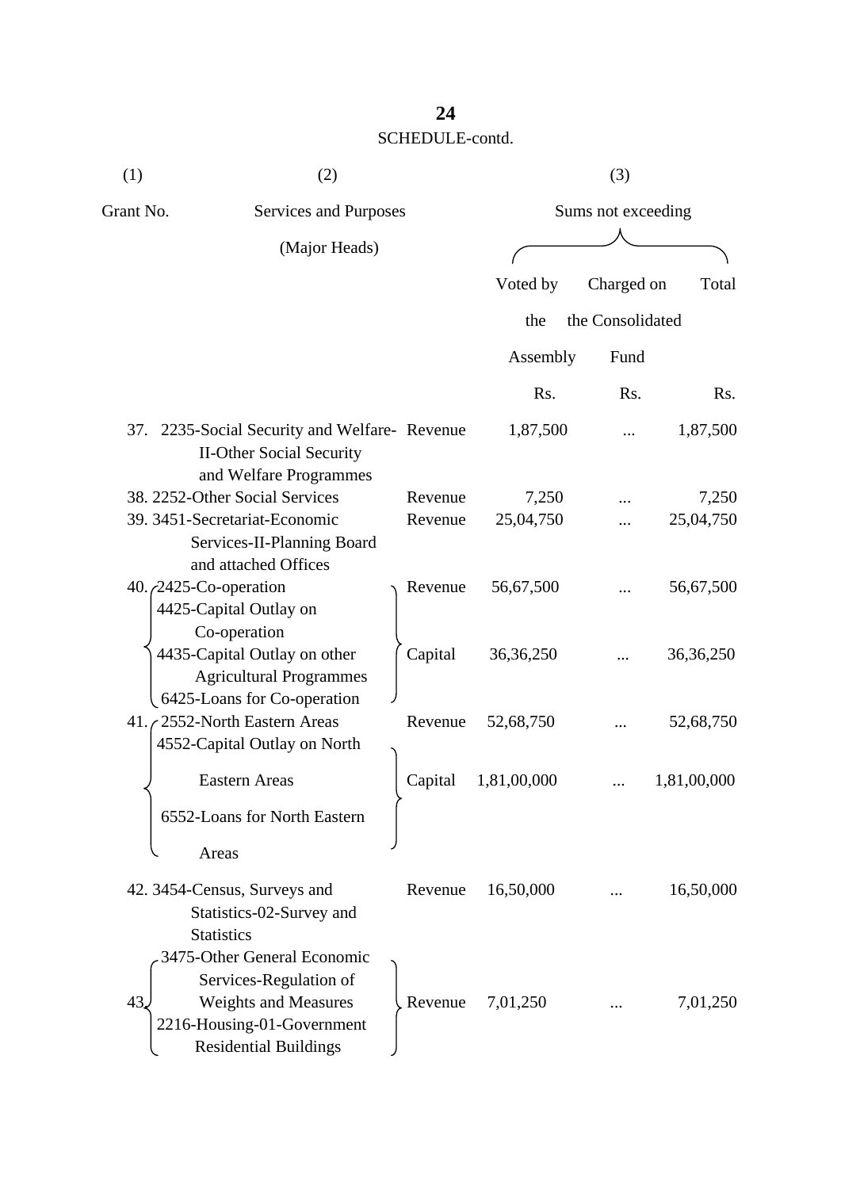SCHEDULE-contd.

| (1) | (2) | | (3) | | |
|---|---|---|---|---|---|
| Grant No. | Services and Purposes (Major Heads) | | Sums not exceeding | | |
| | | | Voted by the Assembly | Charged on the Consolidated Fund | Total |
| | | | Rs. | Rs. | Rs. |
| 37. | 2235-Social Security and Welfare-II-Other Social Security and Welfare Programmes | Revenue | 1,87,500 | ... | 1,87,500 |
| 38. | 2252-Other Social Services | Revenue | 7,250 | ... | 7,250 |
| 39. | 3451-Secretariat-Economic Services-II-Planning Board and attached Offices | Revenue | 25,04,750 | ... | 25,04,750 |
| 40. | 2425-Co-operation<br>4425-Capital Outlay on Co-operation<br>4435-Capital Outlay on other Agricultural Programmes<br>6425-Loans for Co-operation | Revenue | 56,67,500 | ... | 56,67,500 |
| | | Capital | 36,36,250 | ... | 36,36,250 |
| 41. | 2552-North Eastern Areas | Revenue | 52,68,750 | ... | 52,68,750 |
| | 4552-Capital Outlay on North Eastern Areas<br>6552-Loans for North Eastern Areas | Capital | 1,81,00,000 | ... | 1,81,00,000 |
| 42. | 3454-Census, Surveys and Statistics-02-Survey and Statistics | Revenue | 16,50,000 | ... | 16,50,000 |
| 43. | 3475-Other General Economic Services-Regulation of Weights and Measures<br>2216-Housing-01-Government Residential Buildings | Revenue | 7,01,250 | ... | 7,01,250 |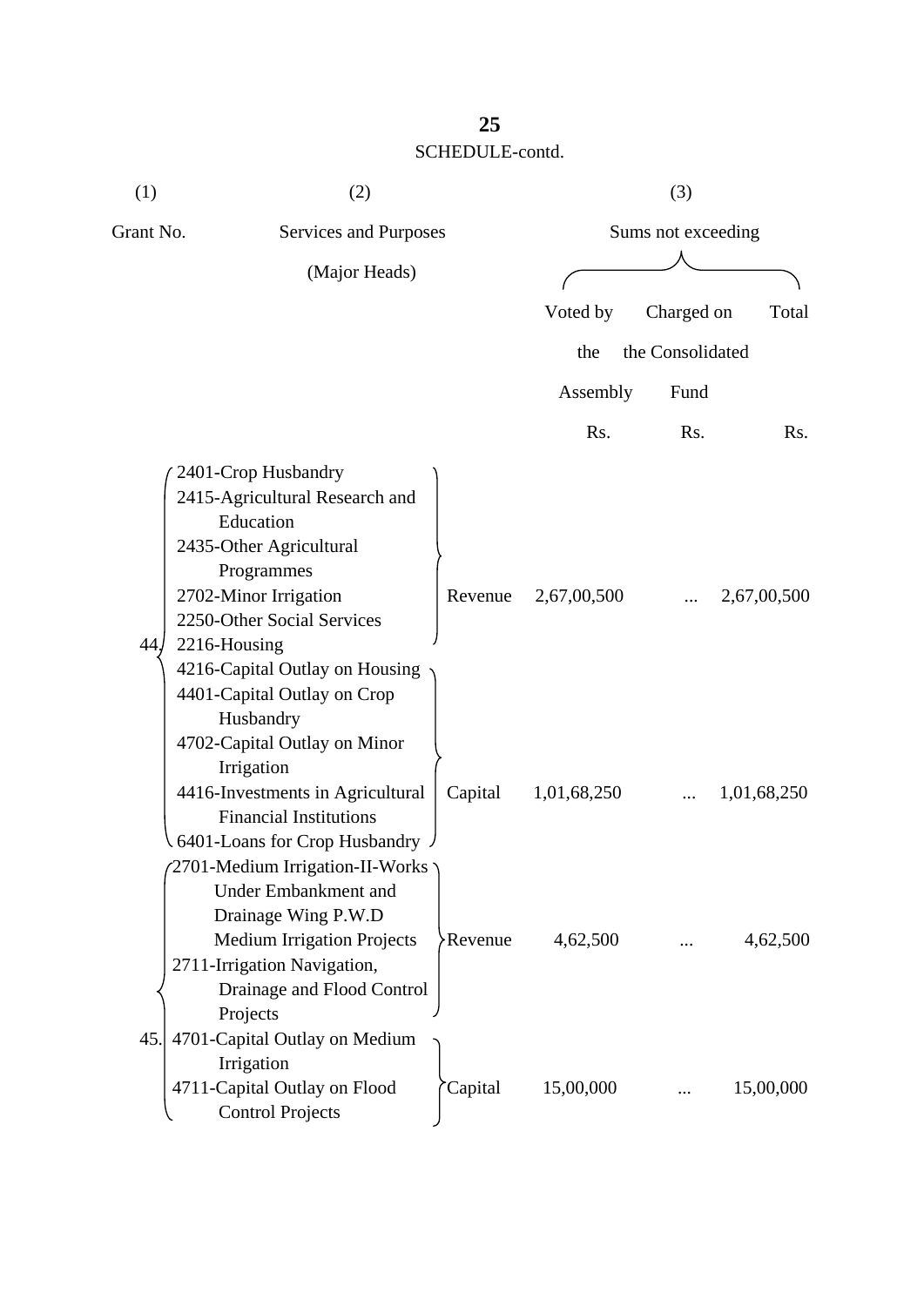SCHEDULE-contd.

| (1) | (2) | | (3) | | |
|---|---|---|---|---|---|
| Grant No. | Services and Purposes (Major Heads) | | Sums not exceeding | | |
| | | | Voted by the Assembly | Charged on the Consolidated Fund | Total |
| | | | Rs. | Rs. | Rs. |
| 44. | 2401-Crop Husbandry<br>2415-Agricultural Research and Education<br>2435-Other Agricultural Programmes<br>2702-Minor Irrigation<br>2250-Other Social Services<br>2216-Housing | Revenue | 2,67,00,500 | ... | 2,67,00,500 |
| | 4216-Capital Outlay on Housing<br>4401-Capital Outlay on Crop Husbandry<br>4702-Capital Outlay on Minor Irrigation<br>4416-Investments in Agricultural Financial Institutions<br>6401-Loans for Crop Husbandry | Capital | 1,01,68,250 | ... | 1,01,68,250 |
| 45. | 2701-Medium Irrigation-II-Works Under Embankment and Drainage Wing P.W.D Medium Irrigation Projects<br>2711-Irrigation Navigation, Drainage and Flood Control Projects | Revenue | 4,62,500 | ... | 4,62,500 |
| | 4701-Capital Outlay on Medium Irrigation<br>4711-Capital Outlay on Flood Control Projects | Capital | 15,00,000 | ... | 15,00,000 |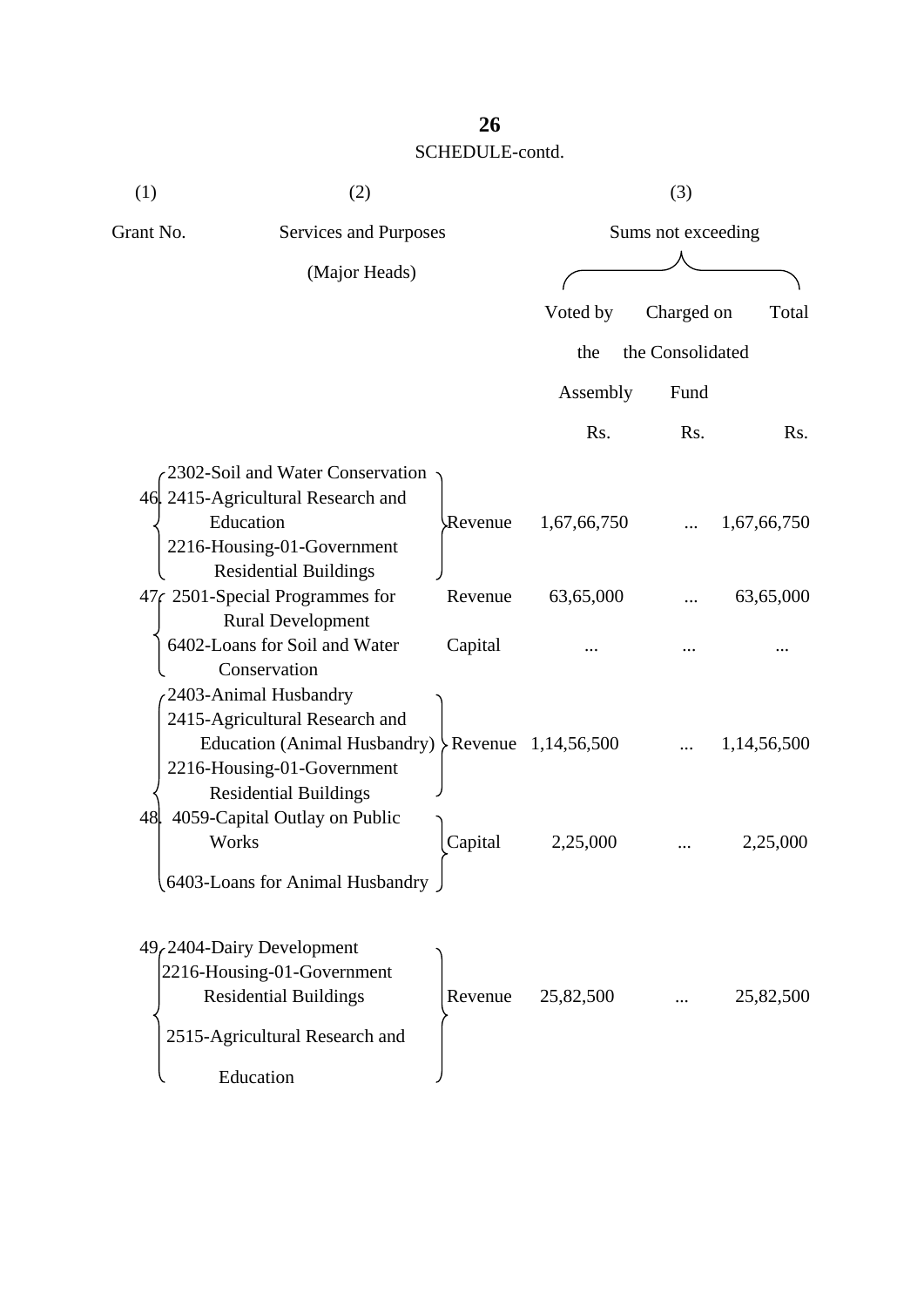SCHEDULE-contd.

| (1) | (2) | | (3) | | |
|---|---|---|---|---|---|
| Grant No. | Services and Purposes (Major Heads) | | Sums not exceeding | | |
| | | | Voted by the Assembly | Charged on the Consolidated Fund | Total |
| | | | Rs. | Rs. | Rs. |
| 46. | 2302-Soil and Water Conservation<br>2415-Agricultural Research and Education<br>2216-Housing-01-Government Residential Buildings | Revenue | 1,67,66,750 | ... | 1,67,66,750 |
| 47. | 2501-Special Programmes for Rural Development | Revenue | 63,65,000 | ... | 63,65,000 |
| | 6402-Loans for Soil and Water Conservation | Capital | ... | ... | ... |
| 48. | 2403-Animal Husbandry<br>2415-Agricultural Research and Education (Animal Husbandry)<br>2216-Housing-01-Government Residential Buildings | Revenue | 1,14,56,500 | ... | 1,14,56,500 |
| | 4059-Capital Outlay on Public Works<br>6403-Loans for Animal Husbandry | Capital | 2,25,000 | ... | 2,25,000 |
| 49. | 2404-Dairy Development<br>2216-Housing-01-Government Residential Buildings<br>2515-Agricultural Research and Education | Revenue | 25,82,500 | ... | 25,82,500 |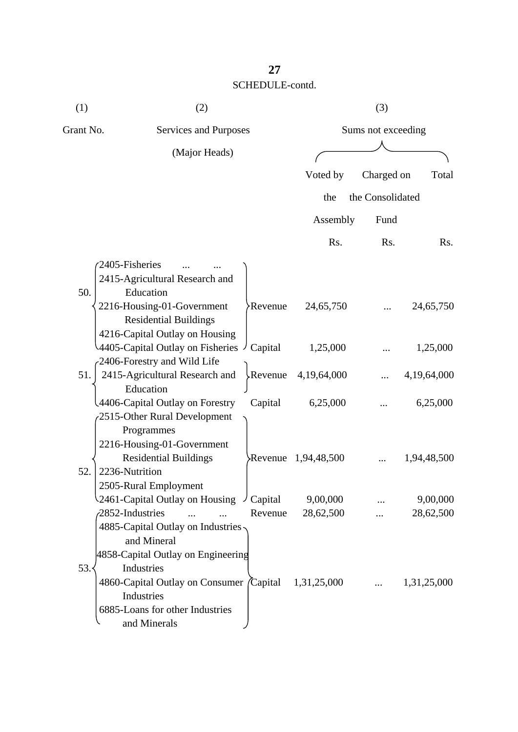SCHEDULE-contd.

| (1) | (2) | | (3) | | |
|---|---|---|---|---|---|
| Grant No. | Services and Purposes (Major Heads) | | Sums not exceeding | | |
| | | | Voted by the Assembly | Charged on the Consolidated Fund | Total |
| | | | Rs. | Rs. | Rs. |
| 50. | 2405-Fisheries ... ...<br>2415-Agricultural Research and Education<br>2216-Housing-01-Government Residential Buildings<br>4216-Capital Outlay on Housing | Revenue | 24,65,750 | ... | 24,65,750 |
| | 4405-Capital Outlay on Fisheries | Capital | 1,25,000 | ... | 1,25,000 |
| 51. | 2406-Forestry and Wild Life<br>2415-Agricultural Research and Education | Revenue | 4,19,64,000 | ... | 4,19,64,000 |
| | 4406-Capital Outlay on Forestry | Capital | 6,25,000 | ... | 6,25,000 |
| 52. | 2515-Other Rural Development Programmes<br>2216-Housing-01-Government Residential Buildings<br>2236-Nutrition<br>2505-Rural Employment | Revenue | 1,94,48,500 | ... | 1,94,48,500 |
| | 2461-Capital Outlay on Housing | Capital | 9,00,000 | ... | 9,00,000 |
| 53. | 2852-Industries ... ... | Revenue | 28,62,500 | ... | 28,62,500 |
| | 4885-Capital Outlay on Industries and Mineral<br>4858-Capital Outlay on Engineering Industries<br>4860-Capital Outlay on Consumer Industries<br>6885-Loans for other Industries and Minerals | Capital | 1,31,25,000 | ... | 1,31,25,000 |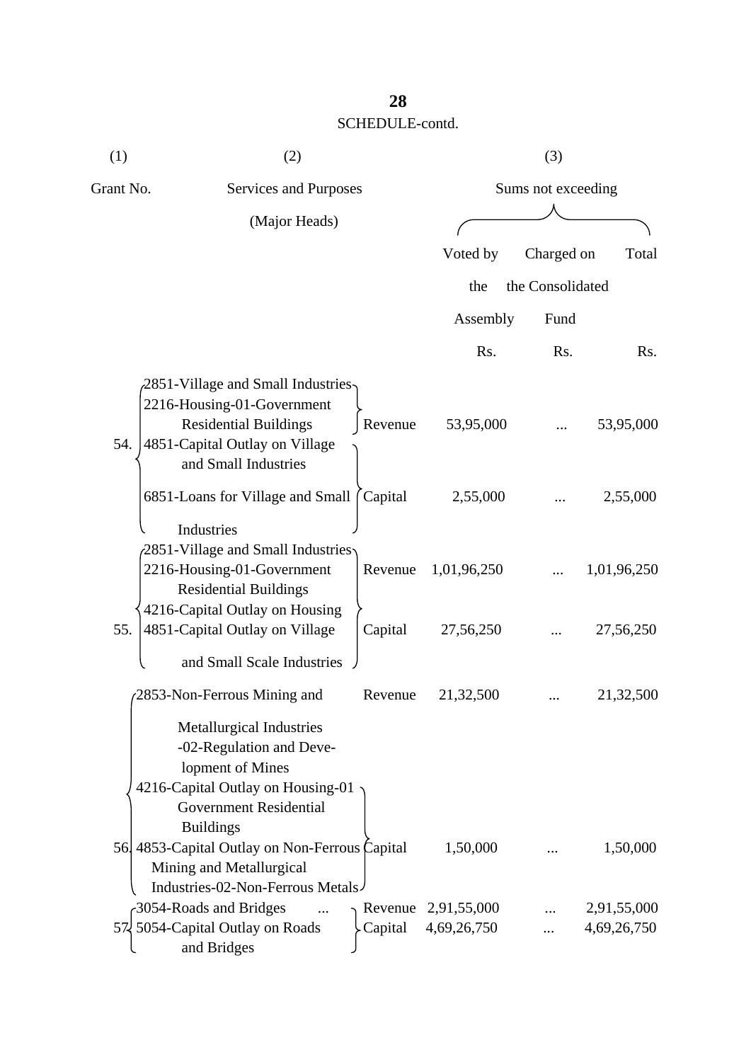SCHEDULE-contd.

| (1) | (2) | | (3) | | |
|---|---|---|---|---|---|
| Grant No. | Services and Purposes (Major Heads) | | Sums not exceeding | | |
| | | | Voted by the Assembly | Charged on the Consolidated Fund | Total |
| | | | Rs. | Rs. | Rs. |
| 54. | 2851-Village and Small Industries 2216-Housing-01-Government Residential Buildings | Revenue | 53,95,000 | ... | 53,95,000 |
| | 4851-Capital Outlay on Village and Small Industries 6851-Loans for Village and Small Industries | Capital | 2,55,000 | ... | 2,55,000 |
| 55. | 2851-Village and Small Industries 2216-Housing-01-Government Residential Buildings | Revenue | 1,01,96,250 | ... | 1,01,96,250 |
| | 4216-Capital Outlay on Housing 4851-Capital Outlay on Village and Small Scale Industries | Capital | 27,56,250 | ... | 27,56,250 |
| 56. | 2853-Non-Ferrous Mining and Metallurgical Industries -02-Regulation and Development of Mines | Revenue | 21,32,500 | ... | 21,32,500 |
| | 4216-Capital Outlay on Housing-01 Government Residential Buildings 4853-Capital Outlay on Non-Ferrous Mining and Metallurgical Industries-02-Non-Ferrous Metals | Capital | 1,50,000 | ... | 1,50,000 |
| 57. | 3054-Roads and Bridges ... | Revenue | 2,91,55,000 | ... | 2,91,55,000 |
| | 5054-Capital Outlay on Roads and Bridges | Capital | 4,69,26,750 | ... | 4,69,26,750 |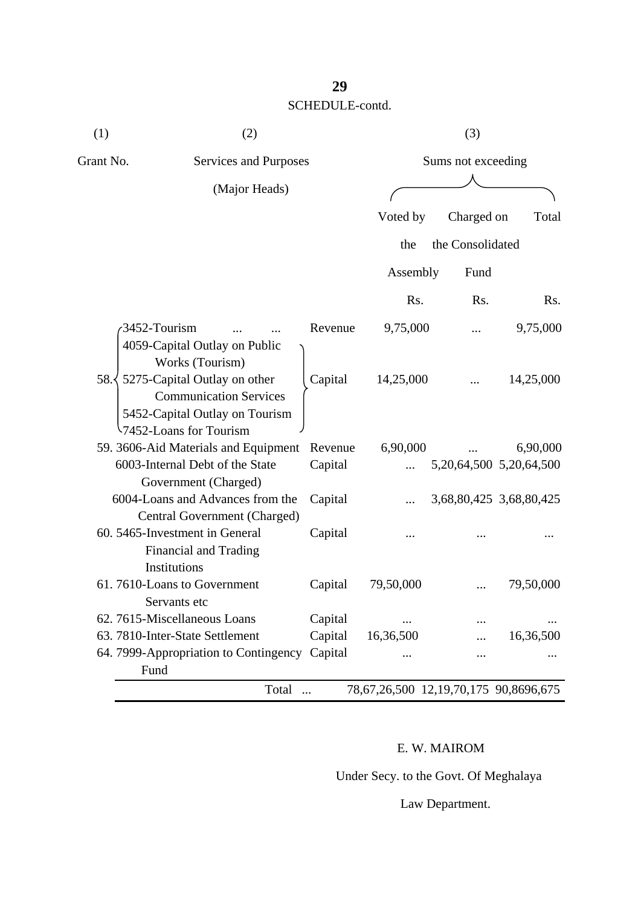SCHEDULE-contd.

| (1) | (2) | | (3) | | |
|---|---|---|---|---|---|
| Grant No. | Services and Purposes (Major Heads) | | Sums not exceeding | | |
| | | | Voted by the Assembly | Charged on the Consolidated Fund | Total |
| | | | Rs. | Rs. | Rs. |
| 58. | 3452-Tourism ... ... | Revenue | 9,75,000 | ... | 9,75,000 |
| | 4059-Capital Outlay on Public Works (Tourism) 5275-Capital Outlay on other Communication Services 5452-Capital Outlay on Tourism 7452-Loans for Tourism | Capital | 14,25,000 | ... | 14,25,000 |
| 59. | 3606-Aid Materials and Equipment | Revenue | 6,90,000 | ... | 6,90,000 |
| | 6003-Internal Debt of the State Government (Charged) | Capital | ... | 5,20,64,500 | 5,20,64,500 |
| | 6004-Loans and Advances from the Central Government (Charged) | Capital | ... | 3,68,80,425 | 3,68,80,425 |
| 60. | 5465-Investment in General Financial and Trading Institutions | Capital | ... | ... | ... |
| 61. | 7610-Loans to Government Servants etc | Capital | 79,50,000 | ... | 79,50,000 |
| 62. | 7615-Miscellaneous Loans | Capital | ... | ... | ... |
| 63. | 7810-Inter-State Settlement | Capital | 16,36,500 | ... | 16,36,500 |
| 64. | 7999-Appropriation to Contingency Fund | Capital | ... | ... | ... |
| | Total ... | | 78,67,26,500 | 12,19,70,175 | 90,8696,675 |

E. W. MAIROM

Under Secy. to the Govt. Of Meghalaya

Law Department.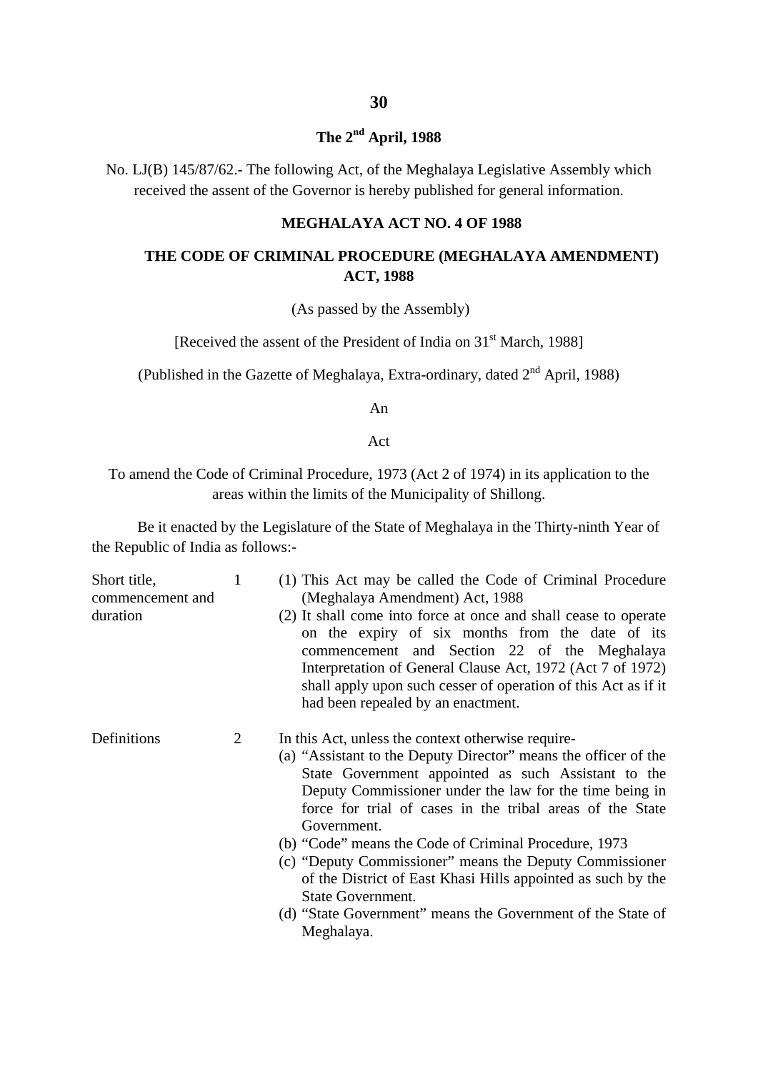**The 2nd April, 1988**

No. LJ(B) 145/87/62.- The following Act, of the Meghalaya Legislative Assembly which received the assent of the Governor is hereby published for general information.

## MEGHALAYA ACT NO. 4 OF 1988

## THE CODE OF CRIMINAL PROCEDURE (MEGHALAYA AMENDMENT) ACT, 1988

(As passed by the Assembly)

[Received the assent of the President of India on 31st March, 1988]

(Published in the Gazette of Meghalaya, Extra-ordinary, dated 2nd April, 1988)

An

Act

To amend the Code of Criminal Procedure, 1973 (Act 2 of 1974) in its application to the areas within the limits of the Municipality of Shillong.

Be it enacted by the Legislature of the State of Meghalaya in the Thirty-ninth Year of the Republic of India as follows:-

**Short title, commencement and duration**

1 (1) This Act may be called the Code of Criminal Procedure (Meghalaya Amendment) Act, 1988

(2) It shall come into force at once and shall cease to operate on the expiry of six months from the date of its commencement and Section 22 of the Meghalaya Interpretation of General Clause Act, 1972 (Act 7 of 1972) shall apply upon such cesser of operation of this Act as if it had been repealed by an enactment.

**Definitions**

2 In this Act, unless the context otherwise require-

(a) "Assistant to the Deputy Director" means the officer of the State Government appointed as such Assistant to the Deputy Commissioner under the law for the time being in force for trial of cases in the tribal areas of the State Government.

(b) "Code" means the Code of Criminal Procedure, 1973

(c) "Deputy Commissioner" means the Deputy Commissioner of the District of East Khasi Hills appointed as such by the State Government.

(d) "State Government" means the Government of the State of Meghalaya.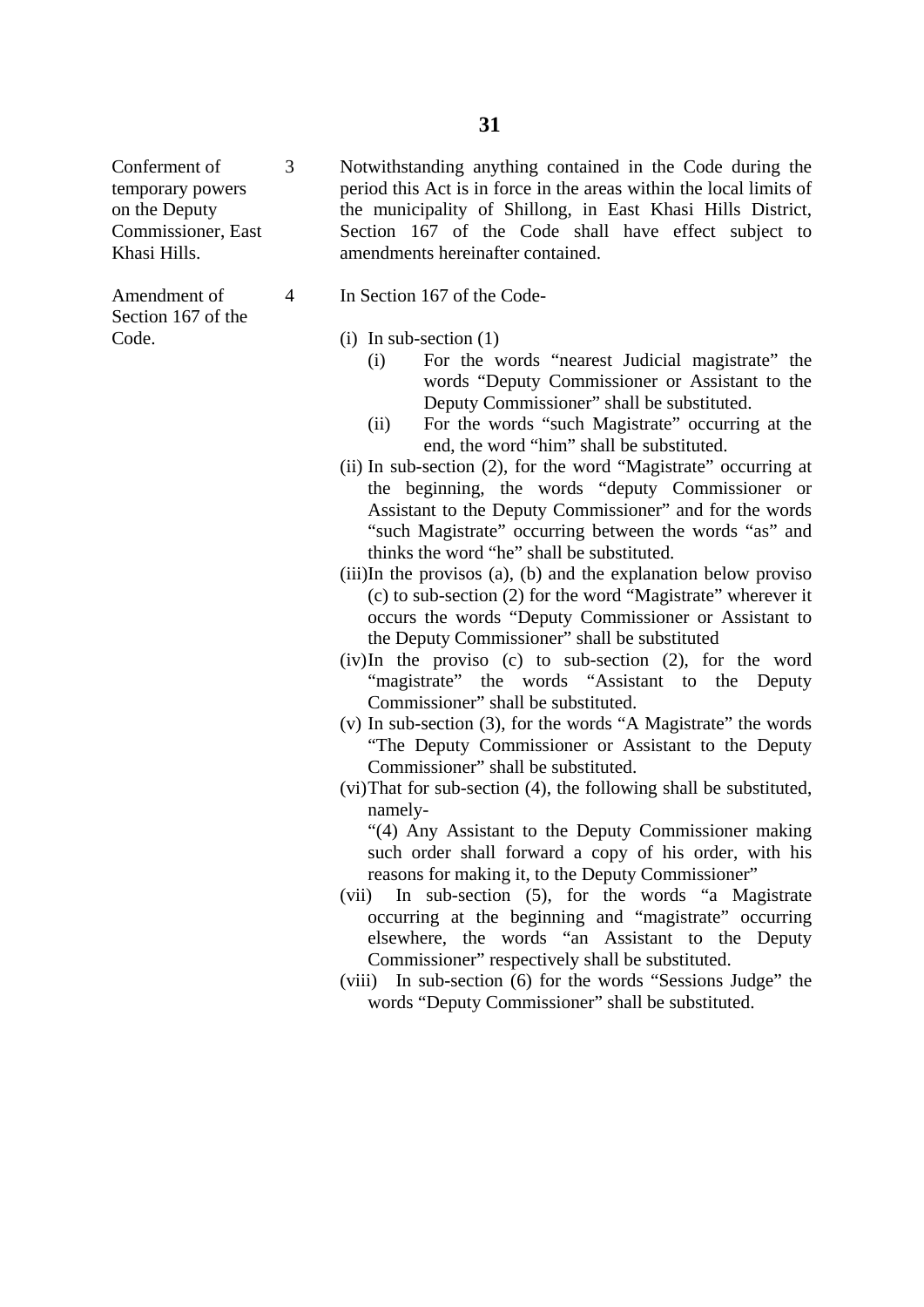**Conferment of temporary powers on the Deputy Commissioner, East Khasi Hills.**

3 Notwithstanding anything contained in the Code during the period this Act is in force in the areas within the local limits of the municipality of Shillong, in East Khasi Hills District, Section 167 of the Code shall have effect subject to amendments hereinafter contained.

**Amendment of Section 167 of the Code.**

4 In Section 167 of the Code-

(i) In sub-section (1)
  - (i) For the words "nearest Judicial magistrate" the words "Deputy Commissioner or Assistant to the Deputy Commissioner" shall be substituted.
  - (ii) For the words "such Magistrate" occurring at the end, the word "him" shall be substituted.

(ii) In sub-section (2), for the word "Magistrate" occurring at the beginning, the words "deputy Commissioner or Assistant to the Deputy Commissioner" and for the words "such Magistrate" occurring between the words "as" and thinks the word "he" shall be substituted.

(iii)In the provisos (a), (b) and the explanation below proviso (c) to sub-section (2) for the word "Magistrate" wherever it occurs the words "Deputy Commissioner or Assistant to the Deputy Commissioner" shall be substituted

(iv)In the proviso (c) to sub-section (2), for the word "magistrate" the words "Assistant to the Deputy Commissioner" shall be substituted.

(v) In sub-section (3), for the words "A Magistrate" the words "The Deputy Commissioner or Assistant to the Deputy Commissioner" shall be substituted.

(vi)That for sub-section (4), the following shall be substituted, namely-

"(4) Any Assistant to the Deputy Commissioner making such order shall forward a copy of his order, with his reasons for making it, to the Deputy Commissioner"

(vii) In sub-section (5), for the words "a Magistrate occurring at the beginning and "magistrate" occurring elsewhere, the words "an Assistant to the Deputy Commissioner" respectively shall be substituted.

(viii) In sub-section (6) for the words "Sessions Judge" the words "Deputy Commissioner" shall be substituted.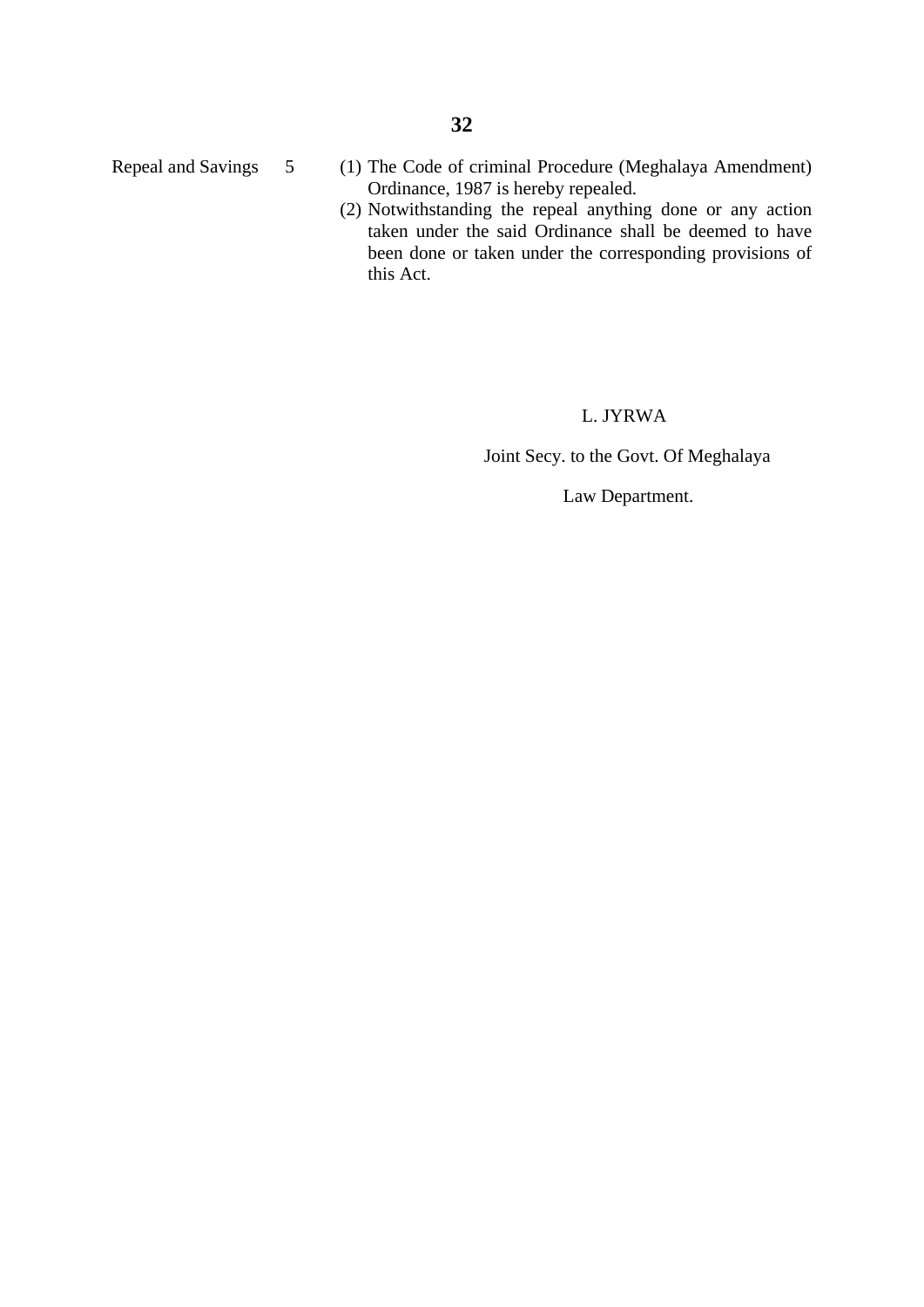Repeal and Savings 5 (1) The Code of criminal Procedure (Meghalaya Amendment) Ordinance, 1987 is hereby repealed.

(2) Notwithstanding the repeal anything done or any action taken under the said Ordinance shall be deemed to have been done or taken under the corresponding provisions of this Act.

L. JYRWA

Joint Secy. to the Govt. Of Meghalaya

Law Department.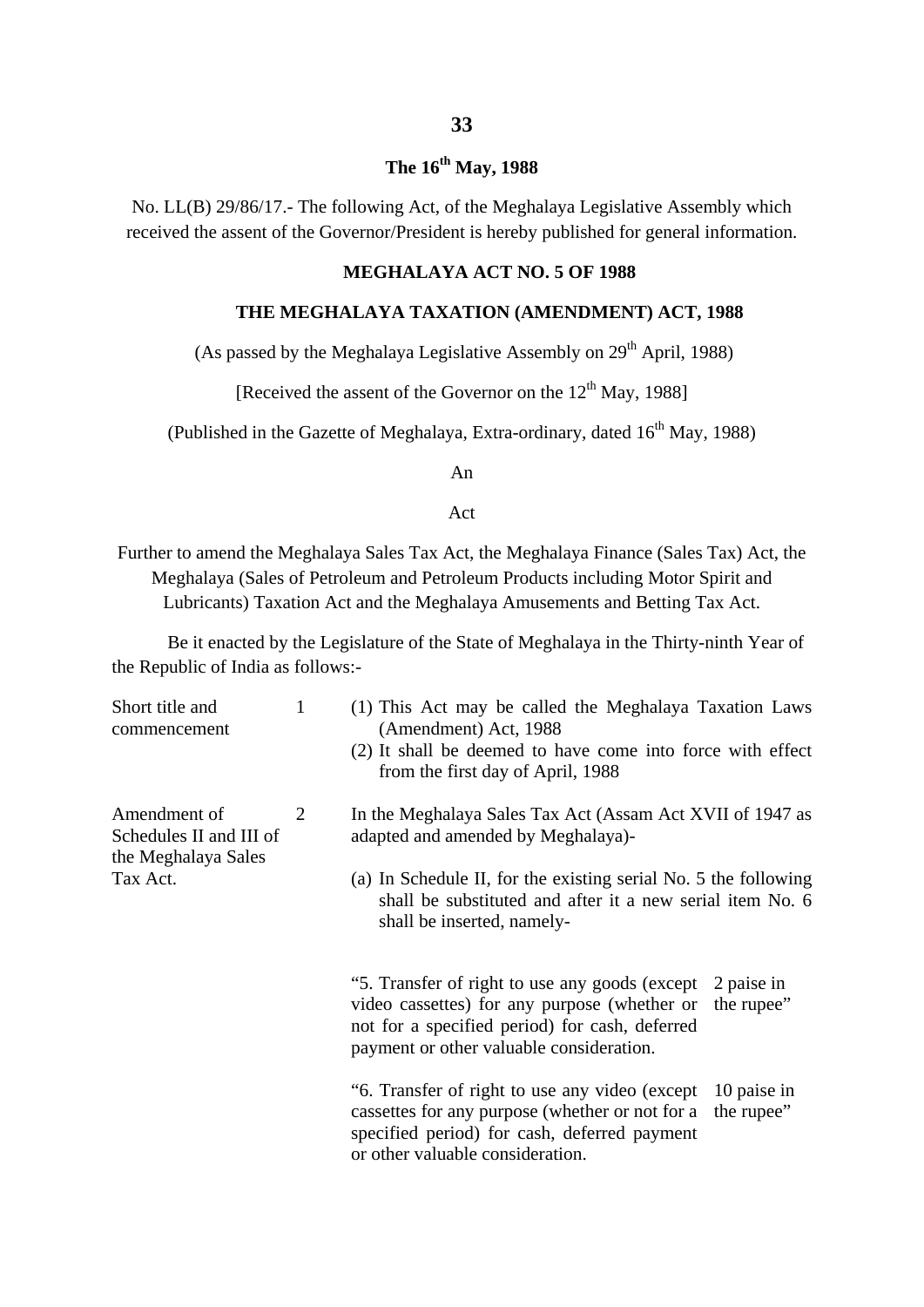**The 16th May, 1988**

No. LL(B) 29/86/17.- The following Act, of the Meghalaya Legislative Assembly which received the assent of the Governor/President is hereby published for general information.

## MEGHALAYA ACT NO. 5 OF 1988

## THE MEGHALAYA TAXATION (AMENDMENT) ACT, 1988

(As passed by the Meghalaya Legislative Assembly on 29th April, 1988)

[Received the assent of the Governor on the 12th May, 1988]

(Published in the Gazette of Meghalaya, Extra-ordinary, dated 16th May, 1988)

An

Act

Further to amend the Meghalaya Sales Tax Act, the Meghalaya Finance (Sales Tax) Act, the Meghalaya (Sales of Petroleum and Petroleum Products including Motor Spirit and Lubricants) Taxation Act and the Meghalaya Amusements and Betting Tax Act.

Be it enacted by the Legislature of the State of Meghalaya in the Thirty-ninth Year of the Republic of India as follows:-

Short title and commencement

1 (1) This Act may be called the Meghalaya Taxation Laws (Amendment) Act, 1988

(2) It shall be deemed to have come into force with effect from the first day of April, 1988

Amendment of Schedules II and III of the Meghalaya Sales Tax Act.

2 In the Meghalaya Sales Tax Act (Assam Act XVII of 1947 as adapted and amended by Meghalaya)-

(a) In Schedule II, for the existing serial No. 5 the following shall be substituted and after it a new serial item No. 6 shall be inserted, namely-

| | |
|---|---|
| "5. Transfer of right to use any goods (except video cassettes) for any purpose (whether or not for a specified period) for cash, deferred payment or other valuable consideration. | 2 paise in the rupee" |
| "6. Transfer of right to use any video (except cassettes for any purpose (whether or not for a specified period) for cash, deferred payment or other valuable consideration. | 10 paise in the rupee" |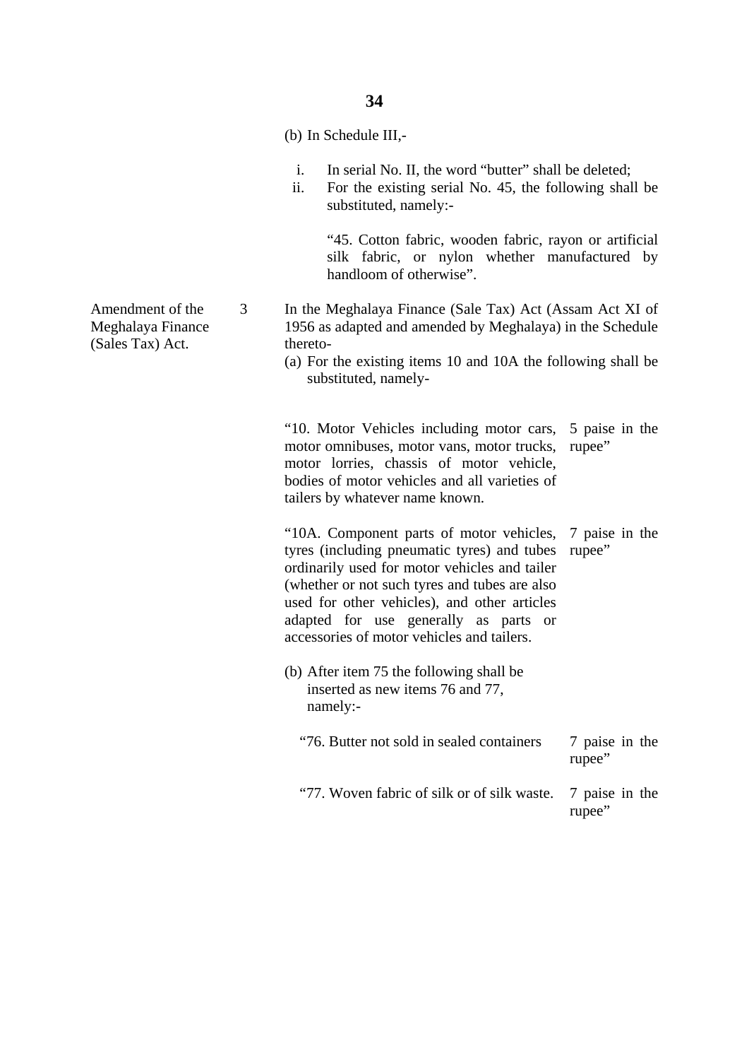(b) In Schedule III,-

i. In serial No. II, the word "butter" shall be deleted;
ii. For the existing serial No. 45, the following shall be substituted, namely:-

"45. Cotton fabric, wooden fabric, rayon or artificial silk fabric, or nylon whether manufactured by handloom of otherwise".

Amendment of the Meghalaya Finance (Sales Tax) Act.

3 In the Meghalaya Finance (Sale Tax) Act (Assam Act XI of 1956 as adapted and amended by Meghalaya) in the Schedule thereto-

(a) For the existing items 10 and 10A the following shall be substituted, namely-

| | |
|---|---|
| "10. Motor Vehicles including motor cars, motor omnibuses, motor vans, motor trucks, motor lorries, chassis of motor vehicle, bodies of motor vehicles and all varieties of tailers by whatever name known. | 5 paise in the rupee" |
| "10A. Component parts of motor vehicles, tyres (including pneumatic tyres) and tubes ordinarily used for motor vehicles and tailer (whether or not such tyres and tubes are also used for other vehicles), and other articles adapted for use generally as parts or accessories of motor vehicles and tailers. | 7 paise in the rupee" |

(b) After item 75 the following shall be inserted as new items 76 and 77, namely:-

| | |
|---|---|
| "76. Butter not sold in sealed containers | 7 paise in the rupee" |
| "77. Woven fabric of silk or of silk waste. | 7 paise in the rupee" |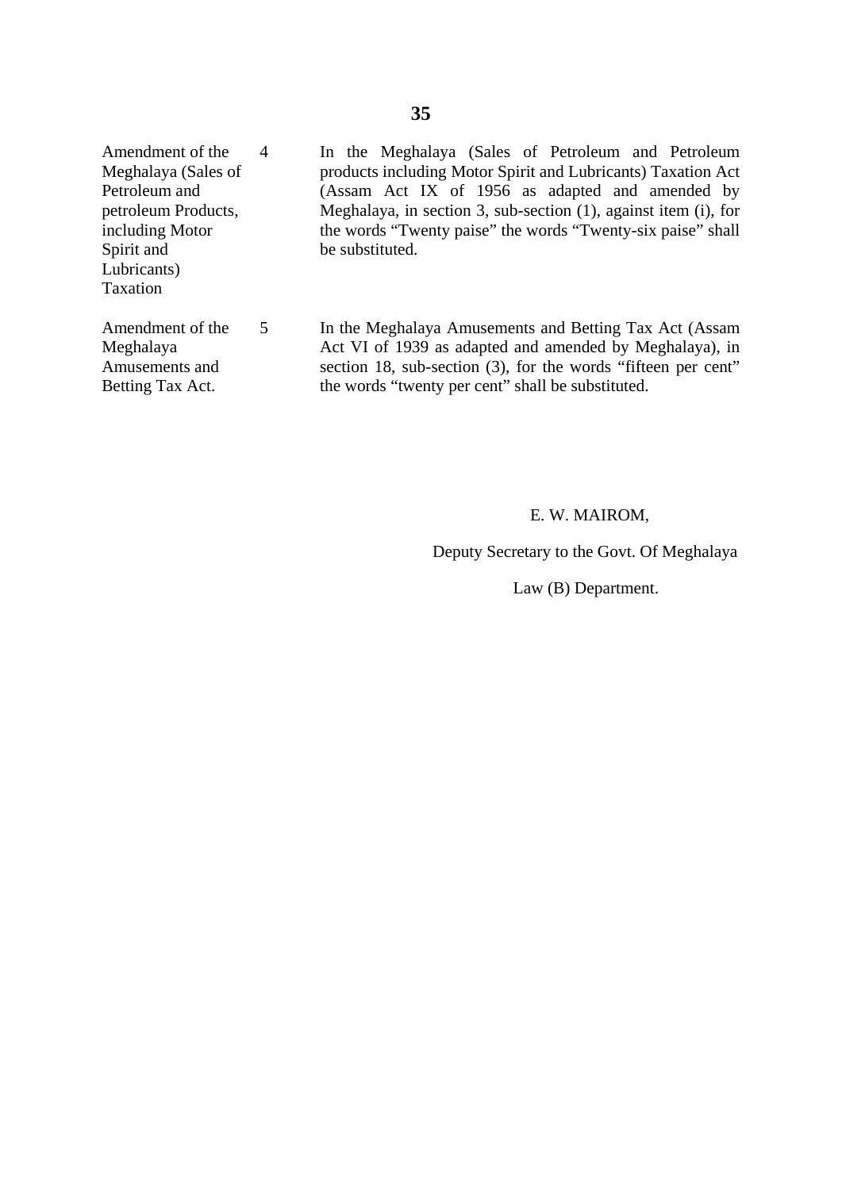| | | |
|---|---|---|
| Amendment of the Meghalaya (Sales of Petroleum and petroleum Products, including Motor Spirit and Lubricants) Taxation | 4 | In the Meghalaya (Sales of Petroleum and Petroleum products including Motor Spirit and Lubricants) Taxation Act (Assam Act IX of 1956 as adapted and amended by Meghalaya, in section 3, sub-section (1), against item (i), for the words "Twenty paise" the words "Twenty-six paise" shall be substituted. |
| Amendment of the Meghalaya Amusements and Betting Tax Act. | 5 | In the Meghalaya Amusements and Betting Tax Act (Assam Act VI of 1939 as adapted and amended by Meghalaya), in section 18, sub-section (3), for the words "fifteen per cent" the words "twenty per cent" shall be substituted. |

E. W. MAIROM,

Deputy Secretary to the Govt. Of Meghalaya

Law (B) Department.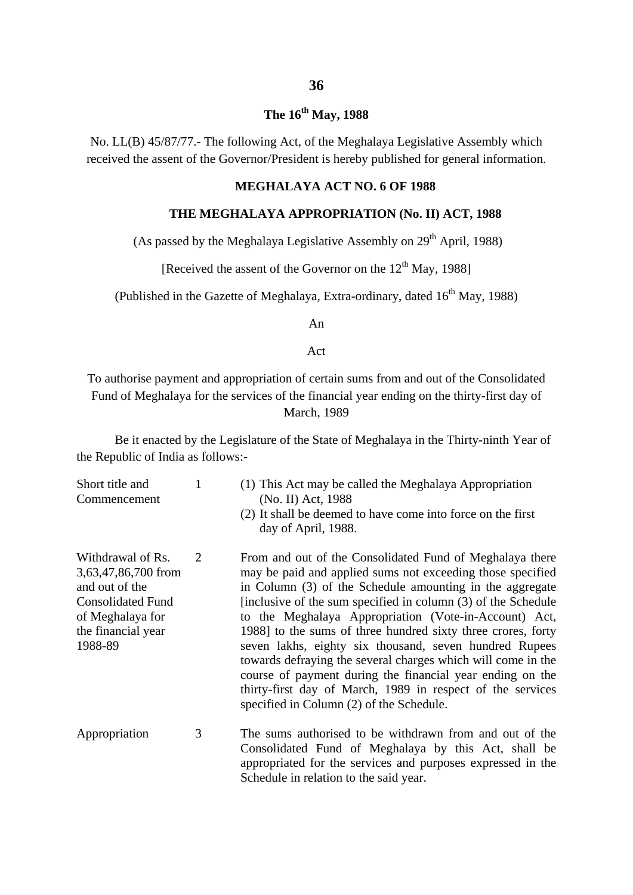**The 16th May, 1988**

No. LL(B) 45/87/77.- The following Act, of the Meghalaya Legislative Assembly which received the assent of the Governor/President is hereby published for general information.

**MEGHALAYA ACT NO. 6 OF 1988**

**THE MEGHALAYA APPROPRIATION (No. II) ACT, 1988**

(As passed by the Meghalaya Legislative Assembly on 29th April, 1988)

[Received the assent of the Governor on the 12th May, 1988]

(Published in the Gazette of Meghalaya, Extra-ordinary, dated 16th May, 1988)

An

Act

To authorise payment and appropriation of certain sums from and out of the Consolidated Fund of Meghalaya for the services of the financial year ending on the thirty-first day of March, 1989

Be it enacted by the Legislature of the State of Meghalaya in the Thirty-ninth Year of the Republic of India as follows:-

| | | |
|---|---|---|
| Short title and Commencement | 1 | (1) This Act may be called the Meghalaya Appropriation (No. II) Act, 1988<br>(2) It shall be deemed to have come into force on the first day of April, 1988. |
| Withdrawal of Rs. 3,63,47,86,700 from and out of the Consolidated Fund of Meghalaya for the financial year 1988-89 | 2 | From and out of the Consolidated Fund of Meghalaya there may be paid and applied sums not exceeding those specified in Column (3) of the Schedule amounting in the aggregate [inclusive of the sum specified in column (3) of the Schedule to the Meghalaya Appropriation (Vote-in-Account) Act, 1988] to the sums of three hundred sixty three crores, forty seven lakhs, eighty six thousand, seven hundred Rupees towards defraying the several charges which will come in the course of payment during the financial year ending on the thirty-first day of March, 1989 in respect of the services specified in Column (2) of the Schedule. |
| Appropriation | 3 | The sums authorised to be withdrawn from and out of the Consolidated Fund of Meghalaya by this Act, shall be appropriated for the services and purposes expressed in the Schedule in relation to the said year. |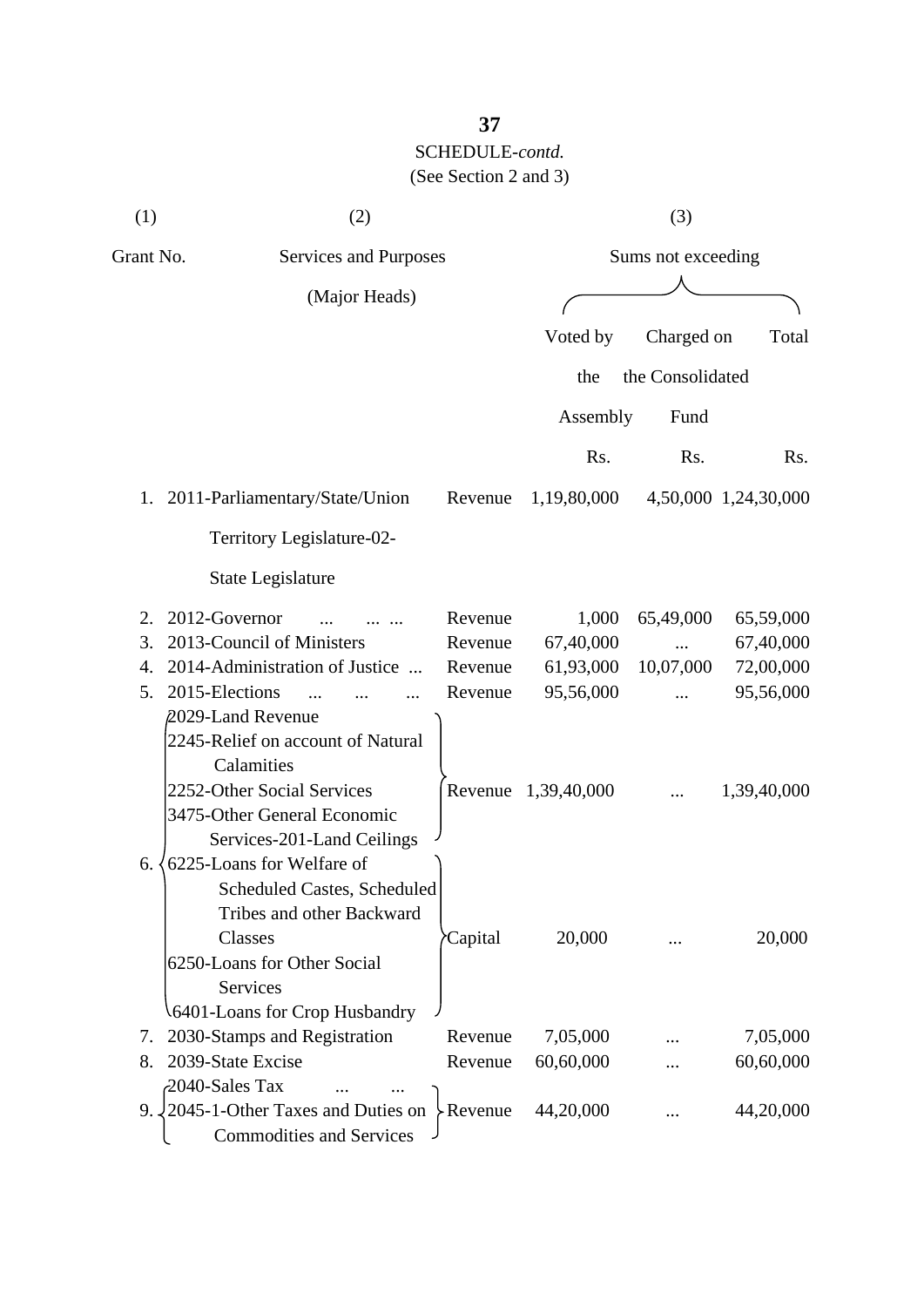SCHEDULE-*contd.*

(See Section 2 and 3)

| (1) | (2) | | (3) | | |
|---|---|---|---|---|---|
| Grant No. | Services and Purposes (Major Heads) | | Sums not exceeding | | |
| | | | Voted by the Assembly | Charged on the Consolidated Fund | Total |
| | | | Rs. | Rs. | Rs. |
| 1. | 2011-Parliamentary/State/Union Territory Legislature-02-State Legislature | Revenue | 1,19,80,000 | 4,50,000 | 1,24,30,000 |
| 2. | 2012-Governor ... ... ... | Revenue | 1,000 | 65,49,000 | 65,59,000 |
| 3. | 2013-Council of Ministers | Revenue | 67,40,000 | ... | 67,40,000 |
| 4. | 2014-Administration of Justice ... | Revenue | 61,93,000 | 10,07,000 | 72,00,000 |
| 5. | 2015-Elections ... ... ... | Revenue | 95,56,000 | ... | 95,56,000 |
| 6. | 2029-Land Revenue<br>2245-Relief on account of Natural Calamities<br>2252-Other Social Services<br>3475-Other General Economic Services-201-Land Ceilings | Revenue | 1,39,40,000 | ... | 1,39,40,000 |
| | 6225-Loans for Welfare of Scheduled Castes, Scheduled Tribes and other Backward Classes<br>6250-Loans for Other Social Services<br>6401-Loans for Crop Husbandry | Capital | 20,000 | ... | 20,000 |
| 7. | 2030-Stamps and Registration | Revenue | 7,05,000 | ... | 7,05,000 |
| 8. | 2039-State Excise | Revenue | 60,60,000 | ... | 60,60,000 |
| 9. | 2040-Sales Tax ... ...<br>2045-1-Other Taxes and Duties on Commodities and Services | Revenue | 44,20,000 | ... | 44,20,000 |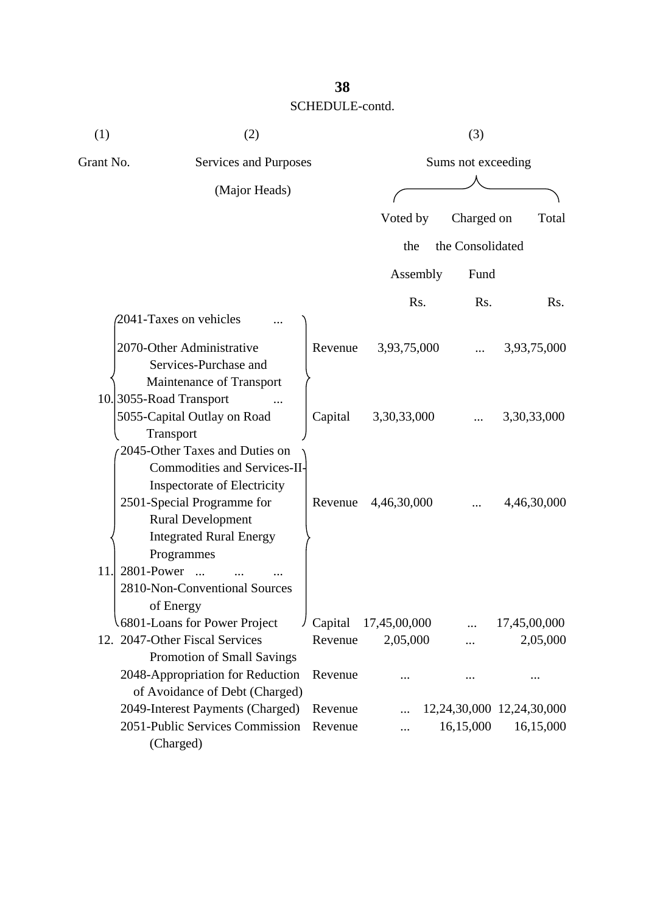SCHEDULE-contd.

| (1) | (2) | | (3) | | |
|---|---|---|---|---|---|
| Grant No. | Services and Purposes (Major Heads) | | Sums not exceeding | | |
| | | | Voted by the Assembly | Charged on the Consolidated Fund | Total |
| | | | Rs. | Rs. | Rs. |
| 10. | 2041-Taxes on vehicles ... 2070-Other Administrative Services-Purchase and Maintenance of Transport 3055-Road Transport ... | Revenue | 3,93,75,000 | ... | 3,93,75,000 |
| | 5055-Capital Outlay on Road Transport | Capital | 3,30,33,000 | ... | 3,30,33,000 |
| 11. | 2045-Other Taxes and Duties on Commodities and Services-II-Inspectorate of Electricity 2501-Special Programme for Rural Development Integrated Rural Energy Programmes 2801-Power ... ... ... 2810-Non-Conventional Sources of Energy | Revenue | 4,46,30,000 | ... | 4,46,30,000 |
| | 6801-Loans for Power Project | Capital | 17,45,00,000 | ... | 17,45,00,000 |
| 12. | 2047-Other Fiscal Services Promotion of Small Savings | Revenue | 2,05,000 | ... | 2,05,000 |
| | 2048-Appropriation for Reduction of Avoidance of Debt (Charged) | Revenue | ... | ... | ... |
| | 2049-Interest Payments (Charged) | Revenue | ... | 12,24,30,000 | 12,24,30,000 |
| | 2051-Public Services Commission (Charged) | Revenue | ... | 16,15,000 | 16,15,000 |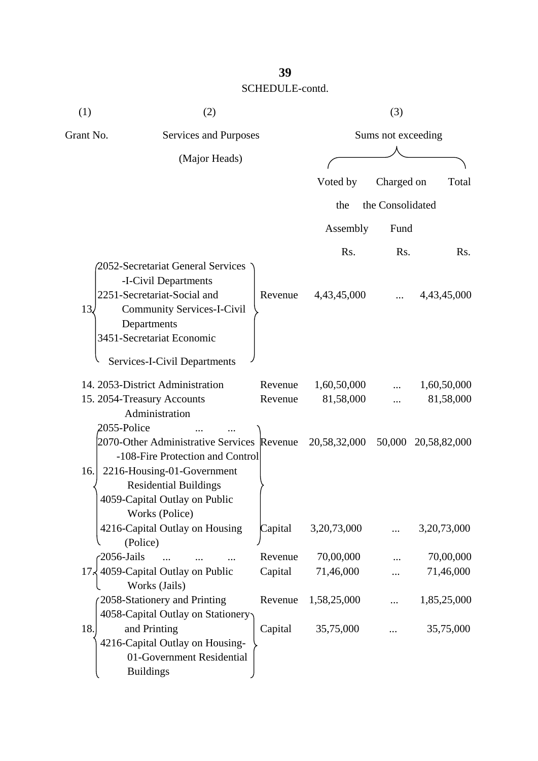SCHEDULE-contd.

| (1) | (2) | | (3) | | |
|---|---|---|---|---|---|
| Grant No. | Services and Purposes (Major Heads) | | Sums not exceeding | | |
| | | | Voted by the Assembly | Charged on the Consolidated Fund | Total |
| | | | Rs. | Rs. | Rs. |
| 13. | 2052-Secretariat General Services -I-Civil Departments<br>2251-Secretariat-Social and Community Services-I-Civil Departments<br>3451-Secretariat Economic Services-I-Civil Departments | Revenue | 4,43,45,000 | ... | 4,43,45,000 |
| 14. | 2053-District Administration | Revenue | 1,60,50,000 | ... | 1,60,50,000 |
| 15. | 2054-Treasury Accounts Administration | Revenue | 81,58,000 | ... | 81,58,000 |
| 16. | 2055-Police ... ...<br>2070-Other Administrative Services -108-Fire Protection and Control<br>2216-Housing-01-Government Residential Buildings | Revenue | 20,58,32,000 | 50,000 | 20,58,82,000 |
| | 4059-Capital Outlay on Public Works (Police)<br>4216-Capital Outlay on Housing (Police) | Capital | 3,20,73,000 | ... | 3,20,73,000 |
| 17. | 2056-Jails ... ... ... | Revenue | 70,00,000 | ... | 70,00,000 |
| | 4059-Capital Outlay on Public Works (Jails) | Capital | 71,46,000 | ... | 71,46,000 |
| 18. | 2058-Stationery and Printing | Revenue | 1,58,25,000 | ... | 1,85,25,000 |
| | 4058-Capital Outlay on Stationery and Printing<br>4216-Capital Outlay on Housing-01-Government Residential Buildings | Capital | 35,75,000 | ... | 35,75,000 |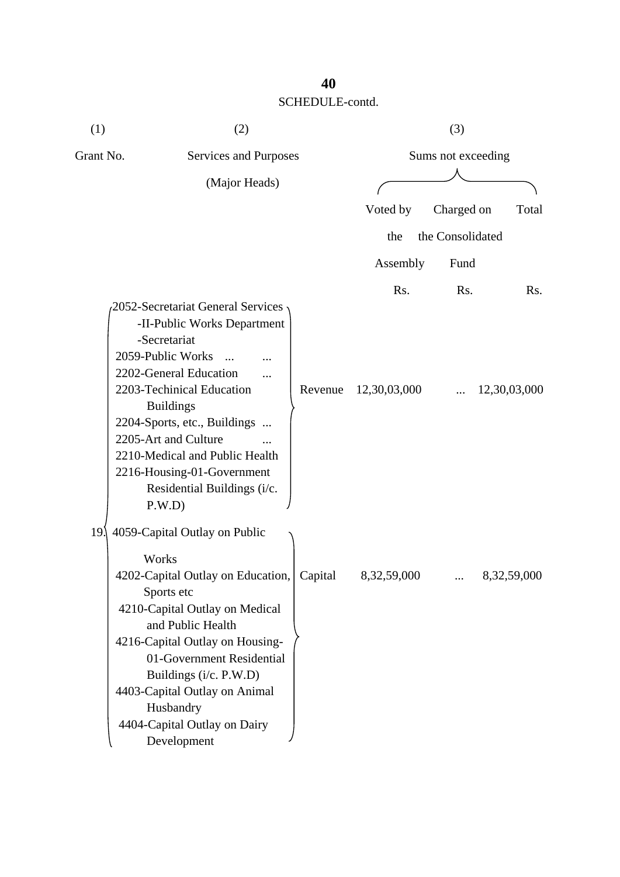SCHEDULE-contd.

| (1) | (2) | | (3) | | |
|---|---|---|---|---|---|
| Grant No. | Services and Purposes (Major Heads) | | Sums not exceeding | | |
| | | | Voted by the Assembly | Charged on the Consolidated Fund | Total |
| | | | Rs. | Rs. | Rs. |
| 19. | 2052-Secretariat General Services -II-Public Works Department -Secretariat<br>2059-Public Works ... ...<br>2202-General Education ...<br>2203-Techinical Education Buildings<br>2204-Sports, etc., Buildings ...<br>2205-Art and Culture ...<br>2210-Medical and Public Health<br>2216-Housing-01-Government Residential Buildings (i/c. P.W.D) | Revenue | 12,30,03,000 | ... | 12,30,03,000 |
| | 4059-Capital Outlay on Public Works<br>4202-Capital Outlay on Education, Sports etc<br>4210-Capital Outlay on Medical and Public Health<br>4216-Capital Outlay on Housing-01-Government Residential Buildings (i/c. P.W.D)<br>4403-Capital Outlay on Animal Husbandry<br>4404-Capital Outlay on Dairy Development | Capital | 8,32,59,000 | ... | 8,32,59,000 |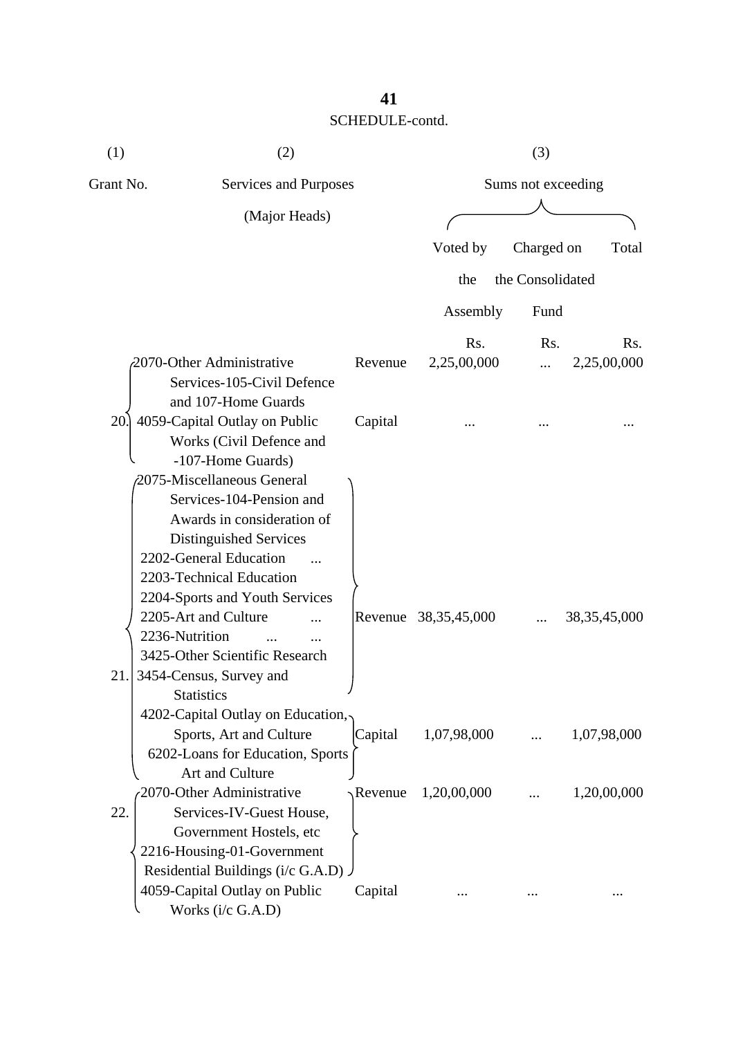SCHEDULE-contd.

| (1) | (2) | | (3) | | |
|---|---|---|---|---|---|
| Grant No. | Services and Purposes (Major Heads) | | Sums not exceeding | | |
| | | | Voted by the Assembly | Charged on the Consolidated Fund | Total |
| | | | Rs. | Rs. | Rs. |
| 20. | 2070-Other Administrative Services-105-Civil Defence and 107-Home Guards | Revenue | 2,25,00,000 | ... | 2,25,00,000 |
| | 4059-Capital Outlay on Public Works (Civil Defence and -107-Home Guards) | Capital | ... | ... | ... |
| 21. | 2075-Miscellaneous General Services-104-Pension and Awards in consideration of Distinguished Services<br>2202-General Education ...<br>2203-Technical Education<br>2204-Sports and Youth Services<br>2205-Art and Culture ...<br>2236-Nutrition ... ...<br>3425-Other Scientific Research<br>3454-Census, Survey and Statistics | Revenue | 38,35,45,000 | ... | 38,35,45,000 |
| | 4202-Capital Outlay on Education, Sports, Art and Culture<br>6202-Loans for Education, Sports Art and Culture | Capital | 1,07,98,000 | ... | 1,07,98,000 |
| 22. | 2070-Other Administrative Services-IV-Guest House, Government Hostels, etc<br>2216-Housing-01-Government Residential Buildings (i/c G.A.D) | Revenue | 1,20,00,000 | ... | 1,20,00,000 |
| | 4059-Capital Outlay on Public Works (i/c G.A.D) | Capital | ... | ... | ... |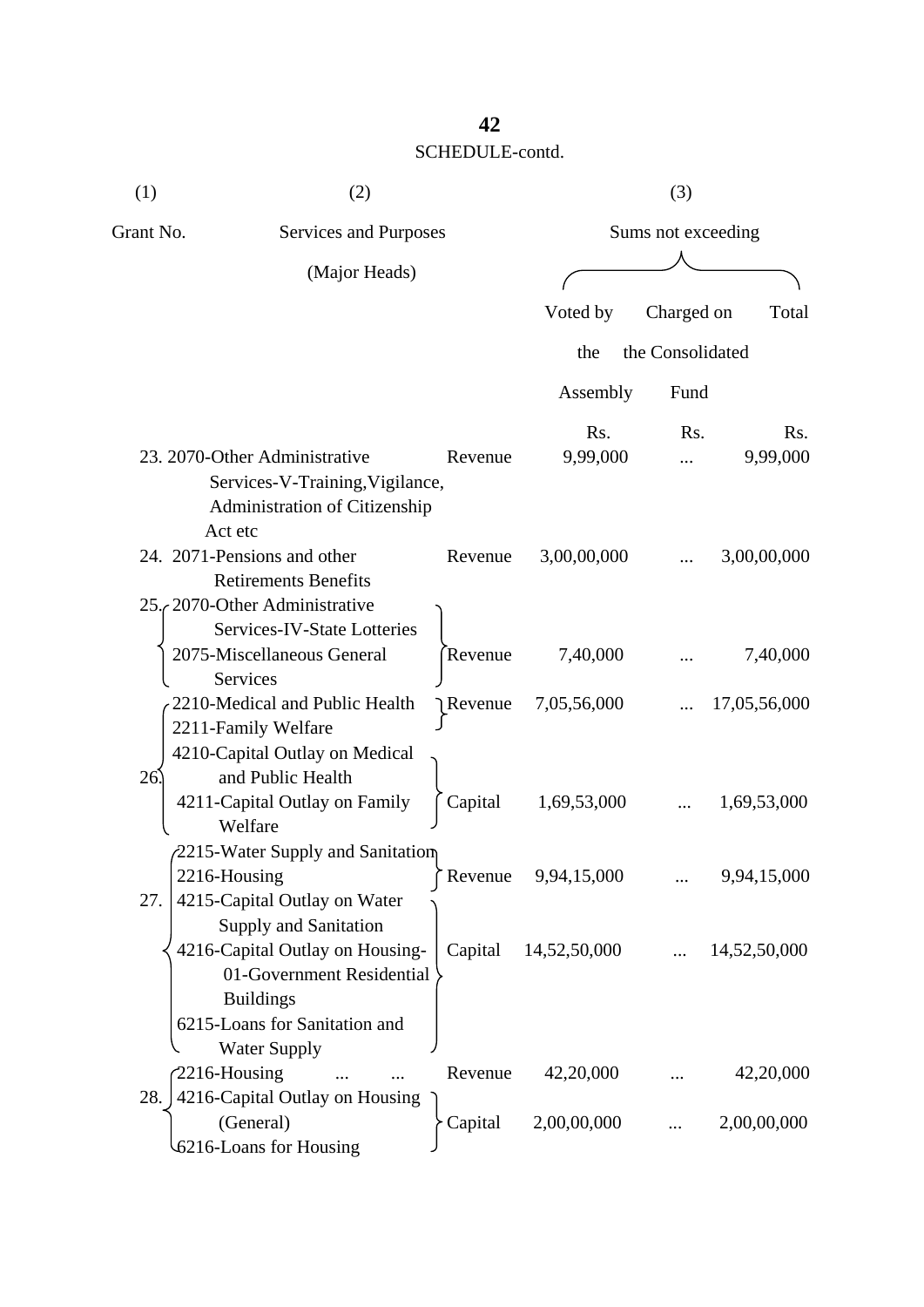**42**

SCHEDULE-contd.

| (1) | (2) | | (3) | | |
|---|---|---|---|---|---|
| Grant No. | Services and Purposes (Major Heads) | | Sums not exceeding | | |
| | | | Voted by the Assembly | Charged on the Consolidated Fund | Total |
| | | | Rs. | Rs. | Rs. |
| 23. | 2070-Other Administrative Services-V-Training, Vigilance, Administration of Citizenship Act etc | Revenue | 9,99,000 | ... | 9,99,000 |
| 24. | 2071-Pensions and other Retirements Benefits | Revenue | 3,00,00,000 | ... | 3,00,00,000 |
| 25. | 2070-Other Administrative Services-IV-State Lotteries<br>2075-Miscellaneous General Services | Revenue | 7,40,000 | ... | 7,40,000 |
| 26. | 2210-Medical and Public Health<br>2211-Family Welfare | Revenue | 7,05,56,000 | ... | 17,05,56,000 |
| | 4210-Capital Outlay on Medical and Public Health<br>4211-Capital Outlay on Family Welfare | Capital | 1,69,53,000 | ... | 1,69,53,000 |
| 27. | 2215-Water Supply and Sanitation<br>2216-Housing | Revenue | 9,94,15,000 | ... | 9,94,15,000 |
| | 4215-Capital Outlay on Water Supply and Sanitation<br>4216-Capital Outlay on Housing-01-Government Residential Buildings<br>6215-Loans for Sanitation and Water Supply | Capital | 14,52,50,000 | ... | 14,52,50,000 |
| 28. | 2216-Housing ... ... | Revenue | 42,20,000 | ... | 42,20,000 |
| | 4216-Capital Outlay on Housing (General)<br>6216-Loans for Housing | Capital | 2,00,00,000 | ... | 2,00,00,000 |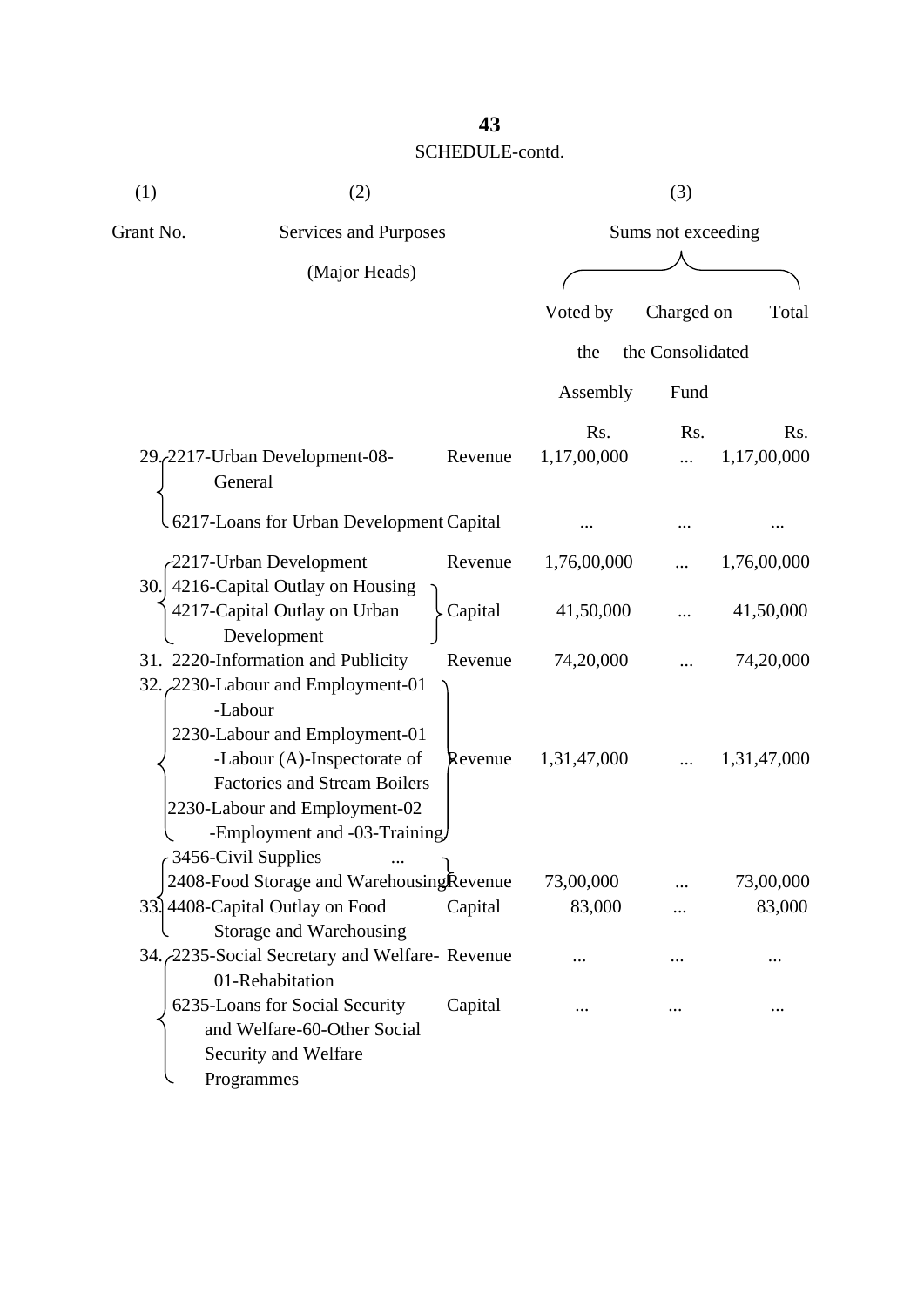SCHEDULE-contd.

| (1) | (2) | | (3) | | |
|---|---|---|---|---|---|
| Grant No. | Services and Purposes (Major Heads) | | Sums not exceeding | | |
| | | | Voted by the Assembly | Charged on the Consolidated Fund | Total |
| | | | Rs. | Rs. | Rs. |
| 29. | 2217-Urban Development-08-General | Revenue | 1,17,00,000 | ... | 1,17,00,000 |
| | 6217-Loans for Urban Development | Capital | ... | ... | ... |
| 30. | 2217-Urban Development | Revenue | 1,76,00,000 | ... | 1,76,00,000 |
| | 4216-Capital Outlay on Housing<br>4217-Capital Outlay on Urban Development | Capital | 41,50,000 | ... | 41,50,000 |
| 31. | 2220-Information and Publicity | Revenue | 74,20,000 | ... | 74,20,000 |
| 32. | 2230-Labour and Employment-01 -Labour<br>2230-Labour and Employment-01 -Labour (A)-Inspectorate of Factories and Stream Boilers<br>2230-Labour and Employment-02 -Employment and -03-Training | Revenue | 1,31,47,000 | ... | 1,31,47,000 |
| 33. | 3456-Civil Supplies ...<br>2408-Food Storage and Warehousing | Revenue | 73,00,000 | ... | 73,00,000 |
| | 4408-Capital Outlay on Food Storage and Warehousing | Capital | 83,000 | ... | 83,000 |
| 34. | 2235-Social Secretary and Welfare-01-Rehabilitation | Revenue | ... | ... | ... |
| | 6235-Loans for Social Security and Welfare-60-Other Social Security and Welfare Programmes | Capital | ... | ... | ... |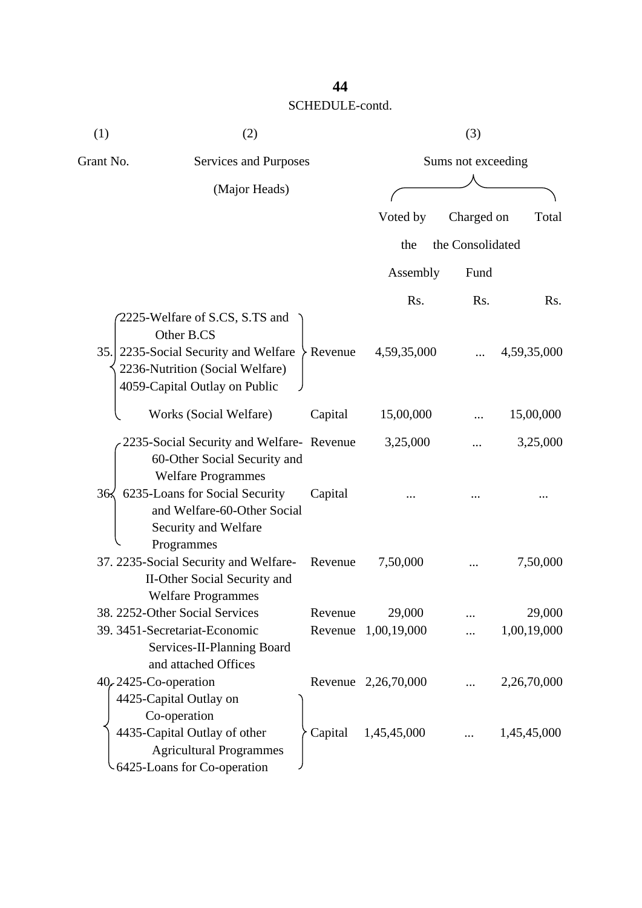SCHEDULE-contd.

| (1) | (2) | | (3) | | |
|---|---|---|---|---|---|
| Grant No. | Services and Purposes (Major Heads) | | Sums not exceeding | | |
| | | | Voted by the Assembly | Charged on the Consolidated Fund | Total |
| | | | Rs. | Rs. | Rs. |
| 35. | 2225-Welfare of S.CS, S.TS and Other B.CS<br>2235-Social Security and Welfare<br>2236-Nutrition (Social Welfare)<br>4059-Capital Outlay on Public | Revenue | 4,59,35,000 | ... | 4,59,35,000 |
| | Works (Social Welfare) | Capital | 15,00,000 | ... | 15,00,000 |
| 36. | 2235-Social Security and Welfare-60-Other Social Security and Welfare Programmes | Revenue | 3,25,000 | ... | 3,25,000 |
| | 6235-Loans for Social Security and Welfare-60-Other Social Security and Welfare Programmes | Capital | ... | ... | ... |
| 37. | 2235-Social Security and Welfare-II-Other Social Security and Welfare Programmes | Revenue | 7,50,000 | ... | 7,50,000 |
| 38. | 2252-Other Social Services | Revenue | 29,000 | ... | 29,000 |
| 39. | 3451-Secretariat-Economic Services-II-Planning Board and attached Offices | Revenue | 1,00,19,000 | ... | 1,00,19,000 |
| 40. | 2425-Co-operation | Revenue | 2,26,70,000 | ... | 2,26,70,000 |
| | 4425-Capital Outlay on Co-operation<br>4435-Capital Outlay of other Agricultural Programmes<br>6425-Loans for Co-operation | Capital | 1,45,45,000 | ... | 1,45,45,000 |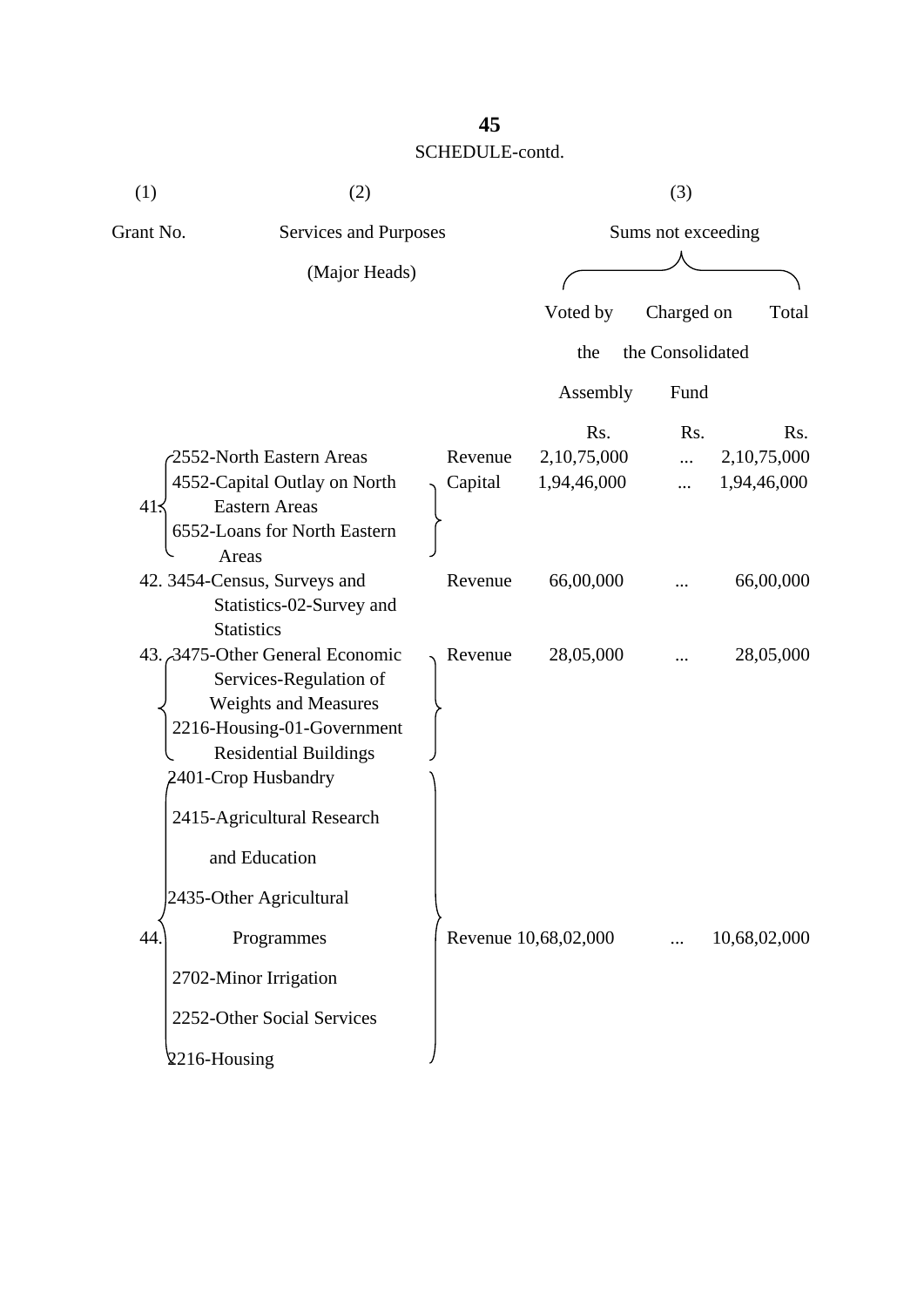SCHEDULE-contd.

| (1) | (2) | | (3) | | |
|---|---|---|---|---|---|
| Grant No. | Services and Purposes (Major Heads) | | Sums not exceeding | | |
| | | | Voted by the Assembly | Charged on the Consolidated Fund | Total |
| | | | Rs. | Rs. | Rs. |
| 41. | 2552-North Eastern Areas | Revenue | 2,10,75,000 | ... | 2,10,75,000 |
| | 4552-Capital Outlay on North Eastern Areas<br>6552-Loans for North Eastern Areas | Capital | 1,94,46,000 | ... | 1,94,46,000 |
| 42. | 3454-Census, Surveys and Statistics-02-Survey and Statistics | Revenue | 66,00,000 | ... | 66,00,000 |
| 43. | 3475-Other General Economic Services-Regulation of Weights and Measures<br>2216-Housing-01-Government Residential Buildings | Revenue | 28,05,000 | ... | 28,05,000 |
| 44. | 2401-Crop Husbandry<br>2415-Agricultural Research and Education<br>2435-Other Agricultural Programmes<br>2702-Minor Irrigation<br>2252-Other Social Services<br>2216-Housing | Revenue | 10,68,02,000 | ... | 10,68,02,000 |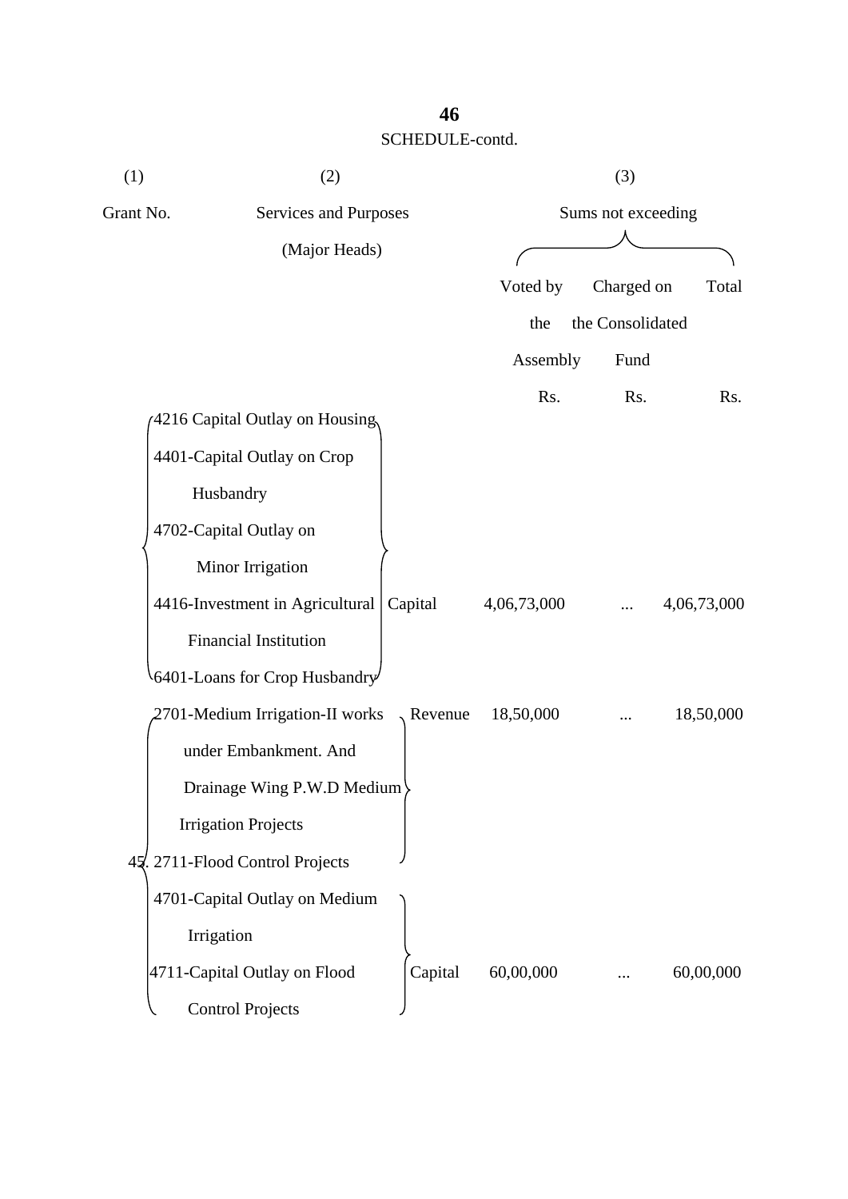SCHEDULE-contd.

| (1) | (2) | | (3) | | |
|---|---|---|---|---|---|
| Grant No. | Services and Purposes (Major Heads) | | Sums not exceeding | | |
| | | | Voted by the Assembly | Charged on the Consolidated Fund | Total |
| | | | Rs. | Rs. | Rs. |
| | 4216 Capital Outlay on Housing<br>4401-Capital Outlay on Crop Husbandry<br>4702-Capital Outlay on Minor Irrigation<br>4416-Investment in Agricultural Financial Institution<br>6401-Loans for Crop Husbandry | Capital | 4,06,73,000 | ... | 4,06,73,000 |
| 45. | 2701-Medium Irrigation-II works under Embankment. And Drainage Wing P.W.D Medium Irrigation Projects<br>2711-Flood Control Projects | Revenue | 18,50,000 | ... | 18,50,000 |
| | 4701-Capital Outlay on Medium Irrigation<br>4711-Capital Outlay on Flood Control Projects | Capital | 60,00,000 | ... | 60,00,000 |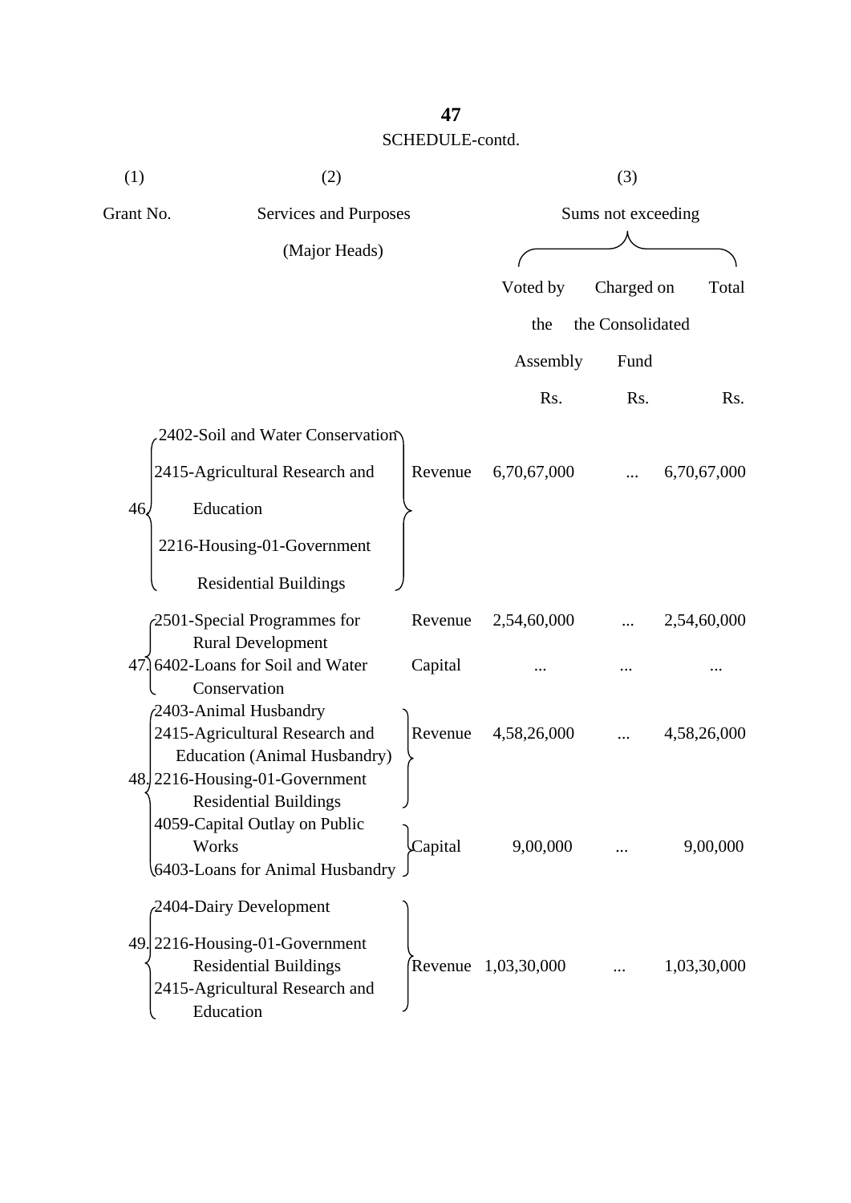SCHEDULE-contd.

| (1) | (2) | | (3) | | |
|---|---|---|---|---|---|
| Grant No. | Services and Purposes (Major Heads) | | Sums not exceeding | | |
| | | | Voted by the Assembly | Charged on the Consolidated Fund | Total |
| | | | Rs. | Rs. | Rs. |
| 46. | 2402-Soil and Water Conservation<br>2415-Agricultural Research and Education<br>2216-Housing-01-Government Residential Buildings | Revenue | 6,70,67,000 | ... | 6,70,67,000 |
| 47. | 2501-Special Programmes for Rural Development | Revenue | 2,54,60,000 | ... | 2,54,60,000 |
| | 6402-Loans for Soil and Water Conservation | Capital | ... | ... | ... |
| 48. | 2403-Animal Husbandry<br>2415-Agricultural Research and Education (Animal Husbandry)<br>2216-Housing-01-Government Residential Buildings | Revenue | 4,58,26,000 | ... | 4,58,26,000 |
| | 4059-Capital Outlay on Public Works<br>6403-Loans for Animal Husbandry | Capital | 9,00,000 | ... | 9,00,000 |
| 49. | 2404-Dairy Development<br>2216-Housing-01-Government Residential Buildings<br>2415-Agricultural Research and Education | Revenue | 1,03,30,000 | ... | 1,03,30,000 |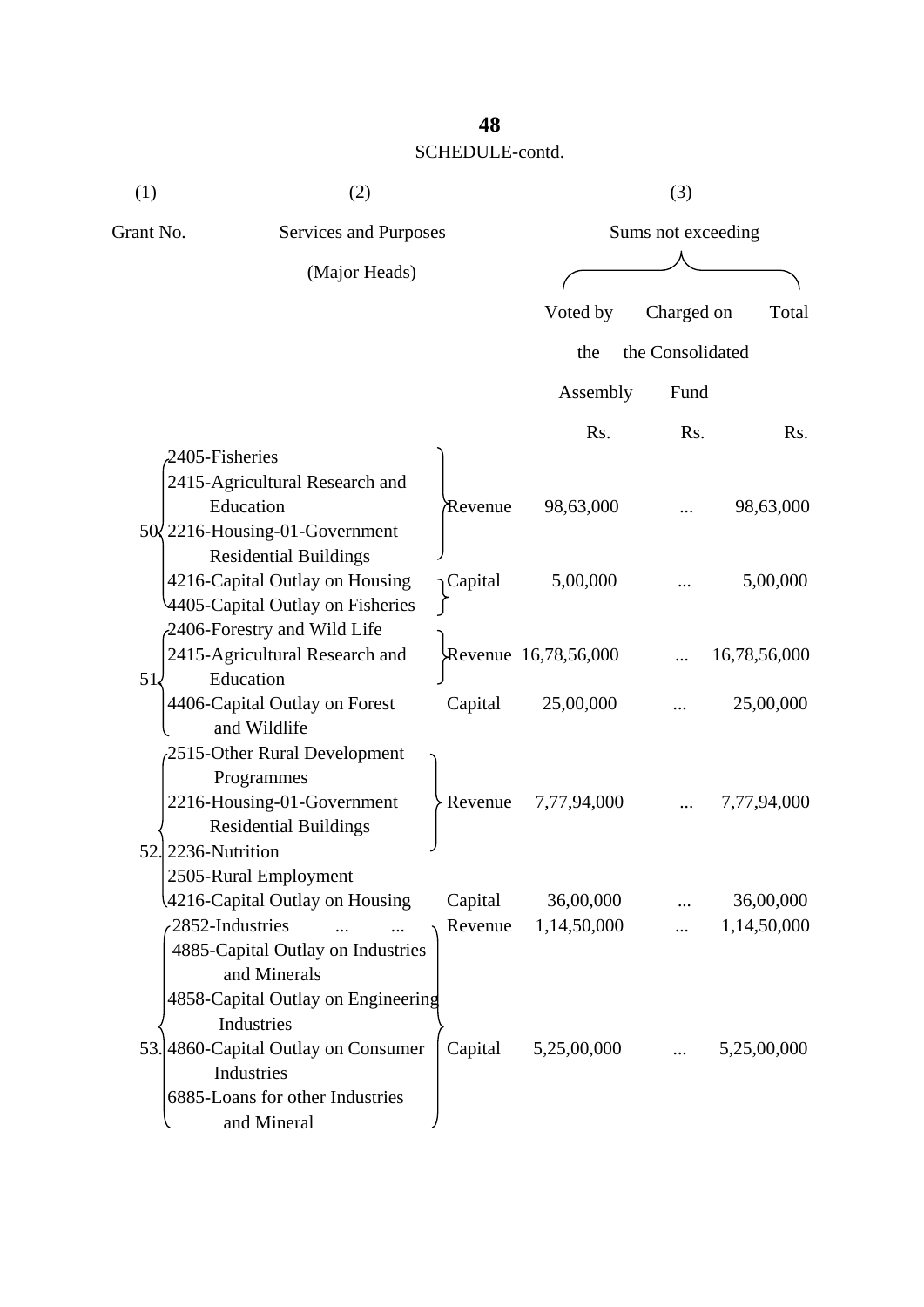SCHEDULE-contd.

| (1) | (2) | | (3) | | |
|---|---|---|---|---|---|
| Grant No. | Services and Purposes (Major Heads) | | Sums not exceeding | | |
| | | | Voted by the Assembly | Charged on the Consolidated Fund | Total |
| | | | Rs. | Rs. | Rs. |
| 50. | 2405-Fisheries<br>2415-Agricultural Research and Education<br>2216-Housing-01-Government Residential Buildings | Revenue | 98,63,000 | ... | 98,63,000 |
| | 4216-Capital Outlay on Housing<br>4405-Capital Outlay on Fisheries | Capital | 5,00,000 | ... | 5,00,000 |
| 51. | 2406-Forestry and Wild Life<br>2415-Agricultural Research and Education | Revenue | 16,78,56,000 | ... | 16,78,56,000 |
| | 4406-Capital Outlay on Forest and Wildlife | Capital | 25,00,000 | ... | 25,00,000 |
| 52. | 2515-Other Rural Development Programmes<br>2216-Housing-01-Government Residential Buildings<br>2236-Nutrition<br>2505-Rural Employment | Revenue | 7,77,94,000 | ... | 7,77,94,000 |
| | 4216-Capital Outlay on Housing | Capital | 36,00,000 | ... | 36,00,000 |
| 53. | 2852-Industries ... ... | Revenue | 1,14,50,000 | ... | 1,14,50,000 |
| | 4885-Capital Outlay on Industries and Minerals<br>4858-Capital Outlay on Engineering Industries<br>4860-Capital Outlay on Consumer Industries<br>6885-Loans for other Industries and Mineral | Capital | 5,25,00,000 | ... | 5,25,00,000 |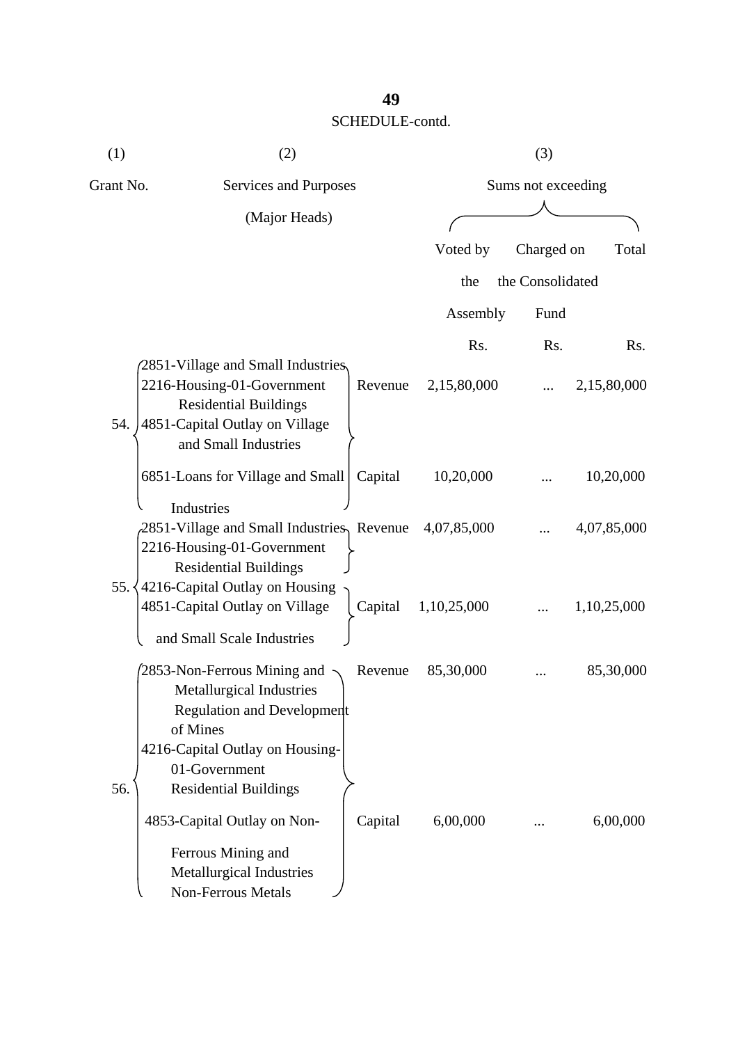SCHEDULE-contd.

| (1) | (2) | | (3) | | |
|---|---|---|---|---|---|
| Grant No. | Services and Purposes (Major Heads) | | Sums not exceeding | | |
| | | | Voted by the Assembly | Charged on the Consolidated Fund | Total |
| | | | Rs. | Rs. | Rs. |
| 54. | 2851-Village and Small Industries<br>2216-Housing-01-Government Residential Buildings<br>4851-Capital Outlay on Village and Small Industries | Revenue | 2,15,80,000 | ... | 2,15,80,000 |
| | 6851-Loans for Village and Small Industries | Capital | 10,20,000 | ... | 10,20,000 |
| 55. | 2851-Village and Small Industries<br>2216-Housing-01-Government Residential Buildings | Revenue | 4,07,85,000 | ... | 4,07,85,000 |
| | 4216-Capital Outlay on Housing<br>4851-Capital Outlay on Village and Small Scale Industries | Capital | 1,10,25,000 | ... | 1,10,25,000 |
| 56. | 2853-Non-Ferrous Mining and Metallurgical Industries Regulation and Development of Mines<br>4216-Capital Outlay on Housing-01-Government Residential Buildings | Revenue | 85,30,000 | ... | 85,30,000 |
| | 4853-Capital Outlay on Non-Ferrous Mining and Metallurgical Industries Non-Ferrous Metals | Capital | 6,00,000 | ... | 6,00,000 |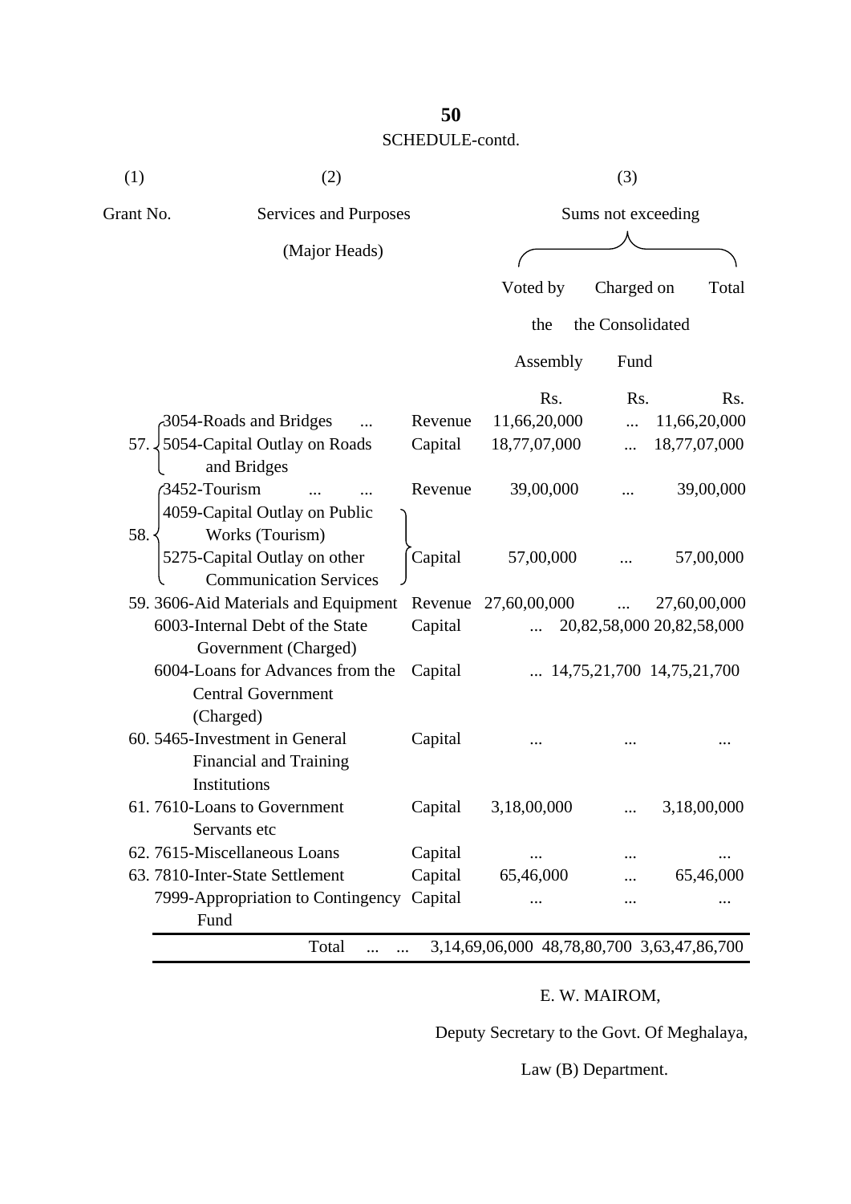SCHEDULE-contd.

| (1) | (2) | | (3) | | |
|---|---|---|---|---|---|
| Grant No. | Services and Purposes (Major Heads) | | Sums not exceeding | | |
| | | | Voted by the Assembly | Charged on the Consolidated Fund | Total |
| | | | Rs. | Rs. | Rs. |
| 57. | 3054-Roads and Bridges ... | Revenue | 11,66,20,000 | ... | 11,66,20,000 |
| | 5054-Capital Outlay on Roads and Bridges | Capital | 18,77,07,000 | ... | 18,77,07,000 |
| 58. | 3452-Tourism ... ... | Revenue | 39,00,000 | ... | 39,00,000 |
| | 4059-Capital Outlay on Public Works (Tourism) 5275-Capital Outlay on other Communication Services | Capital | 57,00,000 | ... | 57,00,000 |
| 59. | 3606-Aid Materials and Equipment | Revenue | 27,60,00,000 | ... | 27,60,00,000 |
| | 6003-Internal Debt of the State Government (Charged) | Capital | ... | 20,82,58,000 | 20,82,58,000 |
| | 6004-Loans for Advances from the Central Government (Charged) | Capital | ... | 14,75,21,700 | 14,75,21,700 |
| 60. | 5465-Investment in General Financial and Training Institutions | Capital | ... | ... | ... |
| 61. | 7610-Loans to Government Servants etc | Capital | 3,18,00,000 | ... | 3,18,00,000 |
| 62. | 7615-Miscellaneous Loans | Capital | ... | ... | ... |
| 63. | 7810-Inter-State Settlement | Capital | 65,46,000 | ... | 65,46,000 |
| | 7999-Appropriation to Contingency Fund | Capital | ... | ... | ... |
| | Total ... ... | | 3,14,69,06,000 | 48,78,80,700 | 3,63,47,86,700 |

E. W. MAIROM,

Deputy Secretary to the Govt. Of Meghalaya,

Law (B) Department.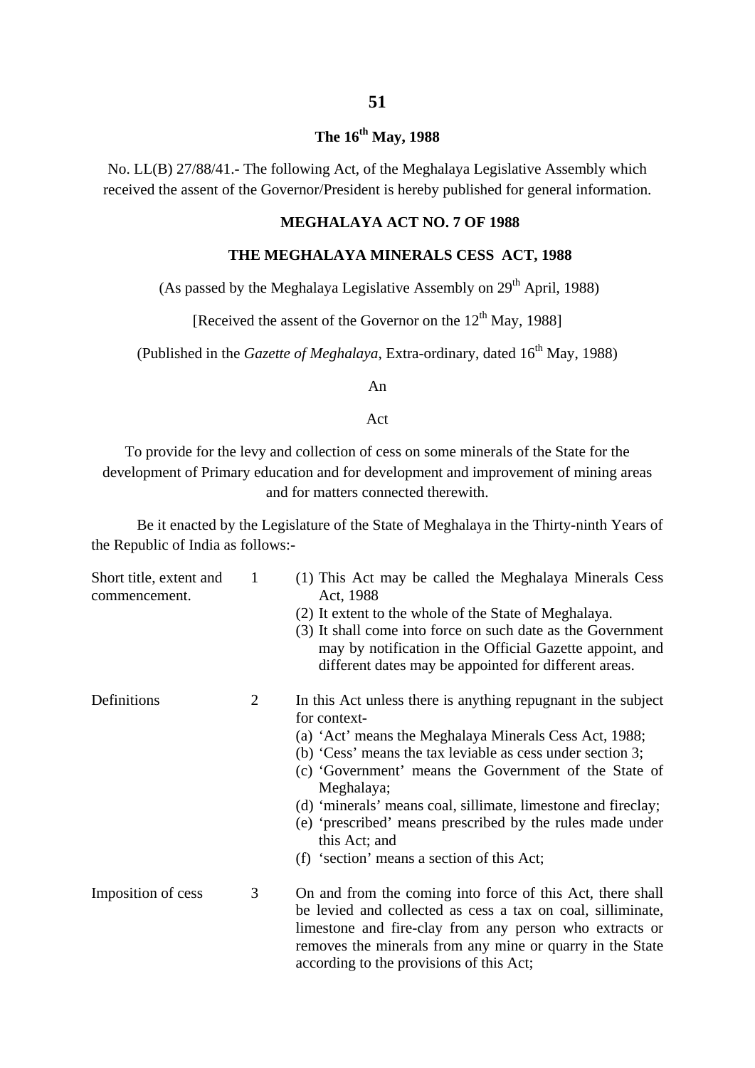## The 16th May, 1988

No. LL(B) 27/88/41.- The following Act, of the Meghalaya Legislative Assembly which received the assent of the Governor/President is hereby published for general information.

### MEGHALAYA ACT NO. 7 OF 1988

### THE MEGHALAYA MINERALS CESS ACT, 1988

(As passed by the Meghalaya Legislative Assembly on 29th April, 1988)

[Received the assent of the Governor on the 12th May, 1988]

(Published in the *Gazette of Meghalaya*, Extra-ordinary, dated 16th May, 1988)

An

Act

To provide for the levy and collection of cess on some minerals of the State for the development of Primary education and for development and improvement of mining areas and for matters connected therewith.

Be it enacted by the Legislature of the State of Meghalaya in the Thirty-ninth Years of the Republic of India as follows:-

**Short title, extent and commencement.**

1 (1) This Act may be called the Meghalaya Minerals Cess Act, 1988

(2) It extent to the whole of the State of Meghalaya.

(3) It shall come into force on such date as the Government may by notification in the Official Gazette appoint, and different dates may be appointed for different areas.

**Definitions**

2 In this Act unless there is anything repugnant in the subject for context-

(a) 'Act' means the Meghalaya Minerals Cess Act, 1988;

(b) 'Cess' means the tax leviable as cess under section 3;

(c) 'Government' means the Government of the State of Meghalaya;

(d) 'minerals' means coal, sillimate, limestone and fireclay;

(e) 'prescribed' means prescribed by the rules made under this Act; and

(f) 'section' means a section of this Act;

**Imposition of cess**

3 On and from the coming into force of this Act, there shall be levied and collected as cess a tax on coal, silliminate, limestone and fire-clay from any person who extracts or removes the minerals from any mine or quarry in the State according to the provisions of this Act;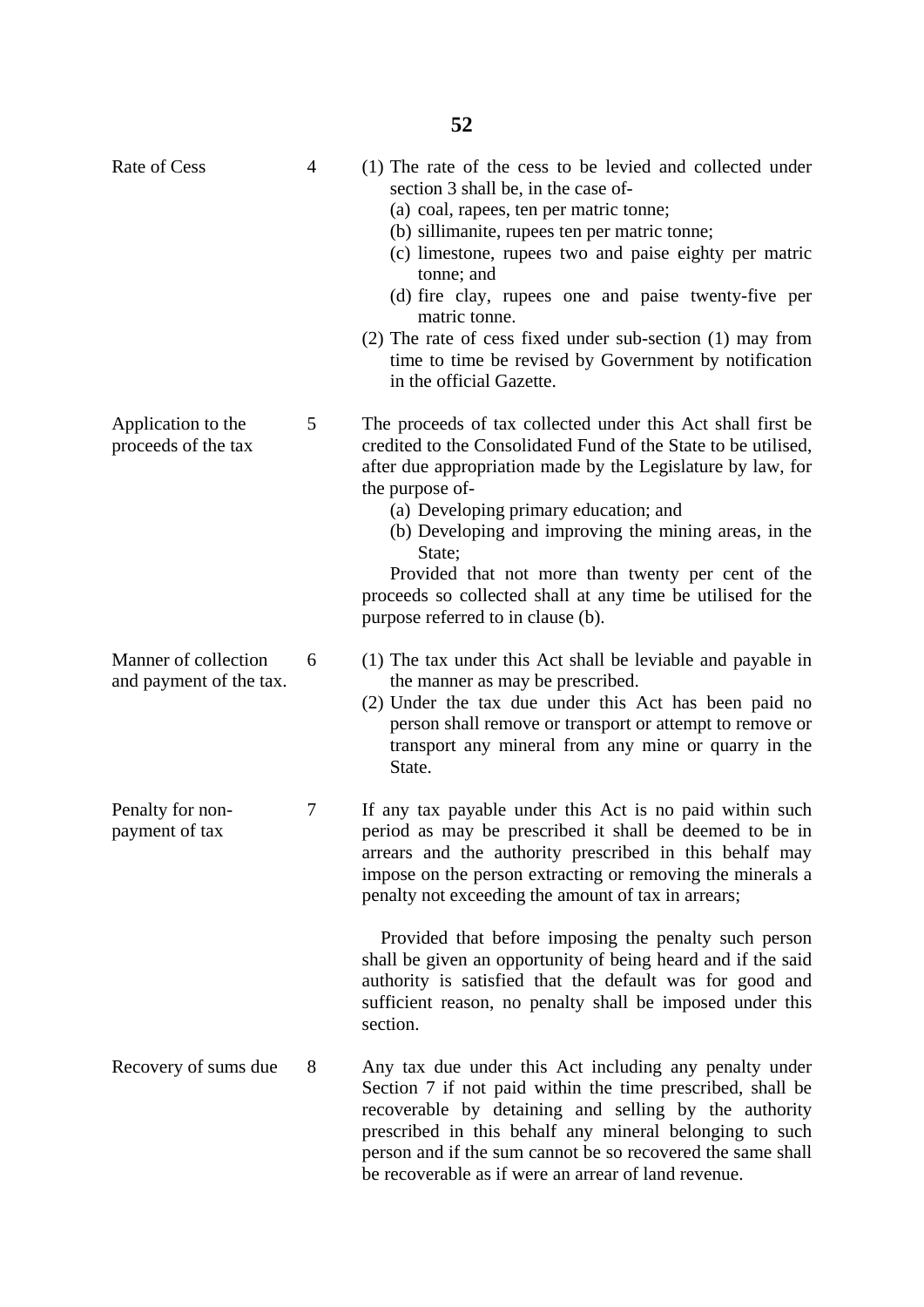**Rate of Cess** — 4

(1) The rate of the cess to be levied and collected under section 3 shall be, in the case of-

(a) coal, rapees, ten per matric tonne;

(b) sillimanite, rupees ten per matric tonne;

(c) limestone, rupees two and paise eighty per matric tonne; and

(d) fire clay, rupees one and paise twenty-five per matric tonne.

(2) The rate of cess fixed under sub-section (1) may from time to time be revised by Government by notification in the official Gazette.

**Application to the proceeds of the tax** — 5

The proceeds of tax collected under this Act shall first be credited to the Consolidated Fund of the State to be utilised, after due appropriation made by the Legislature by law, for the purpose of-

(a) Developing primary education; and

(b) Developing and improving the mining areas, in the State;

Provided that not more than twenty per cent of the proceeds so collected shall at any time be utilised for the purpose referred to in clause (b).

**Manner of collection and payment of the tax.** — 6

(1) The tax under this Act shall be leviable and payable in the manner as may be prescribed.

(2) Under the tax due under this Act has been paid no person shall remove or transport or attempt to remove or transport any mineral from any mine or quarry in the State.

**Penalty for non-payment of tax** — 7

If any tax payable under this Act is no paid within such period as may be prescribed it shall be deemed to be in arrears and the authority prescribed in this behalf may impose on the person extracting or removing the minerals a penalty not exceeding the amount of tax in arrears;

Provided that before imposing the penalty such person shall be given an opportunity of being heard and if the said authority is satisfied that the default was for good and sufficient reason, no penalty shall be imposed under this section.

**Recovery of sums due** — 8

Any tax due under this Act including any penalty under Section 7 if not paid within the time prescribed, shall be recoverable by detaining and selling by the authority prescribed in this behalf any mineral belonging to such person and if the sum cannot be so recovered the same shall be recoverable as if were an arrear of land revenue.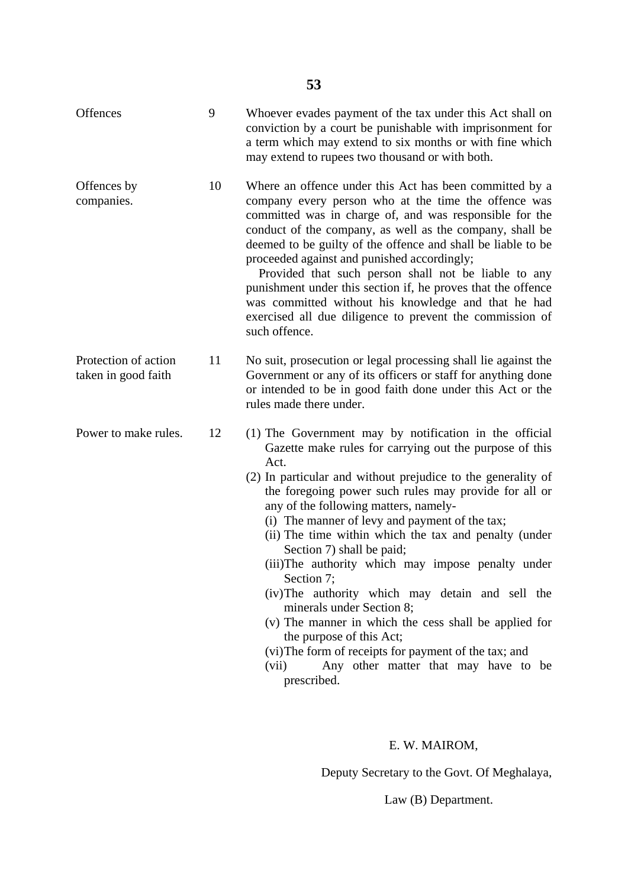**Offences** 9 Whoever evades payment of the tax under this Act shall on conviction by a court be punishable with imprisonment for a term which may extend to six months or with fine which may extend to rupees two thousand or with both.

**Offences by companies.** 10 Where an offence under this Act has been committed by a company every person who at the time the offence was committed was in charge of, and was responsible for the conduct of the company, as well as the company, shall be deemed to be guilty of the offence and shall be liable to be proceeded against and punished accordingly;

Provided that such person shall not be liable to any punishment under this section if, he proves that the offence was committed without his knowledge and that he had exercised all due diligence to prevent the commission of such offence.

**Protection of action taken in good faith** 11 No suit, prosecution or legal processing shall lie against the Government or any of its officers or staff for anything done or intended to be in good faith done under this Act or the rules made there under.

**Power to make rules.** 12

(1) The Government may by notification in the official Gazette make rules for carrying out the purpose of this Act.

(2) In particular and without prejudice to the generality of the foregoing power such rules may provide for all or any of the following matters, namely-

- (i) The manner of levy and payment of the tax;
- (ii) The time within which the tax and penalty (under Section 7) shall be paid;
- (iii) The authority which may impose penalty under Section 7;
- (iv) The authority which may detain and sell the minerals under Section 8;
- (v) The manner in which the cess shall be applied for the purpose of this Act;
- (vi) The form of receipts for payment of the tax; and
- (vii) Any other matter that may have to be prescribed.

E. W. MAIROM,

Deputy Secretary to the Govt. Of Meghalaya,

Law (B) Department.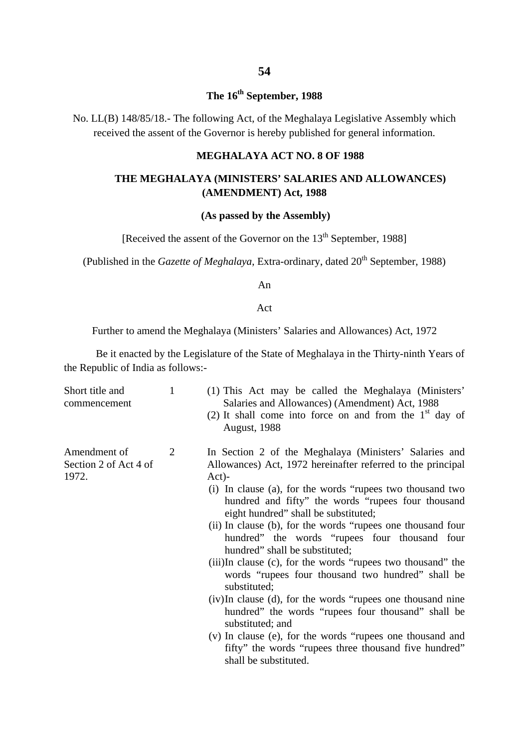**The 16th September, 1988**

No. LL(B) 148/85/18.- The following Act, of the Meghalaya Legislative Assembly which received the assent of the Governor is hereby published for general information.

## MEGHALAYA ACT NO. 8 OF 1988

## THE MEGHALAYA (MINISTERS' SALARIES AND ALLOWANCES) (AMENDMENT) Act, 1988

**(As passed by the Assembly)**

[Received the assent of the Governor on the 13th September, 1988]

(Published in the *Gazette of Meghalaya*, Extra-ordinary, dated 20th September, 1988)

An

Act

Further to amend the Meghalaya (Ministers' Salaries and Allowances) Act, 1972

Be it enacted by the Legislature of the State of Meghalaya in the Thirty-ninth Years of the Republic of India as follows:-

Short title and commencement

1 (1) This Act may be called the Meghalaya (Ministers' Salaries and Allowances) (Amendment) Act, 1988

(2) It shall come into force on and from the 1st day of August, 1988

Amendment of Section 2 of Act 4 of 1972.

2 In Section 2 of the Meghalaya (Ministers' Salaries and Allowances) Act, 1972 hereinafter referred to the principal Act)-

(i) In clause (a), for the words "rupees two thousand two hundred and fifty" the words "rupees four thousand eight hundred" shall be substituted;

(ii) In clause (b), for the words "rupees one thousand four hundred" the words "rupees four thousand four hundred" shall be substituted;

(iii) In clause (c), for the words "rupees two thousand" the words "rupees four thousand two hundred" shall be substituted;

(iv) In clause (d), for the words "rupees one thousand nine hundred" the words "rupees four thousand" shall be substituted; and

(v) In clause (e), for the words "rupees one thousand and fifty" the words "rupees three thousand five hundred" shall be substituted.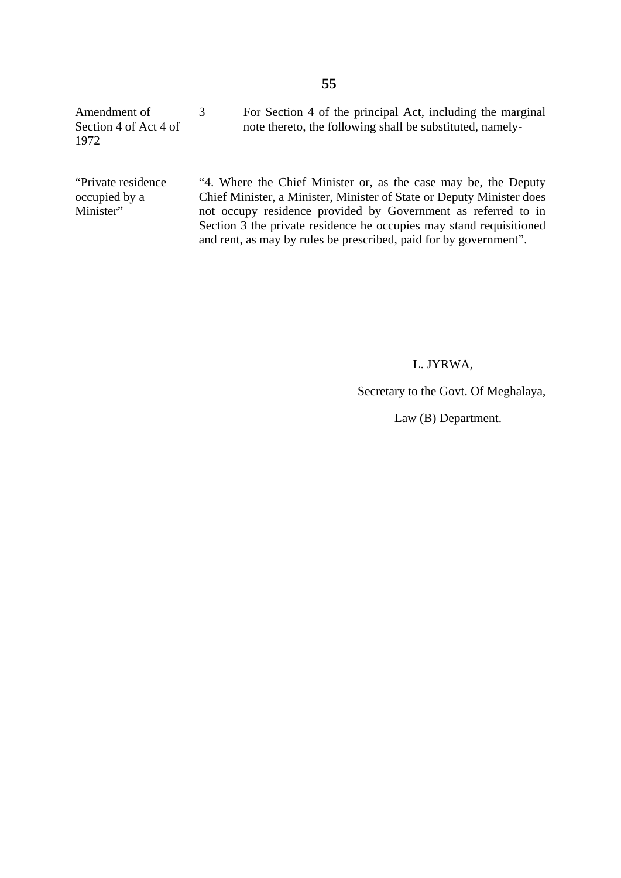Amendment of Section 4 of Act 4 of 1972

3 For Section 4 of the principal Act, including the marginal note thereto, the following shall be substituted, namely-

"Private residence occupied by a Minister"

"4. Where the Chief Minister or, as the case may be, the Deputy Chief Minister, a Minister, Minister of State or Deputy Minister does not occupy residence provided by Government as referred to in Section 3 the private residence he occupies may stand requisitioned and rent, as may by rules be prescribed, paid for by government".

L. JYRWA,

Secretary to the Govt. Of Meghalaya,

Law (B) Department.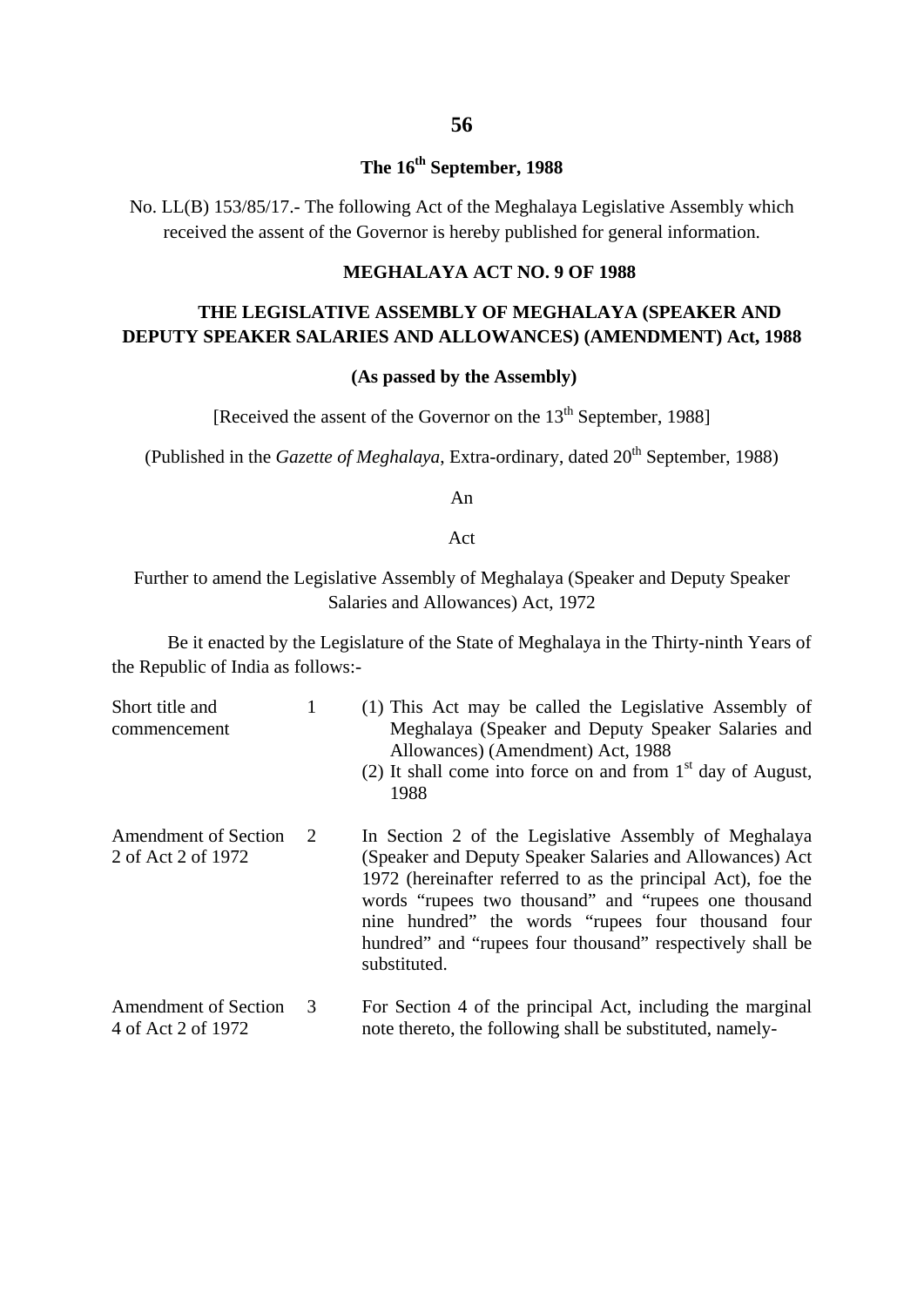**The 16th September, 1988**

No. LL(B) 153/85/17.- The following Act of the Meghalaya Legislative Assembly which received the assent of the Governor is hereby published for general information.

**MEGHALAYA ACT NO. 9 OF 1988**

**THE LEGISLATIVE ASSEMBLY OF MEGHALAYA (SPEAKER AND DEPUTY SPEAKER SALARIES AND ALLOWANCES) (AMENDMENT) Act, 1988**

**(As passed by the Assembly)**

[Received the assent of the Governor on the 13th September, 1988]

(Published in the *Gazette of Meghalaya*, Extra-ordinary, dated 20th September, 1988)

An

Act

Further to amend the Legislative Assembly of Meghalaya (Speaker and Deputy Speaker Salaries and Allowances) Act, 1972

Be it enacted by the Legislature of the State of Meghalaya in the Thirty-ninth Years of the Republic of India as follows:-

| | | |
|---|---|---|
| Short title and commencement | 1 | (1) This Act may be called the Legislative Assembly of Meghalaya (Speaker and Deputy Speaker Salaries and Allowances) (Amendment) Act, 1988<br>(2) It shall come into force on and from 1st day of August, 1988 |
| Amendment of Section 2 of Act 2 of 1972 | 2 | In Section 2 of the Legislative Assembly of Meghalaya (Speaker and Deputy Speaker Salaries and Allowances) Act 1972 (hereinafter referred to as the principal Act), foe the words "rupees two thousand" and "rupees one thousand nine hundred" the words "rupees four thousand four hundred" and "rupees four thousand" respectively shall be substituted. |
| Amendment of Section 4 of Act 2 of 1972 | 3 | For Section 4 of the principal Act, including the marginal note thereto, the following shall be substituted, namely- |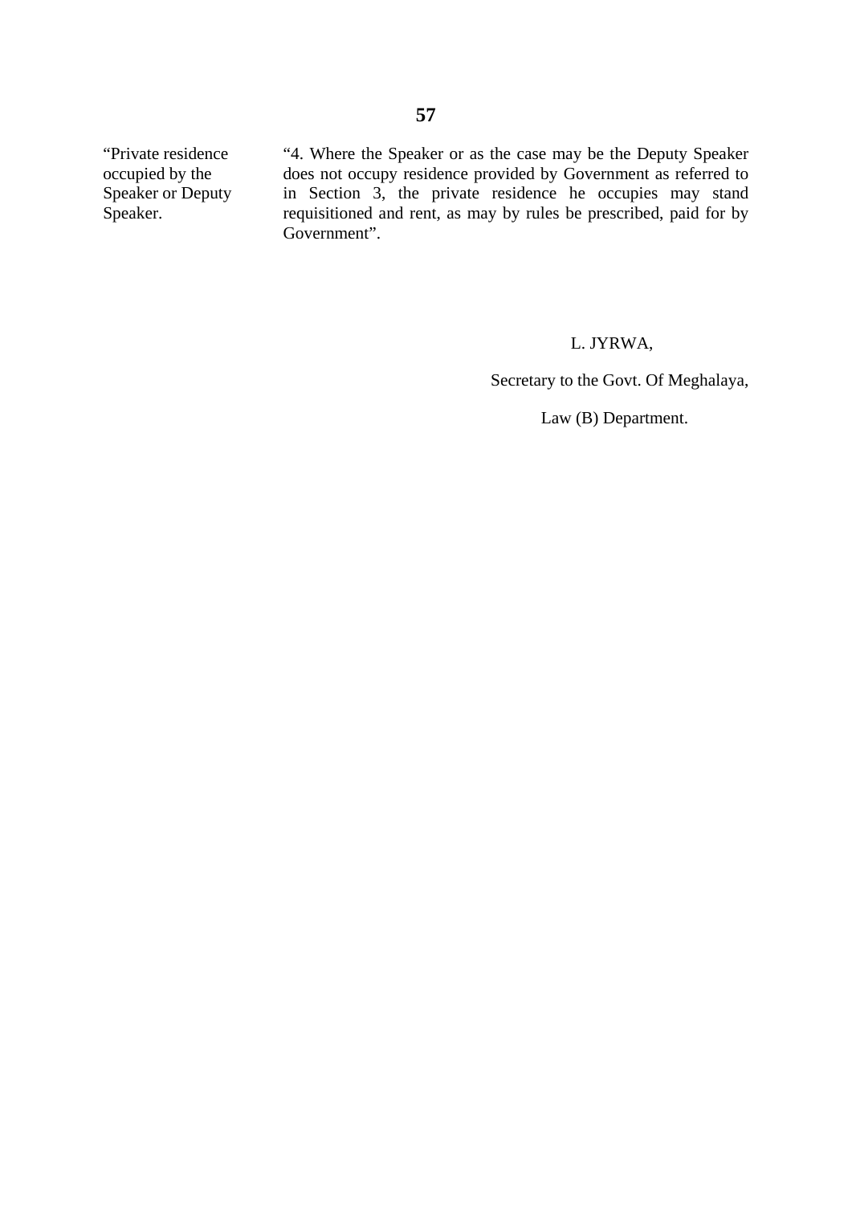"Private residence occupied by the Speaker or Deputy Speaker.

"4. Where the Speaker or as the case may be the Deputy Speaker does not occupy residence provided by Government as referred to in Section 3, the private residence he occupies may stand requisitioned and rent, as may by rules be prescribed, paid for by Government".

L. JYRWA,

Secretary to the Govt. Of Meghalaya,

Law (B) Department.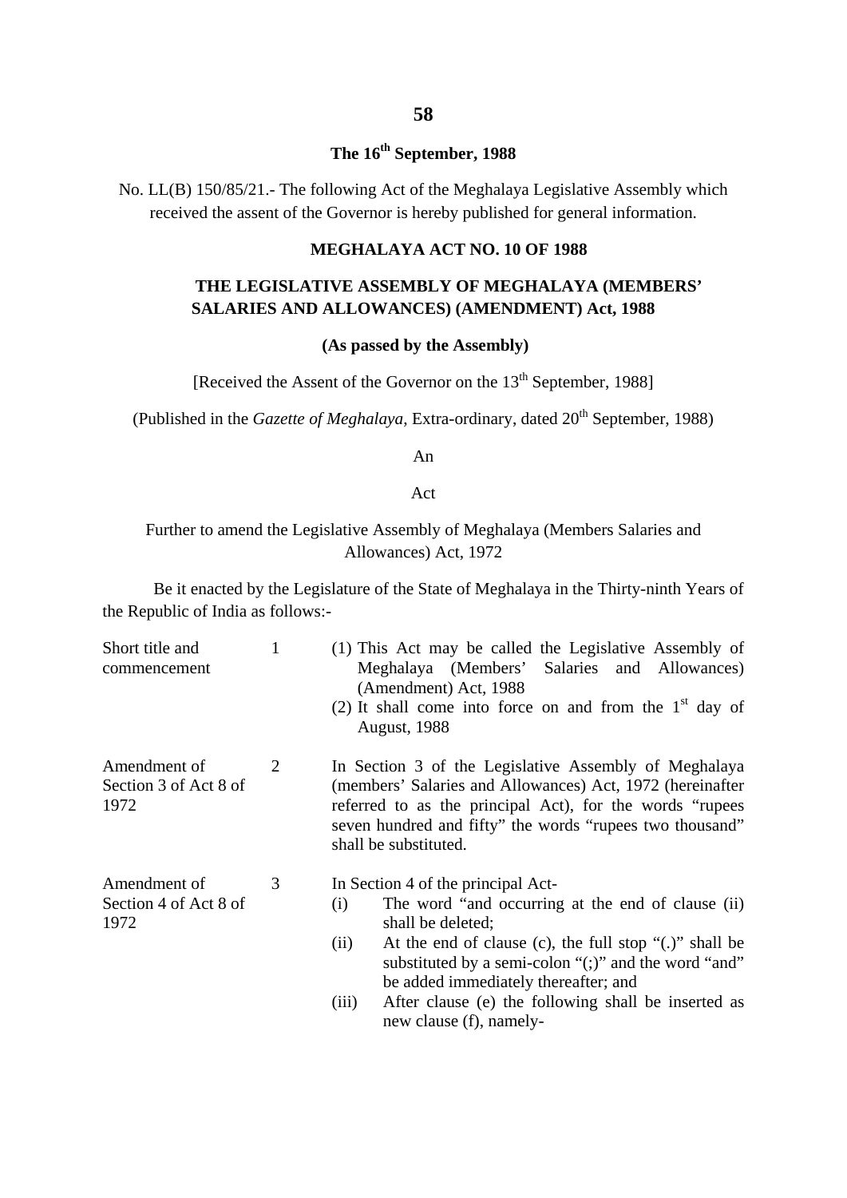**The 16th September, 1988**

No. LL(B) 150/85/21.- The following Act of the Meghalaya Legislative Assembly which received the assent of the Governor is hereby published for general information.

## MEGHALAYA ACT NO. 10 OF 1988

## THE LEGISLATIVE ASSEMBLY OF MEGHALAYA (MEMBERS' SALARIES AND ALLOWANCES) (AMENDMENT) Act, 1988

**(As passed by the Assembly)**

[Received the Assent of the Governor on the 13th September, 1988]

(Published in the *Gazette of Meghalaya*, Extra-ordinary, dated 20th September, 1988)

An

Act

Further to amend the Legislative Assembly of Meghalaya (Members Salaries and Allowances) Act, 1972

Be it enacted by the Legislature of the State of Meghalaya in the Thirty-ninth Years of the Republic of India as follows:-

Short title and commencement

1 (1) This Act may be called the Legislative Assembly of Meghalaya (Members' Salaries and Allowances) (Amendment) Act, 1988

(2) It shall come into force on and from the 1st day of August, 1988

Amendment of Section 3 of Act 8 of 1972

2 In Section 3 of the Legislative Assembly of Meghalaya (members' Salaries and Allowances) Act, 1972 (hereinafter referred to as the principal Act), for the words "rupees seven hundred and fifty" the words "rupees two thousand" shall be substituted.

Amendment of Section 4 of Act 8 of 1972

3 In Section 4 of the principal Act-

(i) The word "and occurring at the end of clause (ii) shall be deleted;

(ii) At the end of clause (c), the full stop "(.)" shall be substituted by a semi-colon "(;)" and the word "and" be added immediately thereafter; and

(iii) After clause (e) the following shall be inserted as new clause (f), namely-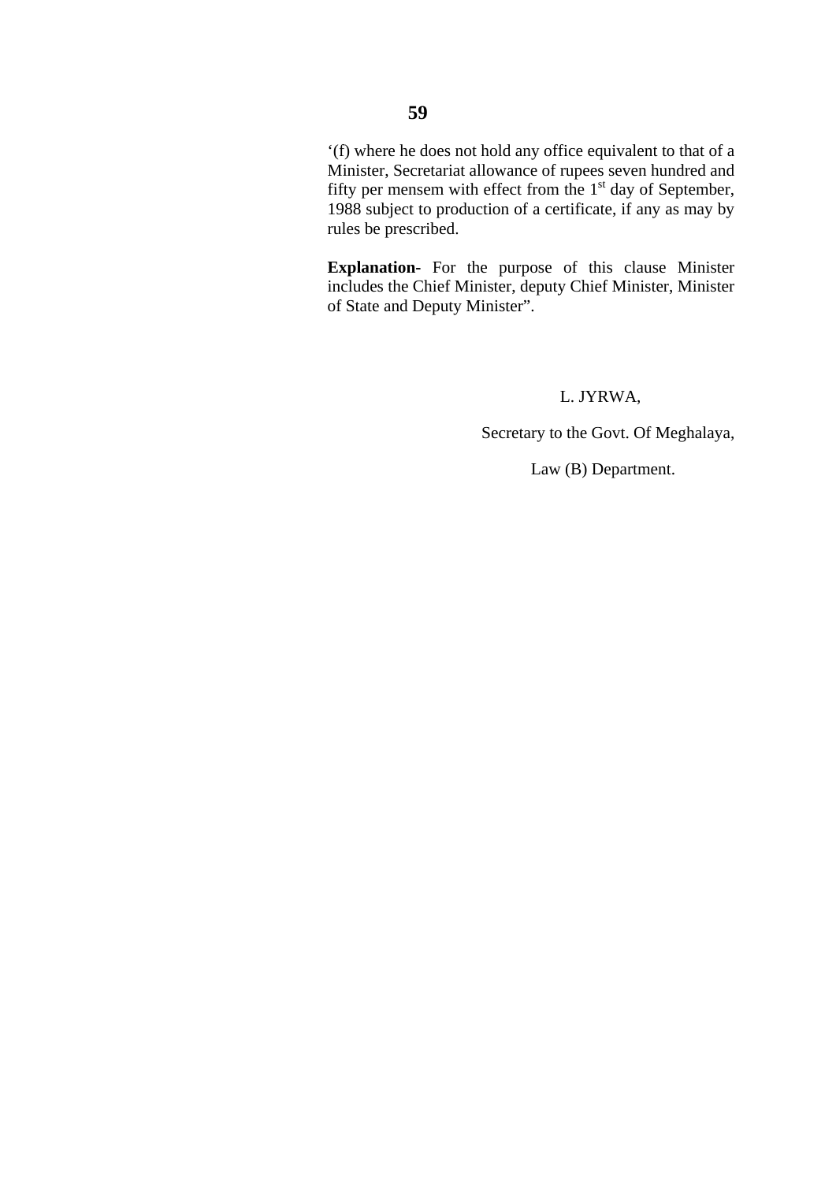'(f) where he does not hold any office equivalent to that of a Minister, Secretariat allowance of rupees seven hundred and fifty per mensem with effect from the 1st day of September, 1988 subject to production of a certificate, if any as may by rules be prescribed.

**Explanation-** For the purpose of this clause Minister includes the Chief Minister, deputy Chief Minister, Minister of State and Deputy Minister".

L. JYRWA,

Secretary to the Govt. Of Meghalaya,

Law (B) Department.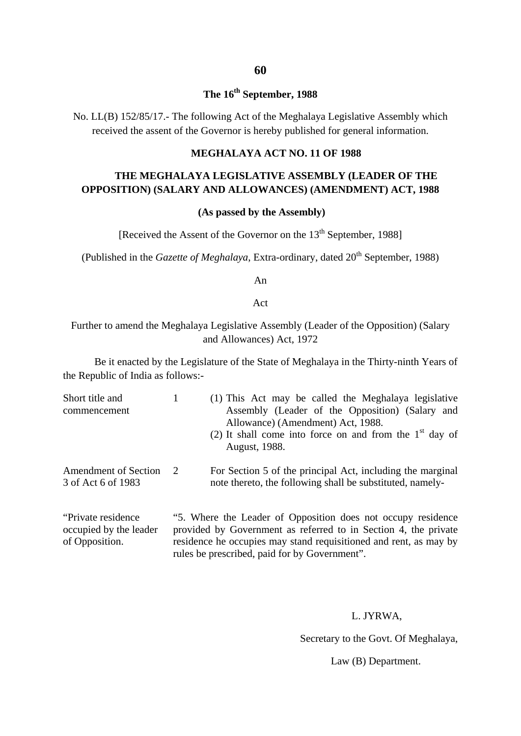**The 16th September, 1988**

No. LL(B) 152/85/17.- The following Act of the Meghalaya Legislative Assembly which received the assent of the Governor is hereby published for general information.

## MEGHALAYA ACT NO. 11 OF 1988

## THE MEGHALAYA LEGISLATIVE ASSEMBLY (LEADER OF THE OPPOSITION) (SALARY AND ALLOWANCES) (AMENDMENT) ACT, 1988

**(As passed by the Assembly)**

[Received the Assent of the Governor on the 13th September, 1988]

(Published in the *Gazette of Meghalaya*, Extra-ordinary, dated 20th September, 1988)

An

Act

Further to amend the Meghalaya Legislative Assembly (Leader of the Opposition) (Salary and Allowances) Act, 1972

Be it enacted by the Legislature of the State of Meghalaya in the Thirty-ninth Years of the Republic of India as follows:-

| | | |
|---|---|---|
| Short title and commencement | 1 | (1) This Act may be called the Meghalaya legislative Assembly (Leader of the Opposition) (Salary and Allowance) (Amendment) Act, 1988.<br>(2) It shall come into force on and from the 1st day of August, 1988. |
| Amendment of Section 3 of Act 6 of 1983 | 2 | For Section 5 of the principal Act, including the marginal note thereto, the following shall be substituted, namely- |

“Private residence occupied by the leader of Opposition.

“5. Where the Leader of Opposition does not occupy residence provided by Government as referred to in Section 4, the private residence he occupies may stand requisitioned and rent, as may by rules be prescribed, paid for by Government”.

L. JYRWA,

Secretary to the Govt. Of Meghalaya,

Law (B) Department.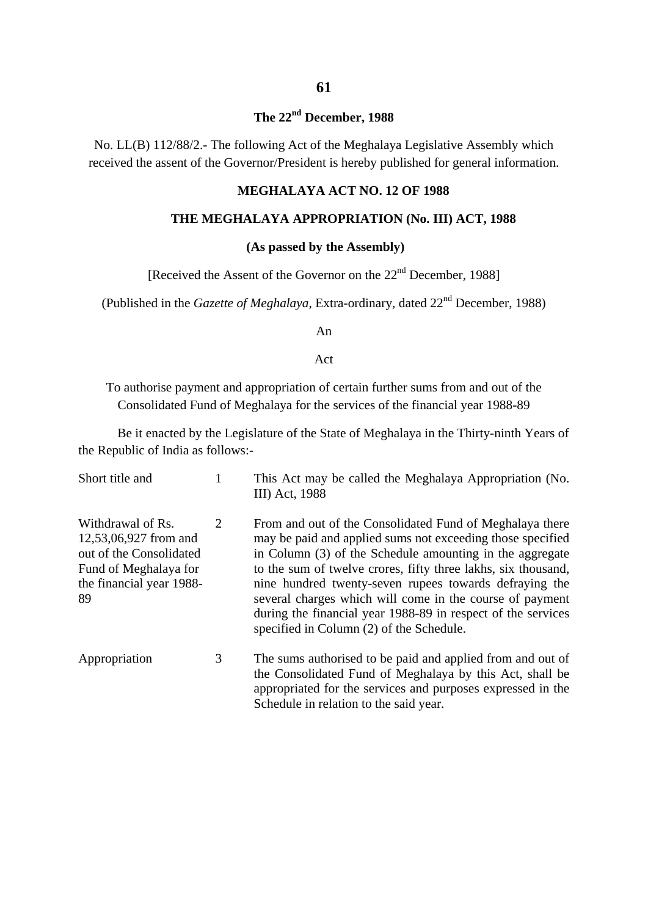**The 22nd December, 1988**

No. LL(B) 112/88/2.- The following Act of the Meghalaya Legislative Assembly which received the assent of the Governor/President is hereby published for general information.

**MEGHALAYA ACT NO. 12 OF 1988**

**THE MEGHALAYA APPROPRIATION (No. III) ACT, 1988**

**(As passed by the Assembly)**

[Received the Assent of the Governor on the 22nd December, 1988]

(Published in the *Gazette of Meghalaya*, Extra-ordinary, dated 22nd December, 1988)

An

Act

To authorise payment and appropriation of certain further sums from and out of the Consolidated Fund of Meghalaya for the services of the financial year 1988-89

Be it enacted by the Legislature of the State of Meghalaya in the Thirty-ninth Years of the Republic of India as follows:-

| | | |
|---|---|---|
| Short title and | 1 | This Act may be called the Meghalaya Appropriation (No. III) Act, 1988 |
| Withdrawal of Rs. 12,53,06,927 from and out of the Consolidated Fund of Meghalaya for the financial year 1988-89 | 2 | From and out of the Consolidated Fund of Meghalaya there may be paid and applied sums not exceeding those specified in Column (3) of the Schedule amounting in the aggregate to the sum of twelve crores, fifty three lakhs, six thousand, nine hundred twenty-seven rupees towards defraying the several charges which will come in the course of payment during the financial year 1988-89 in respect of the services specified in Column (2) of the Schedule. |
| Appropriation | 3 | The sums authorised to be paid and applied from and out of the Consolidated Fund of Meghalaya by this Act, shall be appropriated for the services and purposes expressed in the Schedule in relation to the said year. |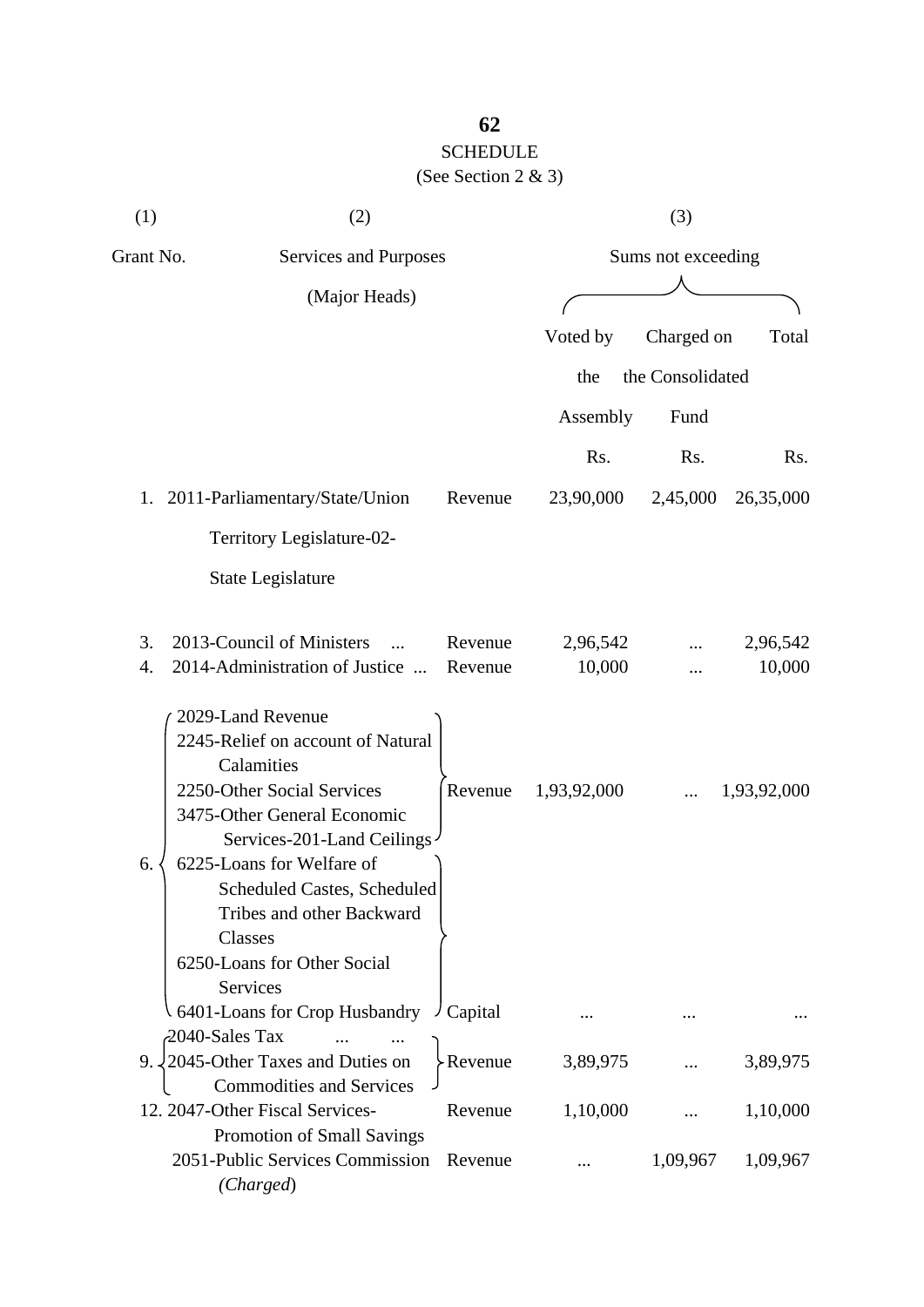## SCHEDULE

(See Section 2 & 3)

| (1) | (2) | | (3) | | |
|---|---|---|---|---|---|
| Grant No. | Services and Purposes (Major Heads) | | Sums not exceeding | | |
| | | | Voted by the Assembly | Charged on the Consolidated Fund | Total |
| | | | Rs. | Rs. | Rs. |
| 1. | 2011-Parliamentary/State/Union Territory Legislature-02-State Legislature | Revenue | 23,90,000 | 2,45,000 | 26,35,000 |
| 3. | 2013-Council of Ministers ... | Revenue | 2,96,542 | ... | 2,96,542 |
| 4. | 2014-Administration of Justice ... | Revenue | 10,000 | ... | 10,000 |
| 6. | 2029-Land Revenue<br>2245-Relief on account of Natural Calamities<br>2250-Other Social Services<br>3475-Other General Economic Services-201-Land Ceilings | Revenue | 1,93,92,000 | ... | 1,93,92,000 |
| | 6225-Loans for Welfare of Scheduled Castes, Scheduled Tribes and other Backward Classes<br>6250-Loans for Other Social Services<br>6401-Loans for Crop Husbandry | Capital | ... | ... | ... |
| 9. | 2040-Sales Tax ... ...<br>2045-Other Taxes and Duties on Commodities and Services | Revenue | 3,89,975 | ... | 3,89,975 |
| 12. | 2047-Other Fiscal Services-Promotion of Small Savings | Revenue | 1,10,000 | ... | 1,10,000 |
| | 2051-Public Services Commission *(Charged)* | Revenue | ... | 1,09,967 | 1,09,967 |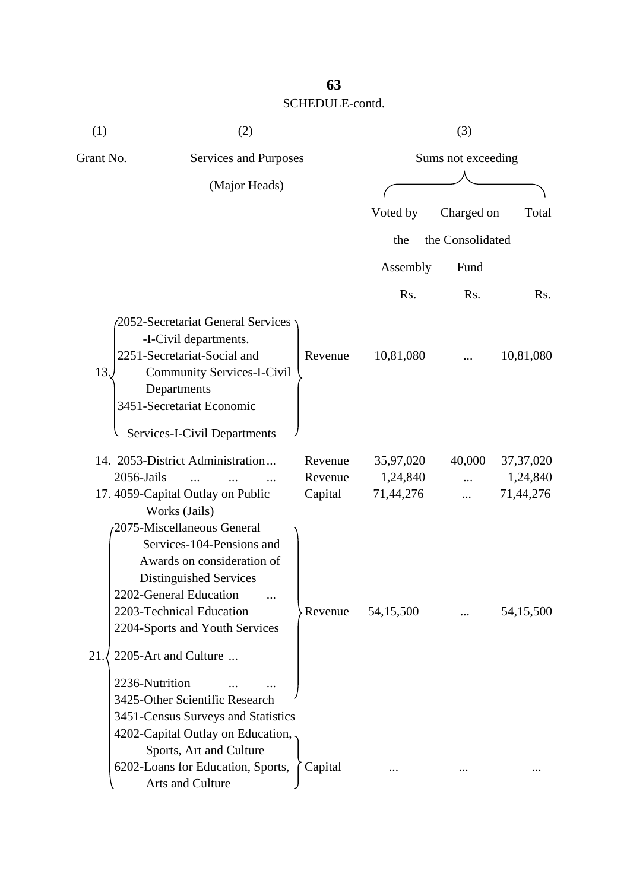SCHEDULE-contd.

| (1) | (2) | | (3) | | |
|---|---|---|---|---|---|
| Grant No. | Services and Purposes (Major Heads) | | Sums not exceeding | | |
| | | | Voted by the Assembly | Charged on the Consolidated Fund | Total |
| | | | Rs. | Rs. | Rs. |
| 13. | 2052-Secretariat General Services -I-Civil departments. 2251-Secretariat-Social and Community Services-I-Civil Departments 3451-Secretariat Economic Services-I-Civil Departments | Revenue | 10,81,080 | ... | 10,81,080 |
| 14. | 2053-District Administration ... | Revenue | 35,97,020 | 40,000 | 37,37,020 |
| | 2056-Jails ... ... ... | Revenue | 1,24,840 | ... | 1,24,840 |
| 17. | 4059-Capital Outlay on Public Works (Jails) | Capital | 71,44,276 | ... | 71,44,276 |
| 21. | 2075-Miscellaneous General Services-104-Pensions and Awards on consideration of Distinguished Services 2202-General Education ... 2203-Technical Education 2204-Sports and Youth Services 2205-Art and Culture ... 2236-Nutrition ... ... | Revenue | 54,15,500 | ... | 54,15,500 |
| | 3425-Other Scientific Research 3451-Census Surveys and Statistics 4202-Capital Outlay on Education, Sports, Art and Culture 6202-Loans for Education, Sports, Arts and Culture | Capital | ... | ... | ... |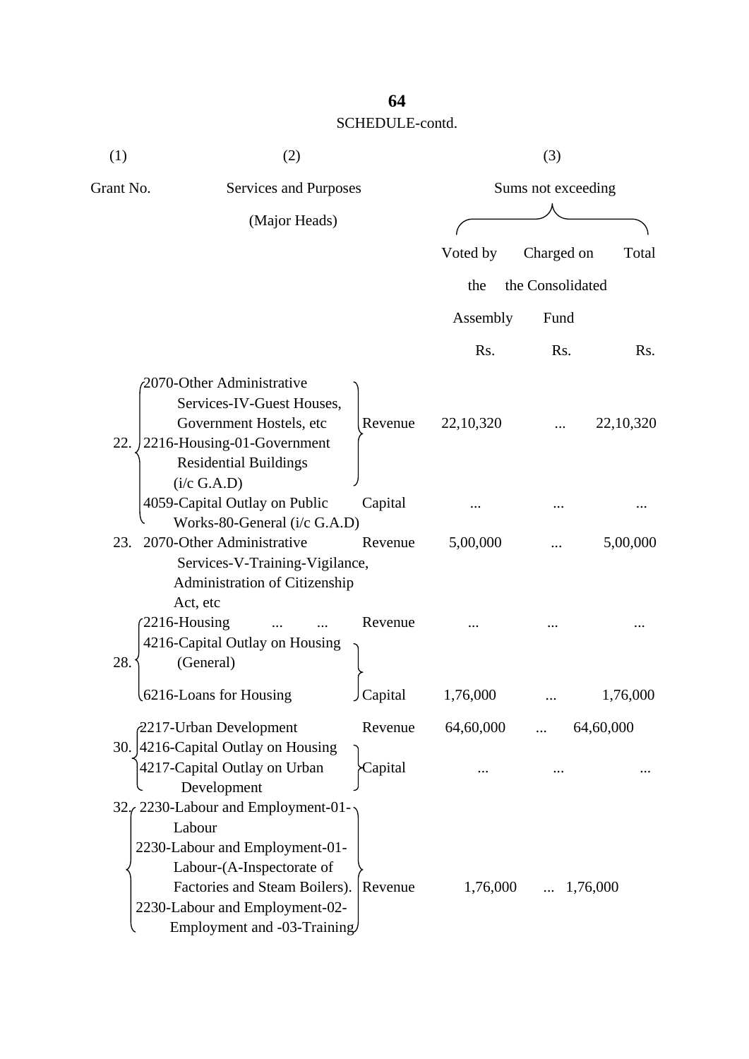SCHEDULE-contd.

| (1) | (2) | | (3) | | |
|---|---|---|---|---|---|
| Grant No. | Services and Purposes (Major Heads) | | Sums not exceeding | | |
| | | | Voted by the Assembly | Charged on the Consolidated Fund | Total |
| | | | Rs. | Rs. | Rs. |
| 22. | 2070-Other Administrative Services-IV-Guest Houses, Government Hostels, etc 2216-Housing-01-Government Residential Buildings (i/c G.A.D) | Revenue | 22,10,320 | ... | 22,10,320 |
| | 4059-Capital Outlay on Public Works-80-General (i/c G.A.D) | Capital | ... | ... | ... |
| 23. | 2070-Other Administrative Services-V-Training-Vigilance, Administration of Citizenship Act, etc | Revenue | 5,00,000 | ... | 5,00,000 |
| 28. | 2216-Housing ... ... | Revenue | ... | ... | ... |
| | 4216-Capital Outlay on Housing (General) 6216-Loans for Housing | Capital | 1,76,000 | ... | 1,76,000 |
| 30. | 2217-Urban Development | Revenue | 64,60,000 | ... | 64,60,000 |
| | 4216-Capital Outlay on Housing 4217-Capital Outlay on Urban Development | Capital | ... | ... | ... |
| 32. | 2230-Labour and Employment-01-Labour 2230-Labour and Employment-01-Labour-(A-Inspectorate of Factories and Steam Boilers). 2230-Labour and Employment-02-Employment and -03-Training | Revenue | 1,76,000 | ... | 1,76,000 |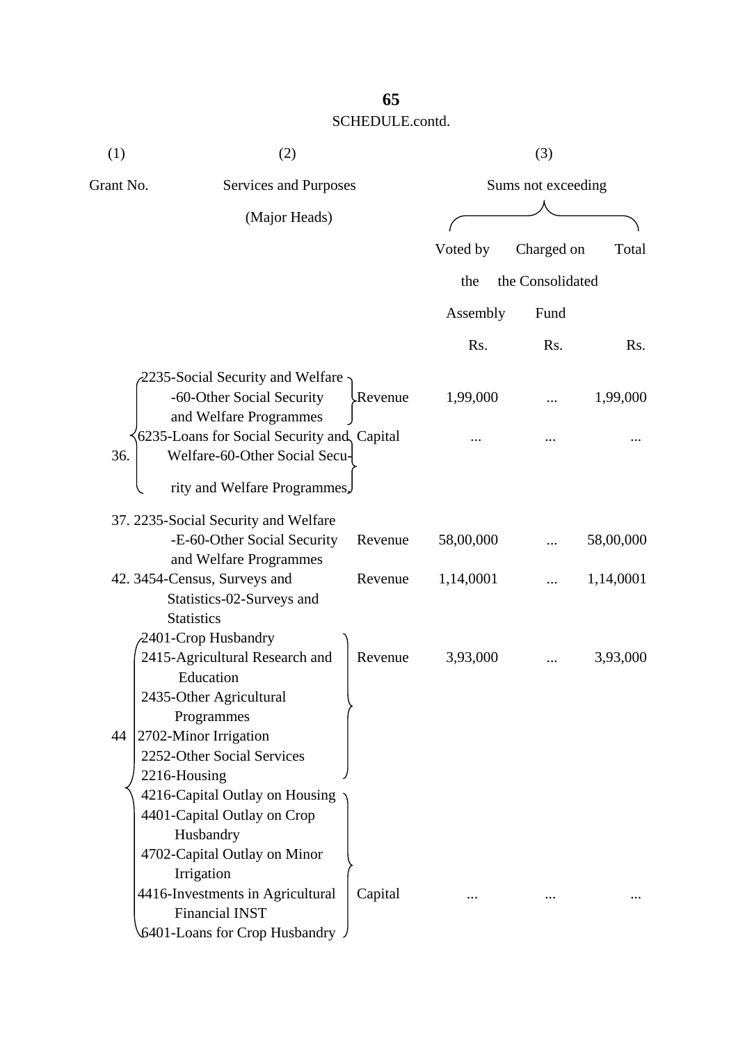SCHEDULE.contd.

| (1) | (2) | | (3) | | |
|---|---|---|---|---|---|
| Grant No. | Services and Purposes (Major Heads) | | Sums not exceeding | | |
| | | | Voted by the Assembly | Charged on the Consolidated Fund | Total |
| | | | Rs. | Rs. | Rs. |
| 36. | 2235-Social Security and Welfare -60-Other Social Security and Welfare Programmes | Revenue | 1,99,000 | ... | 1,99,000 |
| | 6235-Loans for Social Security and Welfare-60-Other Social Security and Welfare Programmes | Capital | ... | ... | ... |
| 37. | 2235-Social Security and Welfare -E-60-Other Social Security and Welfare Programmes | Revenue | 58,00,000 | ... | 58,00,000 |
| 42. | 3454-Census, Surveys and Statistics-02-Surveys and Statistics | Revenue | 1,14,0001 | ... | 1,14,0001 |
| 44 | 2401-Crop Husbandry<br>2415-Agricultural Research and Education<br>2435-Other Agricultural Programmes<br>2702-Minor Irrigation<br>2252-Other Social Services<br>2216-Housing | Revenue | 3,93,000 | ... | 3,93,000 |
| | 4216-Capital Outlay on Housing<br>4401-Capital Outlay on Crop Husbandry<br>4702-Capital Outlay on Minor Irrigation<br>4416-Investments in Agricultural Financial INST<br>6401-Loans for Crop Husbandry | Capital | ... | ... | ... |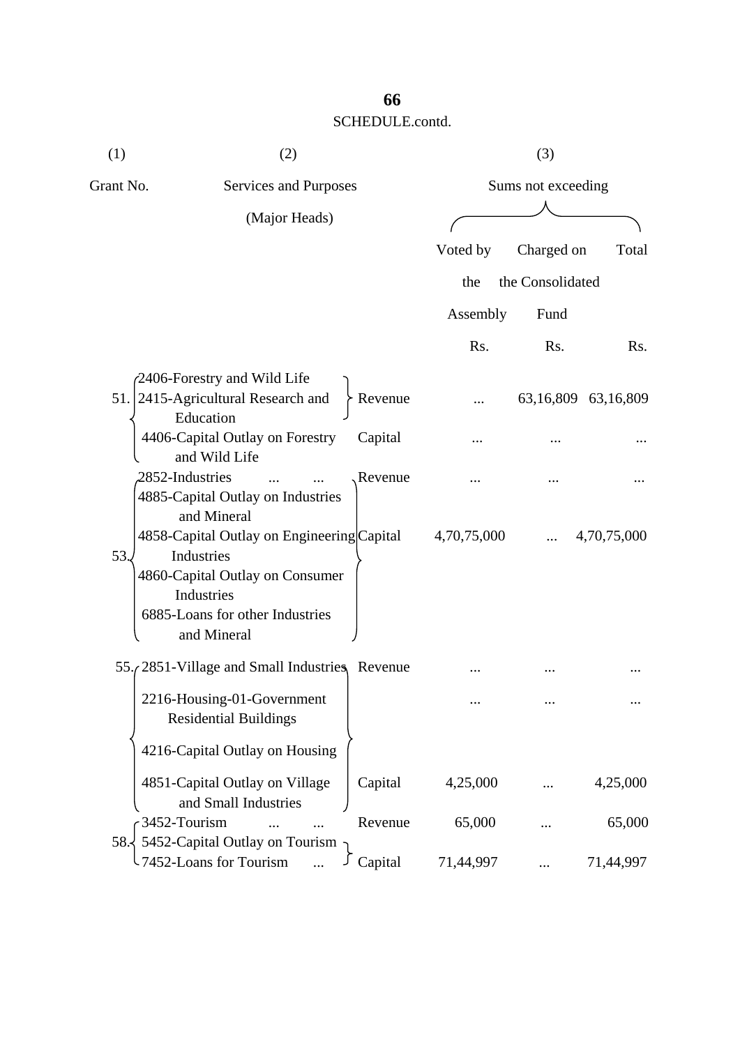SCHEDULE.contd.

| (1) | (2) | | (3) | | |
|---|---|---|---|---|---|
| Grant No. | Services and Purposes (Major Heads) | | Sums not exceeding | | |
| | | | Voted by the Assembly | Charged on the Consolidated Fund | Total |
| | | | Rs. | Rs. | Rs. |
| 51. | 2406-Forestry and Wild Life<br>2415-Agricultural Research and Education | Revenue | ... | 63,16,809 | 63,16,809 |
| | 4406-Capital Outlay on Forestry and Wild Life | Capital | ... | ... | ... |
| 53. | 2852-Industries ... ... | Revenue | ... | ... | ... |
| | 4885-Capital Outlay on Industries and Mineral<br>4858-Capital Outlay on Engineering Industries<br>4860-Capital Outlay on Consumer Industries<br>6885-Loans for other Industries and Mineral | Capital | 4,70,75,000 | ... | 4,70,75,000 |
| 55. | 2851-Village and Small Industries | Revenue | ... | ... | ... |
| | 2216-Housing-01-Government Residential Buildings | | ... | ... | ... |
| | 4216-Capital Outlay on Housing<br>4851-Capital Outlay on Village and Small Industries | Capital | 4,25,000 | ... | 4,25,000 |
| 58. | 3452-Tourism ... ... | Revenue | 65,000 | ... | 65,000 |
| | 5452-Capital Outlay on Tourism<br>7452-Loans for Tourism ... | Capital | 71,44,997 | ... | 71,44,997 |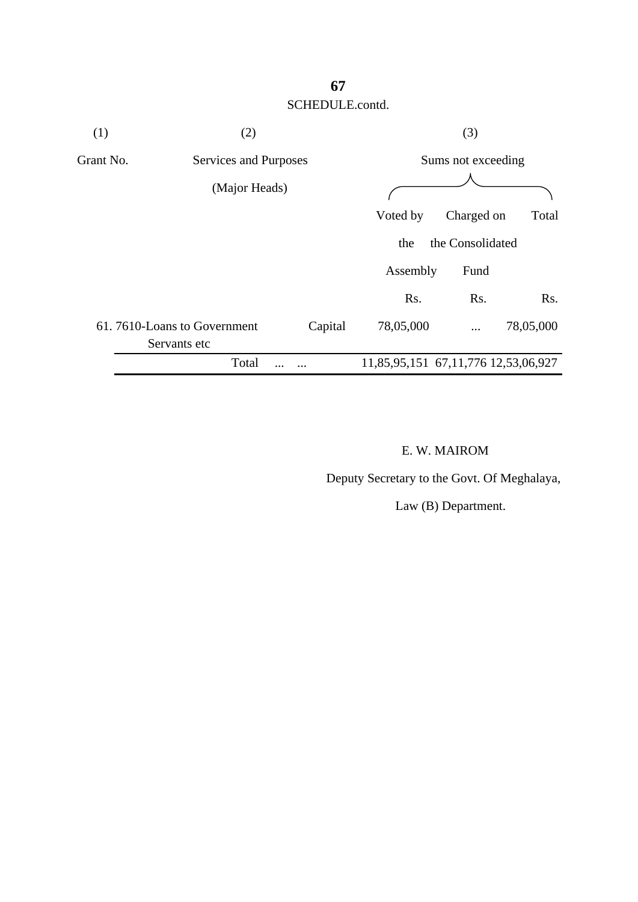SCHEDULE.contd.

| (1) | (2) | | (3) | | |
|---|---|---|---|---|---|
| Grant No. | Services and Purposes (Major Heads) | | Sums not exceeding | | |
| | | | Voted by the Assembly | Charged on the Consolidated Fund | Total |
| | | | Rs. | Rs. | Rs. |
| 61. | 7610-Loans to Government Servants etc | Capital | 78,05,000 | ... | 78,05,000 |
| | Total ... ... | | 11,85,95,151 | 67,11,776 | 12,53,06,927 |

E. W. MAIROM

Deputy Secretary to the Govt. Of Meghalaya,

Law (B) Department.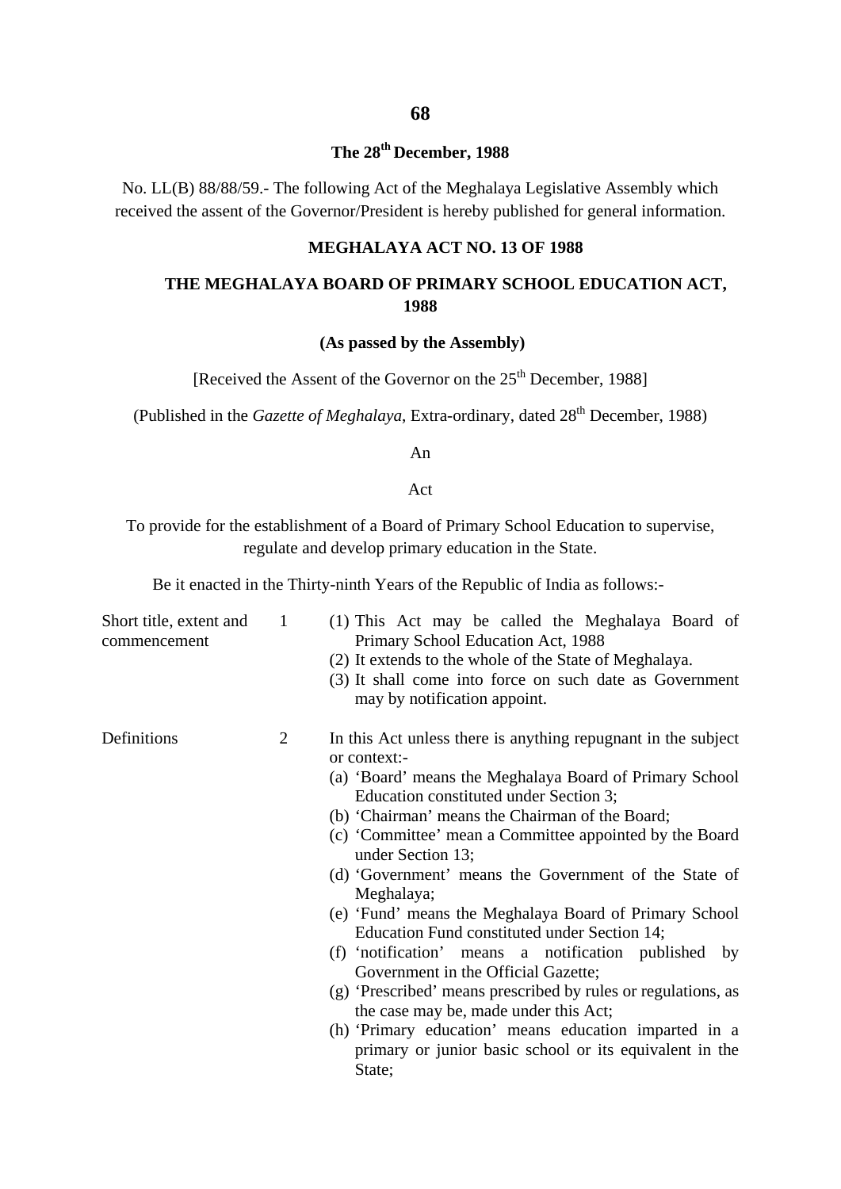**The 28th December, 1988**

No. LL(B) 88/88/59.- The following Act of the Meghalaya Legislative Assembly which received the assent of the Governor/President is hereby published for general information.

## MEGHALAYA ACT NO. 13 OF 1988

## THE MEGHALAYA BOARD OF PRIMARY SCHOOL EDUCATION ACT, 1988

**(As passed by the Assembly)**

[Received the Assent of the Governor on the 25th December, 1988]

(Published in the *Gazette of Meghalaya*, Extra-ordinary, dated 28th December, 1988)

An

Act

To provide for the establishment of a Board of Primary School Education to supervise, regulate and develop primary education in the State.

Be it enacted in the Thirty-ninth Years of the Republic of India as follows:-

**Short title, extent and commencement**

1 (1) This Act may be called the Meghalaya Board of Primary School Education Act, 1988

(2) It extends to the whole of the State of Meghalaya.

(3) It shall come into force on such date as Government may by notification appoint.

**Definitions**

2 In this Act unless there is anything repugnant in the subject or context:-

(a) 'Board' means the Meghalaya Board of Primary School Education constituted under Section 3;

(b) 'Chairman' means the Chairman of the Board;

(c) 'Committee' mean a Committee appointed by the Board under Section 13;

(d) 'Government' means the Government of the State of Meghalaya;

(e) 'Fund' means the Meghalaya Board of Primary School Education Fund constituted under Section 14;

(f) 'notification' means a notification published by Government in the Official Gazette;

(g) 'Prescribed' means prescribed by rules or regulations, as the case may be, made under this Act;

(h) 'Primary education' means education imparted in a primary or junior basic school or its equivalent in the State;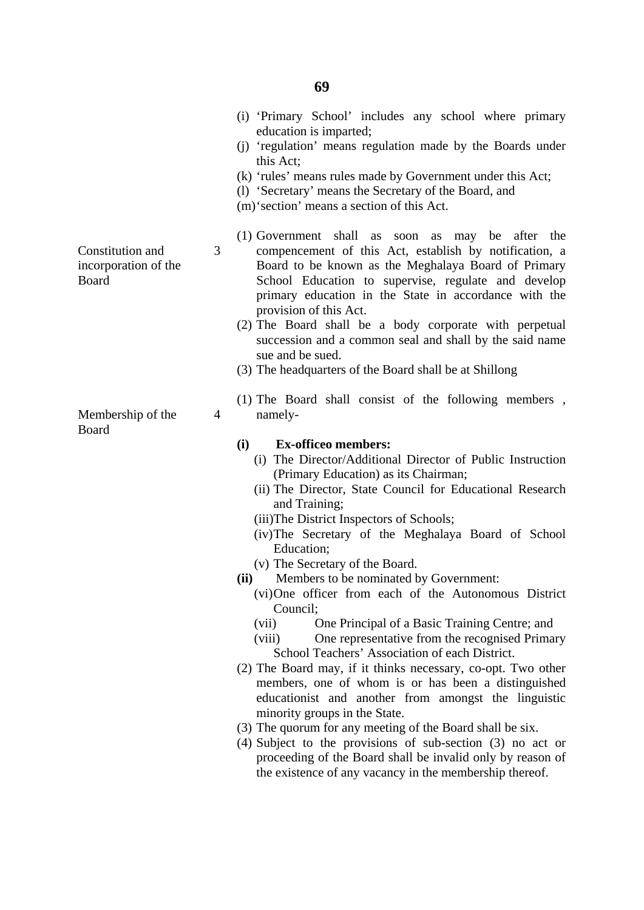(i) 'Primary School' includes any school where primary education is imparted;

(j) 'regulation' means regulation made by the Boards under this Act;

(k) 'rules' means rules made by Government under this Act;

(l) 'Secretary' means the Secretary of the Board, and

(m) 'section' means a section of this Act.

Constitution and incorporation of the Board

3 (1) Government shall as soon as may be after the compencement of this Act, establish by notification, a Board to be known as the Meghalaya Board of Primary School Education to supervise, regulate and develop primary education in the State in accordance with the provision of this Act.

(2) The Board shall be a body corporate with perpetual succession and a common seal and shall by the said name sue and be sued.

(3) The headquarters of the Board shall be at Shillong

Membership of the Board

4 (1) The Board shall consist of the following members , namely-

**(i) Ex-officeo members:**

(i) The Director/Additional Director of Public Instruction (Primary Education) as its Chairman;

(ii) The Director, State Council for Educational Research and Training;

(iii) The District Inspectors of Schools;

(iv) The Secretary of the Meghalaya Board of School Education;

(v) The Secretary of the Board.

**(ii)** Members to be nominated by Government:

(vi) One officer from each of the Autonomous District Council;

(vii) One Principal of a Basic Training Centre; and

(viii) One representative from the recognised Primary School Teachers' Association of each District.

(2) The Board may, if it thinks necessary, co-opt. Two other members, one of whom is or has been a distinguished educationist and another from amongst the linguistic minority groups in the State.

(3) The quorum for any meeting of the Board shall be six.

(4) Subject to the provisions of sub-section (3) no act or proceeding of the Board shall be invalid only by reason of the existence of any vacancy in the membership thereof.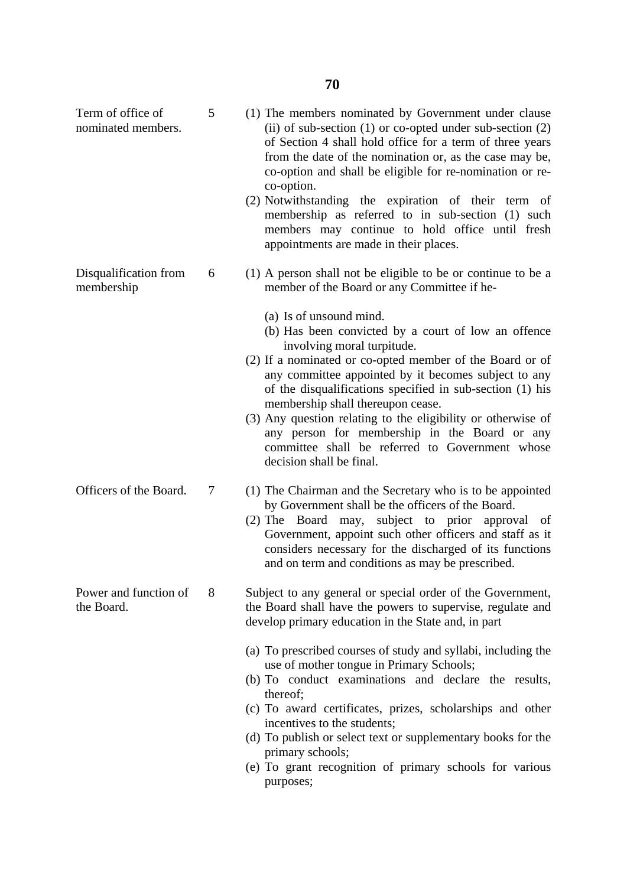| | | |
|---|---|---|
| Term of office of nominated members. | 5 | (1) The members nominated by Government under clause (ii) of sub-section (1) or co-opted under sub-section (2) of Section 4 shall hold office for a term of three years from the date of the nomination or, as the case may be, co-option and shall be eligible for re-nomination or re-co-option.<br>(2) Notwithstanding the expiration of their term of membership as referred to in sub-section (1) such members may continue to hold office until fresh appointments are made in their places. |
| Disqualification from membership | 6 | (1) A person shall not be eligible to be or continue to be a member of the Board or any Committee if he-<br>(a) Is of unsound mind.<br>(b) Has been convicted by a court of low an offence involving moral turpitude.<br>(2) If a nominated or co-opted member of the Board or of any committee appointed by it becomes subject to any of the disqualifications specified in sub-section (1) his membership shall thereupon cease.<br>(3) Any question relating to the eligibility or otherwise of any person for membership in the Board or any committee shall be referred to Government whose decision shall be final. |
| Officers of the Board. | 7 | (1) The Chairman and the Secretary who is to be appointed by Government shall be the officers of the Board.<br>(2) The Board may, subject to prior approval of Government, appoint such other officers and staff as it considers necessary for the discharged of its functions and on term and conditions as may be prescribed. |
| Power and function of the Board. | 8 | Subject to any general or special order of the Government, the Board shall have the powers to supervise, regulate and develop primary education in the State and, in part<br>(a) To prescribed courses of study and syllabi, including the use of mother tongue in Primary Schools;<br>(b) To conduct examinations and declare the results, thereof;<br>(c) To award certificates, prizes, scholarships and other incentives to the students;<br>(d) To publish or select text or supplementary books for the primary schools;<br>(e) To grant recognition of primary schools for various purposes; |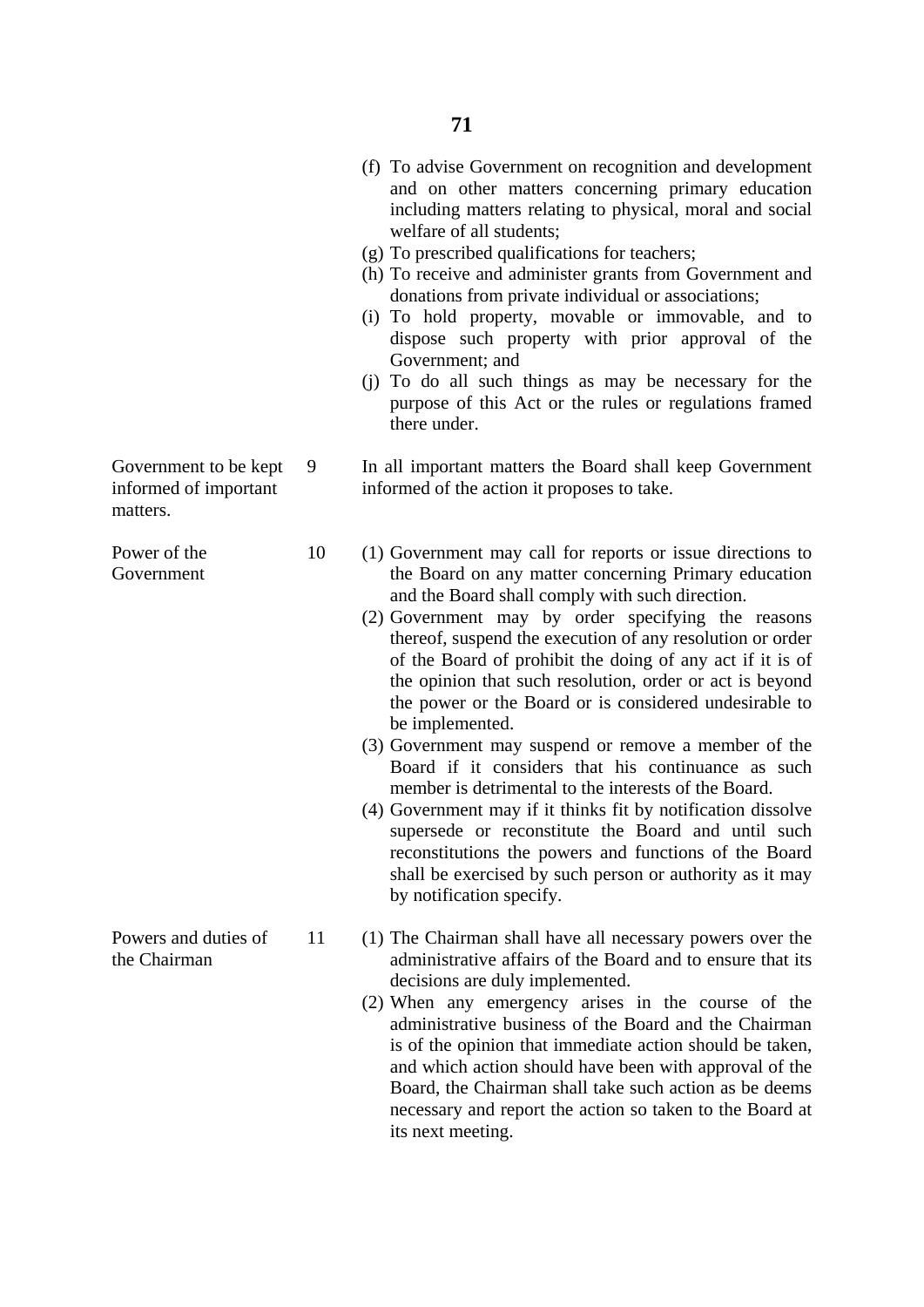(f) To advise Government on recognition and development and on other matters concerning primary education including matters relating to physical, moral and social welfare of all students;

(g) To prescribed qualifications for teachers;

(h) To receive and administer grants from Government and donations from private individual or associations;

(i) To hold property, movable or immovable, and to dispose such property with prior approval of the Government; and

(j) To do all such things as may be necessary for the purpose of this Act or the rules or regulations framed there under.

**Government to be kept informed of important matters.**

9 In all important matters the Board shall keep Government informed of the action it proposes to take.

**Power of the Government**

10 (1) Government may call for reports or issue directions to the Board on any matter concerning Primary education and the Board shall comply with such direction.

(2) Government may by order specifying the reasons thereof, suspend the execution of any resolution or order of the Board of prohibit the doing of any act if it is of the opinion that such resolution, order or act is beyond the power or the Board or is considered undesirable to be implemented.

(3) Government may suspend or remove a member of the Board if it considers that his continuance as such member is detrimental to the interests of the Board.

(4) Government may if it thinks fit by notification dissolve supersede or reconstitute the Board and until such reconstitutions the powers and functions of the Board shall be exercised by such person or authority as it may by notification specify.

**Powers and duties of the Chairman**

11 (1) The Chairman shall have all necessary powers over the administrative affairs of the Board and to ensure that its decisions are duly implemented.

(2) When any emergency arises in the course of the administrative business of the Board and the Chairman is of the opinion that immediate action should be taken, and which action should have been with approval of the Board, the Chairman shall take such action as be deems necessary and report the action so taken to the Board at its next meeting.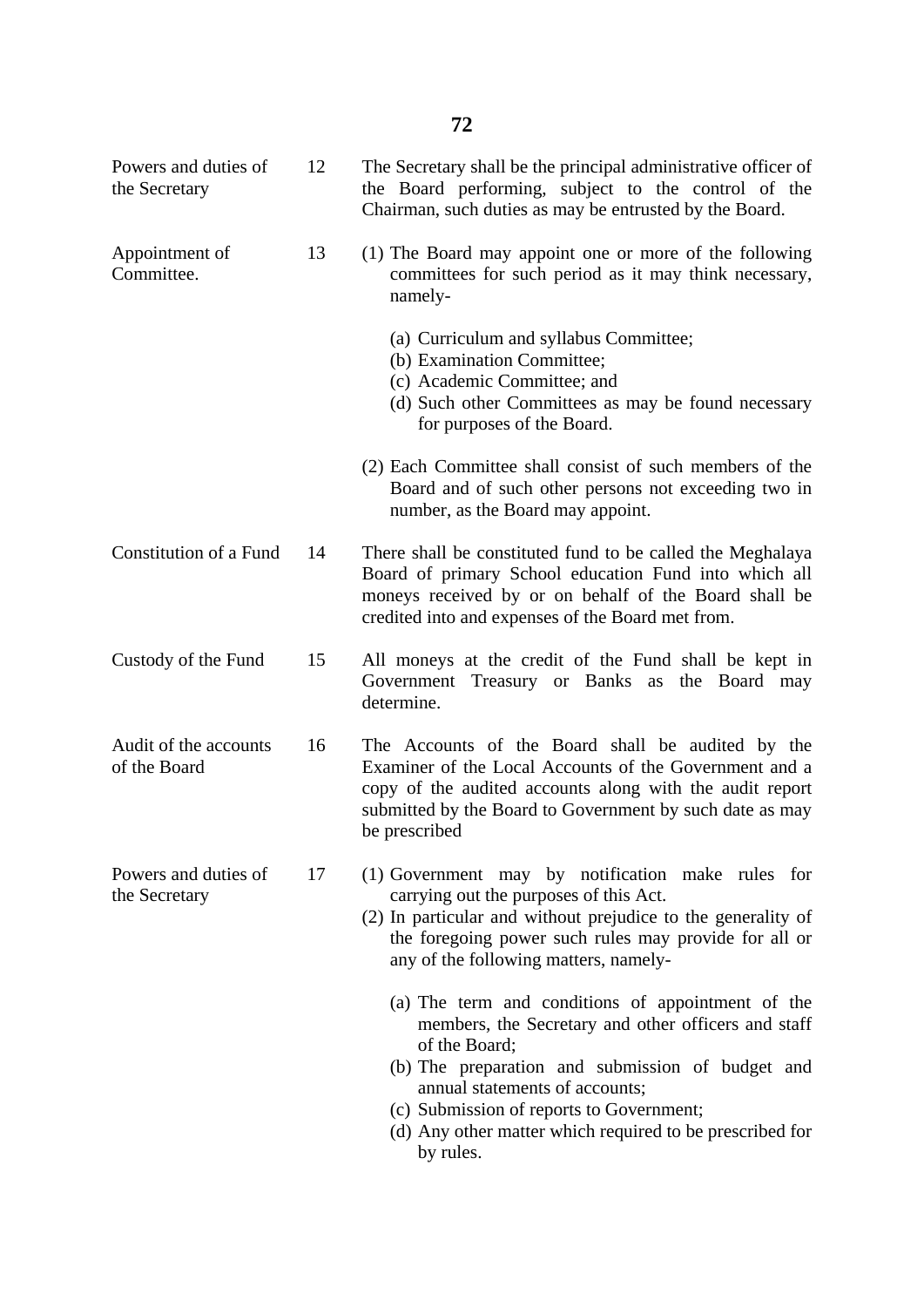| | | |
|---|---|---|
| Powers and duties of the Secretary | 12 | The Secretary shall be the principal administrative officer of the Board performing, subject to the control of the Chairman, such duties as may be entrusted by the Board. |
| Appointment of Committee. | 13 | (1) The Board may appoint one or more of the following committees for such period as it may think necessary, namely-<br><br>(a) Curriculum and syllabus Committee;<br>(b) Examination Committee;<br>(c) Academic Committee; and<br>(d) Such other Committees as may be found necessary for purposes of the Board.<br><br>(2) Each Committee shall consist of such members of the Board and of such other persons not exceeding two in number, as the Board may appoint. |
| Constitution of a Fund | 14 | There shall be constituted fund to be called the Meghalaya Board of primary School education Fund into which all moneys received by or on behalf of the Board shall be credited into and expenses of the Board met from. |
| Custody of the Fund | 15 | All moneys at the credit of the Fund shall be kept in Government Treasury or Banks as the Board may determine. |
| Audit of the accounts of the Board | 16 | The Accounts of the Board shall be audited by the Examiner of the Local Accounts of the Government and a copy of the audited accounts along with the audit report submitted by the Board to Government by such date as may be prescribed |
| Powers and duties of the Secretary | 17 | (1) Government may by notification make rules for carrying out the purposes of this Act.<br>(2) In particular and without prejudice to the generality of the foregoing power such rules may provide for all or any of the following matters, namely-<br><br>(a) The term and conditions of appointment of the members, the Secretary and other officers and staff of the Board;<br>(b) The preparation and submission of budget and annual statements of accounts;<br>(c) Submission of reports to Government;<br>(d) Any other matter which required to be prescribed for by rules. |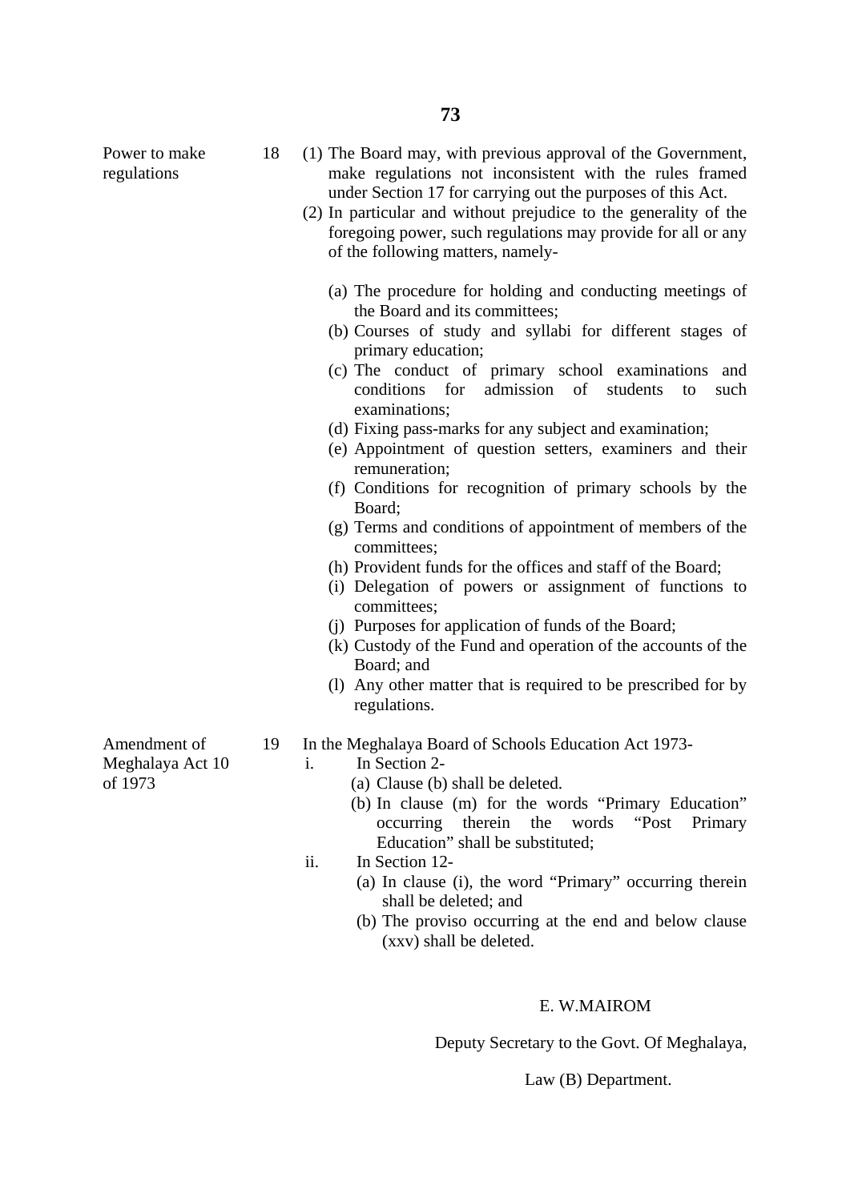**Power to make regulations**

18 (1) The Board may, with previous approval of the Government, make regulations not inconsistent with the rules framed under Section 17 for carrying out the purposes of this Act.

(2) In particular and without prejudice to the generality of the foregoing power, such regulations may provide for all or any of the following matters, namely-

(a) The procedure for holding and conducting meetings of the Board and its committees;
(b) Courses of study and syllabi for different stages of primary education;
(c) The conduct of primary school examinations and conditions for admission of students to such examinations;
(d) Fixing pass-marks for any subject and examination;
(e) Appointment of question setters, examiners and their remuneration;
(f) Conditions for recognition of primary schools by the Board;
(g) Terms and conditions of appointment of members of the committees;
(h) Provident funds for the offices and staff of the Board;
(i) Delegation of powers or assignment of functions to committees;
(j) Purposes for application of funds of the Board;
(k) Custody of the Fund and operation of the accounts of the Board; and
(l) Any other matter that is required to be prescribed for by regulations.

**Amendment of Meghalaya Act 10 of 1973**

19 In the Meghalaya Board of Schools Education Act 1973-

i. In Section 2-
(a) Clause (b) shall be deleted.
(b) In clause (m) for the words "Primary Education" occurring therein the words "Post Primary Education" shall be substituted;

ii. In Section 12-
(a) In clause (i), the word "Primary" occurring therein shall be deleted; and
(b) The proviso occurring at the end and below clause (xxv) shall be deleted.

E. W.MAIROM

Deputy Secretary to the Govt. Of Meghalaya,

Law (B) Department.